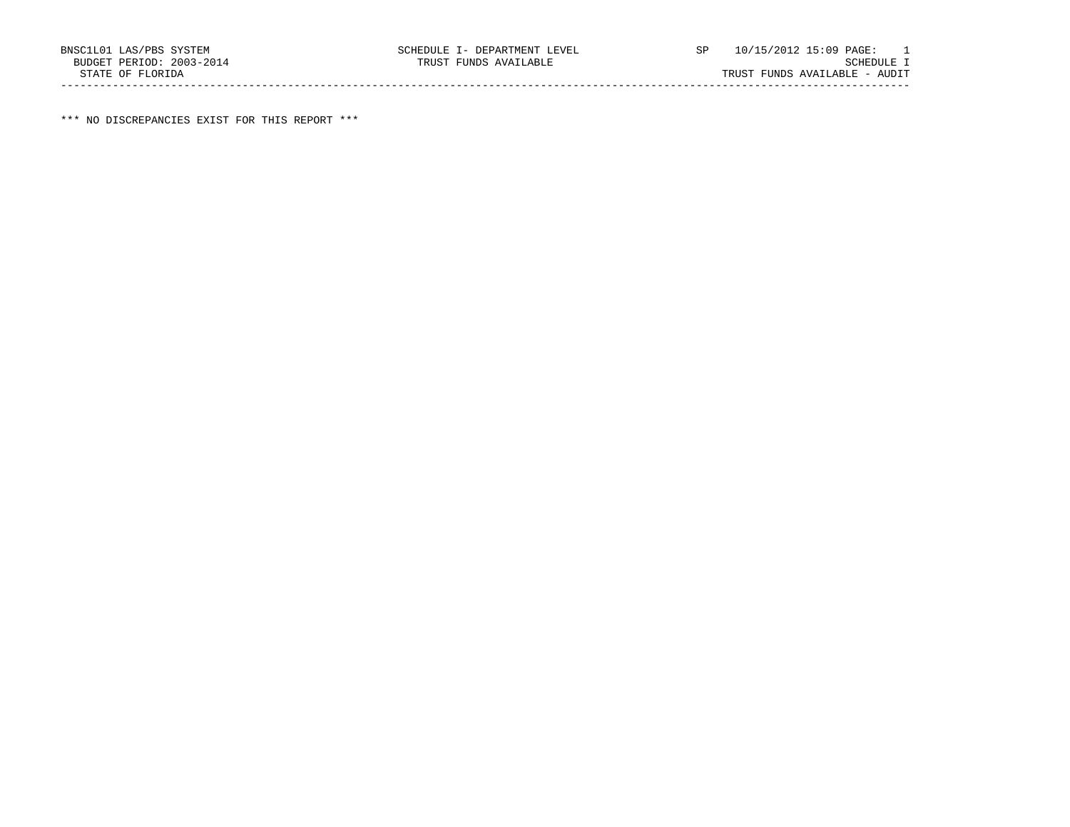BNSC1L01 LAS/PBS SYSTEM SCHEDULE I- DEPARTMENT LEVEL SP 10/15/2012 15:09 PAGE: 1
BUDGET PERIOD: 2003-2014 TRUST FUNDS AVAILABLE SCHEDULE I
STATE OF FLORIDA TRUST FUNDS AVAILABLE - AUDIT

---

*** NO DISCREPANCIES EXIST FOR THIS REPORT ***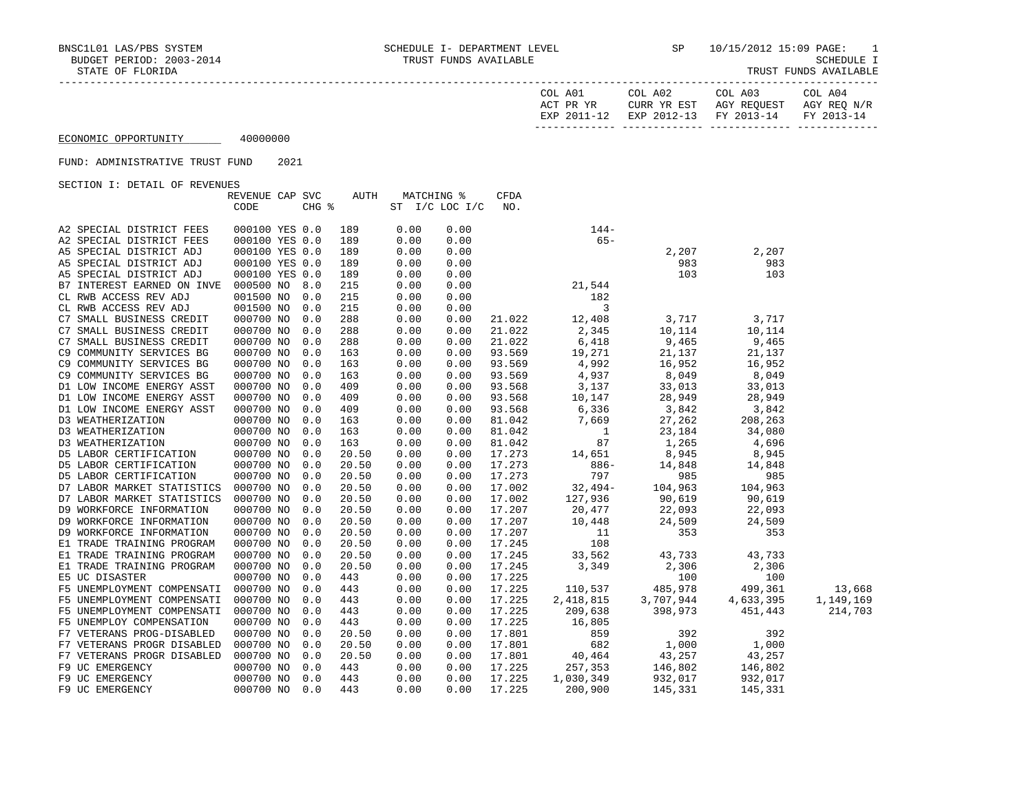BNSC1L01 LAS/PBS SYSTEM
BUDGET PERIOD: 2003-2014
STATE OF FLORIDA

SCHEDULE I- DEPARTMENT LEVEL
TRUST FUNDS AVAILABLE

SP 10/15/2012 15:09

SCHEDULE I
TRUST FUNDS AVAILABLE

ECONOMIC OPPORTUNITY 40000000

FUND: ADMINISTRATIVE TRUST FUND 2021

SECTION I: DETAIL OF REVENUES

| | REVENUE CODE | CAP | SVC CHG % | AUTH | MATCHING % ST | I/C LOC I/C | CFDA NO. | COL A01 ACT PR YR EXP 2011-12 | COL A02 CURR YR EST EXP 2012-13 | COL A03 AGY REQUEST FY 2013-14 | COL A04 AGY REQ N/R FY 2013-14 |
|---|---|---|---|---|---|---|---|---|---|---|---|
| A2 SPECIAL DISTRICT FEES | 000100 | YES | 0.0 | 189 | 0.00 | 0.00 | | 144- | | | |
| A2 SPECIAL DISTRICT FEES | 000100 | YES | 0.0 | 189 | 0.00 | 0.00 | | 65- | | | |
| A5 SPECIAL DISTRICT ADJ | 000100 | YES | 0.0 | 189 | 0.00 | 0.00 | | | 2,207 | 2,207 | |
| A5 SPECIAL DISTRICT ADJ | 000100 | YES | 0.0 | 189 | 0.00 | 0.00 | | | 983 | 983 | |
| A5 SPECIAL DISTRICT ADJ | 000100 | YES | 0.0 | 189 | 0.00 | 0.00 | | | 103 | 103 | |
| B7 INTEREST EARNED ON INVE | 000500 | NO | 8.0 | 215 | 0.00 | 0.00 | | 21,544 | | | |
| CL RWB ACCESS REV ADJ | 001500 | NO | 0.0 | 215 | 0.00 | 0.00 | | 182 | | | |
| CL RWB ACCESS REV ADJ | 001500 | NO | 0.0 | 215 | 0.00 | 0.00 | | 3 | | | |
| C7 SMALL BUSINESS CREDIT | 000700 | NO | 0.0 | 288 | 0.00 | 0.00 | 21.022 | 12,408 | 3,717 | 3,717 | |
| C7 SMALL BUSINESS CREDIT | 000700 | NO | 0.0 | 288 | 0.00 | 0.00 | 21.022 | 2,345 | 10,114 | 10,114 | |
| C7 SMALL BUSINESS CREDIT | 000700 | NO | 0.0 | 288 | 0.00 | 0.00 | 21.022 | 6,418 | 9,465 | 9,465 | |
| C9 COMMUNITY SERVICES BG | 000700 | NO | 0.0 | 163 | 0.00 | 0.00 | 93.569 | 19,271 | 21,137 | 21,137 | |
| C9 COMMUNITY SERVICES BG | 000700 | NO | 0.0 | 163 | 0.00 | 0.00 | 93.569 | 4,992 | 16,952 | 16,952 | |
| C9 COMMUNITY SERVICES BG | 000700 | NO | 0.0 | 163 | 0.00 | 0.00 | 93.569 | 4,937 | 8,049 | 8,049 | |
| D1 LOW INCOME ENERGY ASST | 000700 | NO | 0.0 | 409 | 0.00 | 0.00 | 93.568 | 3,137 | 33,013 | 33,013 | |
| D1 LOW INCOME ENERGY ASST | 000700 | NO | 0.0 | 409 | 0.00 | 0.00 | 93.568 | 10,147 | 28,949 | 28,949 | |
| D1 LOW INCOME ENERGY ASST | 000700 | NO | 0.0 | 409 | 0.00 | 0.00 | 93.568 | 6,336 | 3,842 | 3,842 | |
| D3 WEATHERIZATION | 000700 | NO | 0.0 | 163 | 0.00 | 0.00 | 81.042 | 7,669 | 27,262 | 208,263 | |
| D3 WEATHERIZATION | 000700 | NO | 0.0 | 163 | 0.00 | 0.00 | 81.042 | 1 | 23,184 | 34,080 | |
| D3 WEATHERIZATION | 000700 | NO | 0.0 | 163 | 0.00 | 0.00 | 81.042 | 87 | 1,265 | 4,696 | |
| D5 LABOR CERTIFICATION | 000700 | NO | 0.0 | 20.50 | 0.00 | 0.00 | 17.273 | 14,651 | 8,945 | 8,945 | |
| D5 LABOR CERTIFICATION | 000700 | NO | 0.0 | 20.50 | 0.00 | 0.00 | 17.273 | 886- | 14,848 | 14,848 | |
| D5 LABOR CERTIFICATION | 000700 | NO | 0.0 | 20.50 | 0.00 | 0.00 | 17.273 | 797 | 985 | 985 | |
| D7 LABOR MARKET STATISTICS | 000700 | NO | 0.0 | 20.50 | 0.00 | 0.00 | 17.002 | 32,494- | 104,963 | 104,963 | |
| D7 LABOR MARKET STATISTICS | 000700 | NO | 0.0 | 20.50 | 0.00 | 0.00 | 17.002 | 127,936 | 90,619 | 90,619 | |
| D9 WORKFORCE INFORMATION | 000700 | NO | 0.0 | 20.50 | 0.00 | 0.00 | 17.207 | 20,477 | 22,093 | 22,093 | |
| D9 WORKFORCE INFORMATION | 000700 | NO | 0.0 | 20.50 | 0.00 | 0.00 | 17.207 | 10,448 | 24,509 | 24,509 | |
| D9 WORKFORCE INFORMATION | 000700 | NO | 0.0 | 20.50 | 0.00 | 0.00 | 17.207 | 11 | 353 | 353 | |
| E1 TRADE TRAINING PROGRAM | 000700 | NO | 0.0 | 20.50 | 0.00 | 0.00 | 17.245 | 108 | | | |
| E1 TRADE TRAINING PROGRAM | 000700 | NO | 0.0 | 20.50 | 0.00 | 0.00 | 17.245 | 33,562 | 43,733 | 43,733 | |
| E1 TRADE TRAINING PROGRAM | 000700 | NO | 0.0 | 20.50 | 0.00 | 0.00 | 17.245 | 3,349 | 2,306 | 2,306 | |
| E5 UC DISASTER | 000700 | NO | 0.0 | 443 | 0.00 | 0.00 | 17.225 | | 100 | 100 | |
| F5 UNEMPLOYMENT COMPENSATI | 000700 | NO | 0.0 | 443 | 0.00 | 0.00 | 17.225 | 110,537 | 485,978 | 499,361 | 13,668 |
| F5 UNEMPLOYMENT COMPENSATI | 000700 | NO | 0.0 | 443 | 0.00 | 0.00 | 17.225 | 2,418,815 | 3,707,944 | 4,633,395 | 1,149,169 |
| F5 UNEMPLOYMENT COMPENSATI | 000700 | NO | 0.0 | 443 | 0.00 | 0.00 | 17.225 | 209,638 | 398,973 | 451,443 | 214,703 |
| F5 UNEMPLOY COMPENSATION | 000700 | NO | 0.0 | 443 | 0.00 | 0.00 | 17.225 | 16,805 | | | |
| F7 VETERANS PROG-DISABLED | 000700 | NO | 0.0 | 20.50 | 0.00 | 0.00 | 17.801 | 859 | 392 | 392 | |
| F7 VETERANS PROGR DISABLED | 000700 | NO | 0.0 | 20.50 | 0.00 | 0.00 | 17.801 | 682 | 1,000 | 1,000 | |
| F7 VETERANS PROGR DISABLED | 000700 | NO | 0.0 | 20.50 | 0.00 | 0.00 | 17.801 | 40,464 | 43,257 | 43,257 | |
| F9 UC EMERGENCY | 000700 | NO | 0.0 | 443 | 0.00 | 0.00 | 17.225 | 257,353 | 146,802 | 146,802 | |
| F9 UC EMERGENCY | 000700 | NO | 0.0 | 443 | 0.00 | 0.00 | 17.225 | 1,030,349 | 932,017 | 932,017 | |
| F9 UC EMERGENCY | 000700 | NO | 0.0 | 443 | 0.00 | 0.00 | 17.225 | 200,900 | 145,331 | 145,331 | |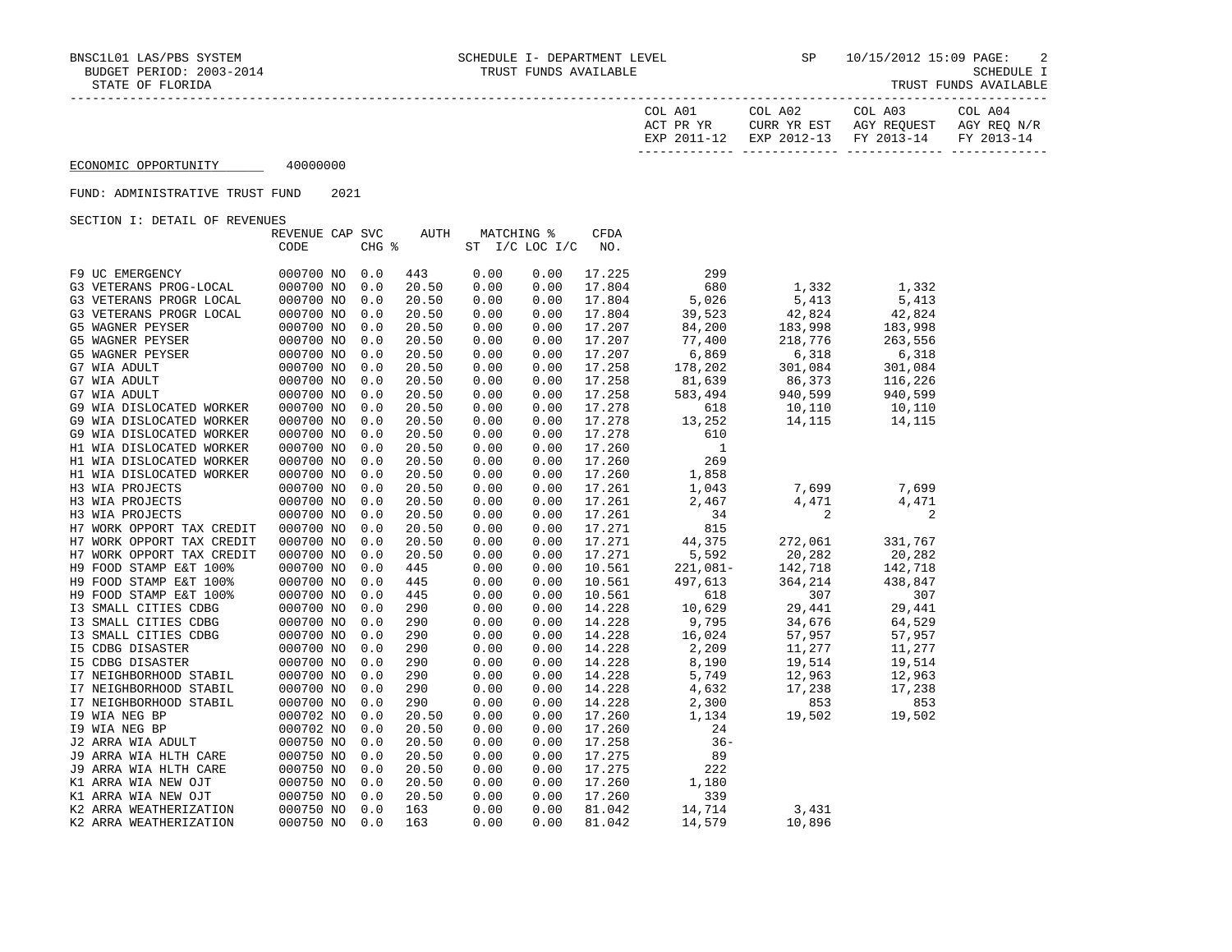ECONOMIC OPPORTUNITY 40000000

FUND: ADMINISTRATIVE TRUST FUND 2021

SECTION I: DETAIL OF REVENUES

| | REVENUE CODE | CAP | SVC CHG % | AUTH | MATCHING % ST I/C | LOC I/C | CFDA NO. | COL A01 ACT PR YR EXP 2011-12 | COL A02 CURR YR EST EXP 2012-13 | COL A03 AGY REQUEST FY 2013-14 | COL A04 AGY REQ N/R FY 2013-14 |
|---|---|---|---|---|---|---|---|---|---|---|---|
| F9 UC EMERGENCY | 000700 | NO | 0.0 | 443 | 0.00 | 0.00 | 17.225 | 299 | | | |
| G3 VETERANS PROG-LOCAL | 000700 | NO | 0.0 | 20.50 | 0.00 | 0.00 | 17.804 | 680 | 1,332 | 1,332 | |
| G3 VETERANS PROGR LOCAL | 000700 | NO | 0.0 | 20.50 | 0.00 | 0.00 | 17.804 | 5,026 | 5,413 | 5,413 | |
| G3 VETERANS PROGR LOCAL | 000700 | NO | 0.0 | 20.50 | 0.00 | 0.00 | 17.804 | 39,523 | 42,824 | 42,824 | |
| G5 WAGNER PEYSER | 000700 | NO | 0.0 | 20.50 | 0.00 | 0.00 | 17.207 | 84,200 | 183,998 | 183,998 | |
| G5 WAGNER PEYSER | 000700 | NO | 0.0 | 20.50 | 0.00 | 0.00 | 17.207 | 77,400 | 218,776 | 263,556 | |
| G5 WAGNER PEYSER | 000700 | NO | 0.0 | 20.50 | 0.00 | 0.00 | 17.207 | 6,869 | 6,318 | 6,318 | |
| G7 WIA ADULT | 000700 | NO | 0.0 | 20.50 | 0.00 | 0.00 | 17.258 | 178,202 | 301,084 | 301,084 | |
| G7 WIA ADULT | 000700 | NO | 0.0 | 20.50 | 0.00 | 0.00 | 17.258 | 81,639 | 86,373 | 116,226 | |
| G7 WIA ADULT | 000700 | NO | 0.0 | 20.50 | 0.00 | 0.00 | 17.258 | 583,494 | 940,599 | 940,599 | |
| G9 WIA DISLOCATED WORKER | 000700 | NO | 0.0 | 20.50 | 0.00 | 0.00 | 17.278 | 618 | 10,110 | 10,110 | |
| G9 WIA DISLOCATED WORKER | 000700 | NO | 0.0 | 20.50 | 0.00 | 0.00 | 17.278 | 13,252 | 14,115 | 14,115 | |
| G9 WIA DISLOCATED WORKER | 000700 | NO | 0.0 | 20.50 | 0.00 | 0.00 | 17.278 | 610 | | | |
| H1 WIA DISLOCATED WORKER | 000700 | NO | 0.0 | 20.50 | 0.00 | 0.00 | 17.260 | 1 | | | |
| H1 WIA DISLOCATED WORKER | 000700 | NO | 0.0 | 20.50 | 0.00 | 0.00 | 17.260 | 269 | | | |
| H1 WIA DISLOCATED WORKER | 000700 | NO | 0.0 | 20.50 | 0.00 | 0.00 | 17.260 | 1,858 | | | |
| H3 WIA PROJECTS | 000700 | NO | 0.0 | 20.50 | 0.00 | 0.00 | 17.261 | 1,043 | 7,699 | 7,699 | |
| H3 WIA PROJECTS | 000700 | NO | 0.0 | 20.50 | 0.00 | 0.00 | 17.261 | 2,467 | 4,471 | 4,471 | |
| H3 WIA PROJECTS | 000700 | NO | 0.0 | 20.50 | 0.00 | 0.00 | 17.261 | 34 | 2 | 2 | |
| H7 WORK OPPORT TAX CREDIT | 000700 | NO | 0.0 | 20.50 | 0.00 | 0.00 | 17.271 | 815 | | | |
| H7 WORK OPPORT TAX CREDIT | 000700 | NO | 0.0 | 20.50 | 0.00 | 0.00 | 17.271 | 44,375 | 272,061 | 331,767 | |
| H7 WORK OPPORT TAX CREDIT | 000700 | NO | 0.0 | 20.50 | 0.00 | 0.00 | 17.271 | 5,592 | 20,282 | 20,282 | |
| H9 FOOD STAMP E&T 100% | 000700 | NO | 0.0 | 445 | 0.00 | 0.00 | 10.561 | 221,081- | 142,718 | 142,718 | |
| H9 FOOD STAMP E&T 100% | 000700 | NO | 0.0 | 445 | 0.00 | 0.00 | 10.561 | 497,613 | 364,214 | 438,847 | |
| H9 FOOD STAMP E&T 100% | 000700 | NO | 0.0 | 445 | 0.00 | 0.00 | 10.561 | 618 | 307 | 307 | |
| I3 SMALL CITIES CDBG | 000700 | NO | 0.0 | 290 | 0.00 | 0.00 | 14.228 | 10,629 | 29,441 | 29,441 | |
| I3 SMALL CITIES CDBG | 000700 | NO | 0.0 | 290 | 0.00 | 0.00 | 14.228 | 9,795 | 34,676 | 64,529 | |
| I3 SMALL CITIES CDBG | 000700 | NO | 0.0 | 290 | 0.00 | 0.00 | 14.228 | 16,024 | 57,957 | 57,957 | |
| I5 CDBG DISASTER | 000700 | NO | 0.0 | 290 | 0.00 | 0.00 | 14.228 | 2,209 | 11,277 | 11,277 | |
| I5 CDBG DISASTER | 000700 | NO | 0.0 | 290 | 0.00 | 0.00 | 14.228 | 8,190 | 19,514 | 19,514 | |
| I7 NEIGHBORHOOD STABIL | 000700 | NO | 0.0 | 290 | 0.00 | 0.00 | 14.228 | 5,749 | 12,963 | 12,963 | |
| I7 NEIGHBORHOOD STABIL | 000700 | NO | 0.0 | 290 | 0.00 | 0.00 | 14.228 | 4,632 | 17,238 | 17,238 | |
| I7 NEIGHBORHOOD STABIL | 000700 | NO | 0.0 | 290 | 0.00 | 0.00 | 14.228 | 2,300 | 853 | 853 | |
| I9 WIA NEG BP | 000702 | NO | 0.0 | 20.50 | 0.00 | 0.00 | 17.260 | 1,134 | 19,502 | 19,502 | |
| I9 WIA NEG BP | 000702 | NO | 0.0 | 20.50 | 0.00 | 0.00 | 17.260 | 24 | | | |
| J2 ARRA WIA ADULT | 000750 | NO | 0.0 | 20.50 | 0.00 | 0.00 | 17.258 | 36- | | | |
| J9 ARRA WIA HLTH CARE | 000750 | NO | 0.0 | 20.50 | 0.00 | 0.00 | 17.275 | 89 | | | |
| J9 ARRA WIA HLTH CARE | 000750 | NO | 0.0 | 20.50 | 0.00 | 0.00 | 17.275 | 222 | | | |
| K1 ARRA WIA NEW OJT | 000750 | NO | 0.0 | 20.50 | 0.00 | 0.00 | 17.260 | 1,180 | | | |
| K1 ARRA WIA NEW OJT | 000750 | NO | 0.0 | 20.50 | 0.00 | 0.00 | 17.260 | 339 | | | |
| K2 ARRA WEATHERIZATION | 000750 | NO | 0.0 | 163 | 0.00 | 0.00 | 81.042 | 14,714 | 3,431 | | |
| K2 ARRA WEATHERIZATION | 000750 | NO | 0.0 | 163 | 0.00 | 0.00 | 81.042 | 14,579 | 10,896 | | |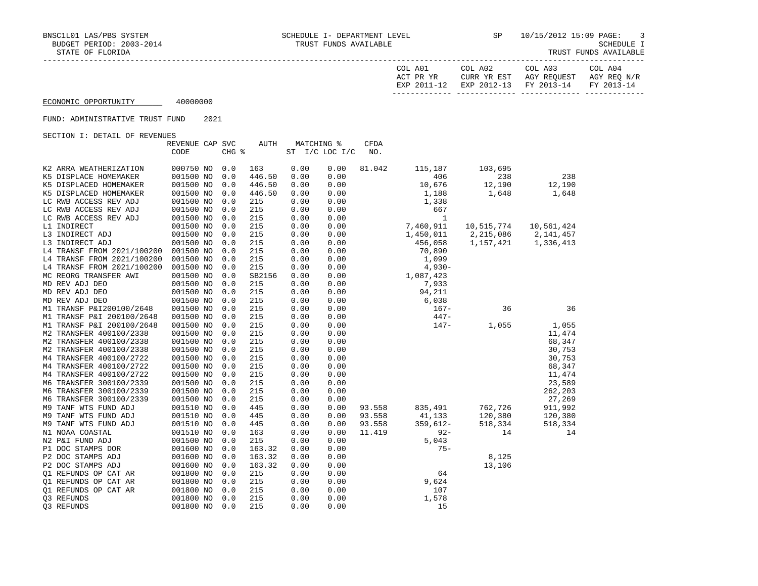SCHEDULE I- DEPARTMENT LEVEL
TRUST FUNDS AVAILABLE

BUDGET PERIOD: 2003-2014
STATE OF FLORIDA

ECONOMIC OPPORTUNITY 40000000

FUND: ADMINISTRATIVE TRUST FUND 2021

SECTION I: DETAIL OF REVENUES

| | REVENUE CODE | CAP | SVC CHG % | AUTH | MATCHING % ST I/C | LOC I/C | CFDA NO. | COL A01 ACT PR YR EXP 2011-12 | COL A02 CURR YR EST EXP 2012-13 | COL A03 AGY REQUEST FY 2013-14 | COL A04 AGY REQ N/R FY 2013-14 |
|---|---|---|---|---|---|---|---|---|---|---|---|
| K2 ARRA WEATHERIZATION | 000750 | NO | 0.0 | 163 | 0.00 | 0.00 | 81.042 | 115,187 | 103,695 | | |
| K5 DISPLACE HOMEMAKER | 001500 | NO | 0.0 | 446.50 | 0.00 | 0.00 | | 406 | 238 | 238 | |
| K5 DISPLACED HOMEMAKER | 001500 | NO | 0.0 | 446.50 | 0.00 | 0.00 | | 10,676 | 12,190 | 12,190 | |
| K5 DISPLACED HOMEMAKER | 001500 | NO | 0.0 | 446.50 | 0.00 | 0.00 | | 1,188 | 1,648 | 1,648 | |
| LC RWB ACCESS REV ADJ | 001500 | NO | 0.0 | 215 | 0.00 | 0.00 | | 1,338 | | | |
| LC RWB ACCESS REV ADJ | 001500 | NO | 0.0 | 215 | 0.00 | 0.00 | | 667 | | | |
| LC RWB ACCESS REV ADJ | 001500 | NO | 0.0 | 215 | 0.00 | 0.00 | | 1 | | | |
| L1 INDIRECT | 001500 | NO | 0.0 | 215 | 0.00 | 0.00 | | 7,460,911 | 10,515,774 | 10,561,424 | |
| L3 INDIRECT ADJ | 001500 | NO | 0.0 | 215 | 0.00 | 0.00 | | 1,450,011 | 2,215,086 | 2,141,457 | |
| L3 INDIRECT ADJ | 001500 | NO | 0.0 | 215 | 0.00 | 0.00 | | 456,058 | 1,157,421 | 1,336,413 | |
| L4 TRANSF FROM 2021/100200 | 001500 | NO | 0.0 | 215 | 0.00 | 0.00 | | 70,890 | | | |
| L4 TRANSF FROM 2021/100200 | 001500 | NO | 0.0 | 215 | 0.00 | 0.00 | | 1,099 | | | |
| L4 TRANSF FROM 2021/100200 | 001500 | NO | 0.0 | 215 | 0.00 | 0.00 | | 4,930- | | | |
| MC REORG TRANSFER AWI | 001500 | NO | 0.0 | SB2156 | 0.00 | 0.00 | | 1,087,423 | | | |
| MD REV ADJ DEO | 001500 | NO | 0.0 | 215 | 0.00 | 0.00 | | 7,933 | | | |
| MD REV ADJ DEO | 001500 | NO | 0.0 | 215 | 0.00 | 0.00 | | 94,211 | | | |
| MD REV ADJ DEO | 001500 | NO | 0.0 | 215 | 0.00 | 0.00 | | 6,038 | | | |
| M1 TRANSF P&I200100/2648 | 001500 | NO | 0.0 | 215 | 0.00 | 0.00 | | 167- | 36 | 36 | |
| M1 TRANSF P&I 200100/2648 | 001500 | NO | 0.0 | 215 | 0.00 | 0.00 | | 447- | | | |
| M1 TRANSF P&I 200100/2648 | 001500 | NO | 0.0 | 215 | 0.00 | 0.00 | | 147- | 1,055 | 1,055 | |
| M2 TRANSFER 400100/2338 | 001500 | NO | 0.0 | 215 | 0.00 | 0.00 | | | | 11,474 | |
| M2 TRANSFER 400100/2338 | 001500 | NO | 0.0 | 215 | 0.00 | 0.00 | | | | 68,347 | |
| M2 TRANSFER 400100/2338 | 001500 | NO | 0.0 | 215 | 0.00 | 0.00 | | | | 30,753 | |
| M4 TRANSFER 400100/2722 | 001500 | NO | 0.0 | 215 | 0.00 | 0.00 | | | | 30,753 | |
| M4 TRANSFER 400100/2722 | 001500 | NO | 0.0 | 215 | 0.00 | 0.00 | | | | 68,347 | |
| M4 TRANSFER 400100/2722 | 001500 | NO | 0.0 | 215 | 0.00 | 0.00 | | | | 11,474 | |
| M6 TRANSFER 300100/2339 | 001500 | NO | 0.0 | 215 | 0.00 | 0.00 | | | | 23,589 | |
| M6 TRANSFER 300100/2339 | 001500 | NO | 0.0 | 215 | 0.00 | 0.00 | | | | 262,203 | |
| M6 TRANSFER 300100/2339 | 001500 | NO | 0.0 | 215 | 0.00 | 0.00 | | | | 27,269 | |
| M9 TANF WTS FUND ADJ | 001510 | NO | 0.0 | 445 | 0.00 | 0.00 | 93.558 | 835,491 | 762,726 | 911,992 | |
| M9 TANF WTS FUND ADJ | 001510 | NO | 0.0 | 445 | 0.00 | 0.00 | 93.558 | 41,133 | 120,380 | 120,380 | |
| M9 TANF WTS FUND ADJ | 001510 | NO | 0.0 | 445 | 0.00 | 0.00 | 93.558 | 359,612- | 518,334 | 518,334 | |
| N1 NOAA COASTAL | 001510 | NO | 0.0 | 163 | 0.00 | 0.00 | 11.419 | 92- | 14 | 14 | |
| N2 P&I FUND ADJ | 001500 | NO | 0.0 | 215 | 0.00 | 0.00 | | 5,043 | | | |
| P1 DOC STAMPS DOR | 001600 | NO | 0.0 | 163.32 | 0.00 | 0.00 | | 75- | | | |
| P2 DOC STAMPS ADJ | 001600 | NO | 0.0 | 163.32 | 0.00 | 0.00 | | | 8,125 | | |
| P2 DOC STAMPS ADJ | 001600 | NO | 0.0 | 163.32 | 0.00 | 0.00 | | | 13,106 | | |
| Q1 REFUNDS OP CAT AR | 001800 | NO | 0.0 | 215 | 0.00 | 0.00 | | 64 | | | |
| Q1 REFUNDS OP CAT AR | 001800 | NO | 0.0 | 215 | 0.00 | 0.00 | | 9,624 | | | |
| Q1 REFUNDS OP CAT AR | 001800 | NO | 0.0 | 215 | 0.00 | 0.00 | | 107 | | | |
| Q3 REFUNDS | 001800 | NO | 0.0 | 215 | 0.00 | 0.00 | | 1,578 | | | |
| Q3 REFUNDS | 001800 | NO | 0.0 | 215 | 0.00 | 0.00 | | 15 | | | |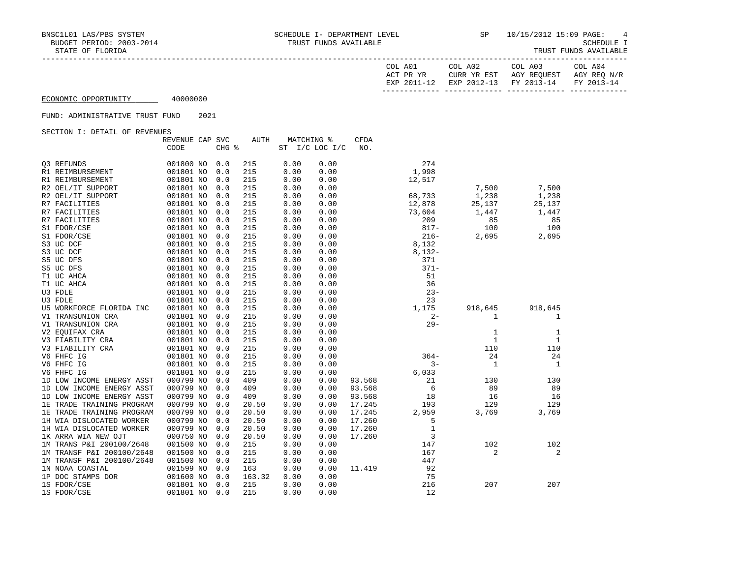BNSC1L01 LAS/PBS SYSTEM — SCHEDULE I- DEPARTMENT LEVEL — TRUST FUNDS AVAILABLE

BUDGET PERIOD: 2003-2014

STATE OF FLORIDA

SP 10/15/2012 15:09 — SCHEDULE I — TRUST FUNDS AVAILABLE

ECONOMIC OPPORTUNITY 40000000

FUND: ADMINISTRATIVE TRUST FUND 2021

SECTION I: DETAIL OF REVENUES

| | REVENUE CODE | CAP | SVC CHG % | AUTH | MATCHING % ST I/C | LOC I/C | CFDA NO. | COL A01 ACT PR YR EXP 2011-12 | COL A02 CURR YR EST EXP 2012-13 | COL A03 AGY REQUEST FY 2013-14 | COL A04 AGY REQ N/R FY 2013-14 |
|---|---|---|---|---|---|---|---|---|---|---|---|
| Q3 REFUNDS | 001800 | NO | 0.0 | 215 | 0.00 | 0.00 | | 274 | | | |
| R1 REIMBURSEMENT | 001801 | NO | 0.0 | 215 | 0.00 | 0.00 | | 1,998 | | | |
| R1 REIMBURSEMENT | 001801 | NO | 0.0 | 215 | 0.00 | 0.00 | | 12,517 | | | |
| R2 OEL/IT SUPPORT | 001801 | NO | 0.0 | 215 | 0.00 | 0.00 | | | 7,500 | 7,500 | |
| R2 OEL/IT SUPPORT | 001801 | NO | 0.0 | 215 | 0.00 | 0.00 | | 68,733 | 1,238 | 1,238 | |
| R7 FACILITIES | 001801 | NO | 0.0 | 215 | 0.00 | 0.00 | | 12,878 | 25,137 | 25,137 | |
| R7 FACILITIES | 001801 | NO | 0.0 | 215 | 0.00 | 0.00 | | 73,604 | 1,447 | 1,447 | |
| R7 FACILITIES | 001801 | NO | 0.0 | 215 | 0.00 | 0.00 | | 209 | 85 | 85 | |
| S1 FDOR/CSE | 001801 | NO | 0.0 | 215 | 0.00 | 0.00 | | 817- | 100 | 100 | |
| S1 FDOR/CSE | 001801 | NO | 0.0 | 215 | 0.00 | 0.00 | | 216- | 2,695 | 2,695 | |
| S3 UC DCF | 001801 | NO | 0.0 | 215 | 0.00 | 0.00 | | 8,132 | | | |
| S3 UC DCF | 001801 | NO | 0.0 | 215 | 0.00 | 0.00 | | 8,132- | | | |
| S5 UC DFS | 001801 | NO | 0.0 | 215 | 0.00 | 0.00 | | 371 | | | |
| S5 UC DFS | 001801 | NO | 0.0 | 215 | 0.00 | 0.00 | | 371- | | | |
| T1 UC AHCA | 001801 | NO | 0.0 | 215 | 0.00 | 0.00 | | 51 | | | |
| T1 UC AHCA | 001801 | NO | 0.0 | 215 | 0.00 | 0.00 | | 36 | | | |
| U3 FDLE | 001801 | NO | 0.0 | 215 | 0.00 | 0.00 | | 23- | | | |
| U3 FDLE | 001801 | NO | 0.0 | 215 | 0.00 | 0.00 | | 23 | | | |
| U5 WORKFORCE FLORIDA INC | 001801 | NO | 0.0 | 215 | 0.00 | 0.00 | | 1,175 | 918,645 | 918,645 | |
| V1 TRANSUNION CRA | 001801 | NO | 0.0 | 215 | 0.00 | 0.00 | | 2- | 1 | 1 | |
| V1 TRANSUNION CRA | 001801 | NO | 0.0 | 215 | 0.00 | 0.00 | | 29- | | | |
| V2 EQUIFAX CRA | 001801 | NO | 0.0 | 215 | 0.00 | 0.00 | | | 1 | 1 | |
| V3 FIABILITY CRA | 001801 | NO | 0.0 | 215 | 0.00 | 0.00 | | | 1 | 1 | |
| V3 FIABILITY CRA | 001801 | NO | 0.0 | 215 | 0.00 | 0.00 | | | 110 | 110 | |
| V6 FHFC IG | 001801 | NO | 0.0 | 215 | 0.00 | 0.00 | | 364- | 24 | 24 | |
| V6 FHFC IG | 001801 | NO | 0.0 | 215 | 0.00 | 0.00 | | 3- | 1 | 1 | |
| V6 FHFC IG | 001801 | NO | 0.0 | 215 | 0.00 | 0.00 | | 6,033 | | | |
| 1D LOW INCOME ENERGY ASST | 000799 | NO | 0.0 | 409 | 0.00 | 0.00 | 93.568 | 21 | 130 | 130 | |
| 1D LOW INCOME ENERGY ASST | 000799 | NO | 0.0 | 409 | 0.00 | 0.00 | 93.568 | 6 | 89 | 89 | |
| 1D LOW INCOME ENERGY ASST | 000799 | NO | 0.0 | 409 | 0.00 | 0.00 | 93.568 | 18 | 16 | 16 | |
| 1E TRADE TRAINING PROGRAM | 000799 | NO | 0.0 | 20.50 | 0.00 | 0.00 | 17.245 | 193 | 129 | 129 | |
| 1E TRADE TRAINING PROGRAM | 000799 | NO | 0.0 | 20.50 | 0.00 | 0.00 | 17.245 | 2,959 | 3,769 | 3,769 | |
| 1H WIA DISLOCATED WORKER | 000799 | NO | 0.0 | 20.50 | 0.00 | 0.00 | 17.260 | 5 | | | |
| 1H WIA DISLOCATED WORKER | 000799 | NO | 0.0 | 20.50 | 0.00 | 0.00 | 17.260 | 1 | | | |
| 1K ARRA WIA NEW OJT | 000750 | NO | 0.0 | 20.50 | 0.00 | 0.00 | 17.260 | 3 | | | |
| 1M TRANS P&I 200100/2648 | 001500 | NO | 0.0 | 215 | 0.00 | 0.00 | | 147 | 102 | 102 | |
| 1M TRANSF P&I 200100/2648 | 001500 | NO | 0.0 | 215 | 0.00 | 0.00 | | 167 | 2 | 2 | |
| 1M TRANSF P&I 200100/2648 | 001500 | NO | 0.0 | 215 | 0.00 | 0.00 | | 447 | | | |
| 1N NOAA COASTAL | 001599 | NO | 0.0 | 163 | 0.00 | 0.00 | 11.419 | 92 | | | |
| 1P DOC STAMPS DOR | 001600 | NO | 0.0 | 163.32 | 0.00 | 0.00 | | 75 | | | |
| 1S FDOR/CSE | 001801 | NO | 0.0 | 215 | 0.00 | 0.00 | | 216 | 207 | 207 | |
| 1S FDOR/CSE | 001801 | NO | 0.0 | 215 | 0.00 | 0.00 | | 12 | | | |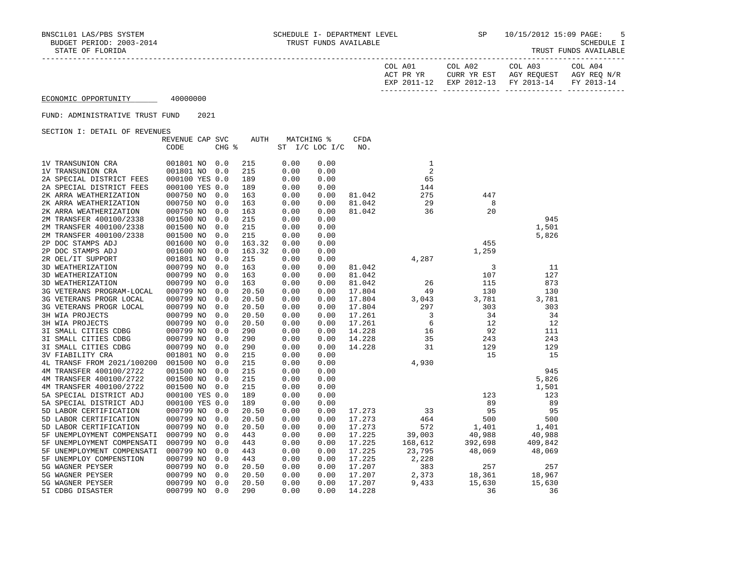BNSC1L01 LAS/PBS SYSTEM — SCHEDULE I- DEPARTMENT LEVEL — TRUST FUNDS AVAILABLE — SP 10/15/2012 15:09

BUDGET PERIOD: 2003-2014 — SCHEDULE I

STATE OF FLORIDA — TRUST FUNDS AVAILABLE

ECONOMIC OPPORTUNITY 40000000

FUND: ADMINISTRATIVE TRUST FUND 2021

SECTION I: DETAIL OF REVENUES

| | REVENUE CODE | CAP | SVC CHG % | AUTH ST | MATCHING % I/C | LOC I/C | CFDA NO. | COL A01 ACT PR YR EXP 2011-12 | COL A02 CURR YR EST EXP 2012-13 | COL A03 AGY REQUEST FY 2013-14 | COL A04 AGY REQ N/R FY 2013-14 |
|---|---|---|---|---|---|---|---|---|---|---|---|
| 1V TRANSUNION CRA | 001801 | NO | 0.0 | 215 | 0.00 | 0.00 | | 1 | | | |
| 1V TRANSUNION CRA | 001801 | NO | 0.0 | 215 | 0.00 | 0.00 | | 2 | | | |
| 2A SPECIAL DISTRICT FEES | 000100 | YES | 0.0 | 189 | 0.00 | 0.00 | | 65 | | | |
| 2A SPECIAL DISTRICT FEES | 000100 | YES | 0.0 | 189 | 0.00 | 0.00 | | 144 | | | |
| 2K ARRA WEATHERIZATION | 000750 | NO | 0.0 | 163 | 0.00 | 0.00 | 81.042 | 275 | 447 | | |
| 2K ARRA WEATHERIZATION | 000750 | NO | 0.0 | 163 | 0.00 | 0.00 | 81.042 | 29 | 8 | | |
| 2K ARRA WEATHERIZATION | 000750 | NO | 0.0 | 163 | 0.00 | 0.00 | 81.042 | 36 | 20 | | |
| 2M TRANSFER 400100/2338 | 001500 | NO | 0.0 | 215 | 0.00 | 0.00 | | | | 945 | |
| 2M TRANSFER 400100/2338 | 001500 | NO | 0.0 | 215 | 0.00 | 0.00 | | | | 1,501 | |
| 2M TRANSFER 400100/2338 | 001500 | NO | 0.0 | 215 | 0.00 | 0.00 | | | | 5,826 | |
| 2P DOC STAMPS ADJ | 001600 | NO | 0.0 | 163.32 | 0.00 | 0.00 | | | 455 | | |
| 2P DOC STAMPS ADJ | 001600 | NO | 0.0 | 163.32 | 0.00 | 0.00 | | | 1,259 | | |
| 2R OEL/IT SUPPORT | 001801 | NO | 0.0 | 215 | 0.00 | 0.00 | | 4,287 | | | |
| 3D WEATHERIZATION | 000799 | NO | 0.0 | 163 | 0.00 | 0.00 | 81.042 | | 3 | 11 | |
| 3D WEATHERIZATION | 000799 | NO | 0.0 | 163 | 0.00 | 0.00 | 81.042 | | 107 | 127 | |
| 3D WEATHERIZATION | 000799 | NO | 0.0 | 163 | 0.00 | 0.00 | 81.042 | 26 | 115 | 873 | |
| 3G VETERANS PROGRAM-LOCAL | 000799 | NO | 0.0 | 20.50 | 0.00 | 0.00 | 17.804 | 49 | 130 | 130 | |
| 3G VETERANS PROGR LOCAL | 000799 | NO | 0.0 | 20.50 | 0.00 | 0.00 | 17.804 | 3,043 | 3,781 | 3,781 | |
| 3G VETERANS PROGR LOCAL | 000799 | NO | 0.0 | 20.50 | 0.00 | 0.00 | 17.804 | 297 | 303 | 303 | |
| 3H WIA PROJECTS | 000799 | NO | 0.0 | 20.50 | 0.00 | 0.00 | 17.261 | 3 | 34 | 34 | |
| 3H WIA PROJECTS | 000799 | NO | 0.0 | 20.50 | 0.00 | 0.00 | 17.261 | 6 | 12 | 12 | |
| 3I SMALL CITIES CDBG | 000799 | NO | 0.0 | 290 | 0.00 | 0.00 | 14.228 | 16 | 92 | 111 | |
| 3I SMALL CITIES CDBG | 000799 | NO | 0.0 | 290 | 0.00 | 0.00 | 14.228 | 35 | 243 | 243 | |
| 3I SMALL CITIES CDBG | 000799 | NO | 0.0 | 290 | 0.00 | 0.00 | 14.228 | 31 | 129 | 129 | |
| 3V FIABILITY CRA | 001801 | NO | 0.0 | 215 | 0.00 | 0.00 | | | 15 | 15 | |
| 4L TRANSF FROM 2021/100200 | 001500 | NO | 0.0 | 215 | 0.00 | 0.00 | | 4,930 | | | |
| 4M TRANSFER 400100/2722 | 001500 | NO | 0.0 | 215 | 0.00 | 0.00 | | | | 945 | |
| 4M TRANSFER 400100/2722 | 001500 | NO | 0.0 | 215 | 0.00 | 0.00 | | | | 5,826 | |
| 4M TRANSFER 400100/2722 | 001500 | NO | 0.0 | 215 | 0.00 | 0.00 | | | | 1,501 | |
| 5A SPECIAL DISTRICT ADJ | 000100 | YES | 0.0 | 189 | 0.00 | 0.00 | | | 123 | 123 | |
| 5A SPECIAL DISTRICT ADJ | 000100 | YES | 0.0 | 189 | 0.00 | 0.00 | | | 89 | 89 | |
| 5D LABOR CERTIFICATION | 000799 | NO | 0.0 | 20.50 | 0.00 | 0.00 | 17.273 | 33 | 95 | 95 | |
| 5D LABOR CERTIFICATION | 000799 | NO | 0.0 | 20.50 | 0.00 | 0.00 | 17.273 | 464 | 500 | 500 | |
| 5D LABOR CERTIFICATION | 000799 | NO | 0.0 | 20.50 | 0.00 | 0.00 | 17.273 | 572 | 1,401 | 1,401 | |
| 5F UNEMPLOYMENT COMPENSATI | 000799 | NO | 0.0 | 443 | 0.00 | 0.00 | 17.225 | 39,003 | 40,988 | 40,988 | |
| 5F UNEMPLOYMENT COMPENSATI | 000799 | NO | 0.0 | 443 | 0.00 | 0.00 | 17.225 | 168,612 | 392,698 | 409,842 | |
| 5F UNEMPLOYMENT COMPENSATI | 000799 | NO | 0.0 | 443 | 0.00 | 0.00 | 17.225 | 23,795 | 48,069 | 48,069 | |
| 5F UNEMPLOY COMPENSTION | 000799 | NO | 0.0 | 443 | 0.00 | 0.00 | 17.225 | 2,228 | | | |
| 5G WAGNER PEYSER | 000799 | NO | 0.0 | 20.50 | 0.00 | 0.00 | 17.207 | 383 | 257 | 257 | |
| 5G WAGNER PEYSER | 000799 | NO | 0.0 | 20.50 | 0.00 | 0.00 | 17.207 | 2,373 | 18,361 | 18,967 | |
| 5G WAGNER PEYSER | 000799 | NO | 0.0 | 20.50 | 0.00 | 0.00 | 17.207 | 9,433 | 15,630 | 15,630 | |
| 5I CDBG DISASTER | 000799 | NO | 0.0 | 290 | 0.00 | 0.00 | 14.228 | | 36 | 36 | |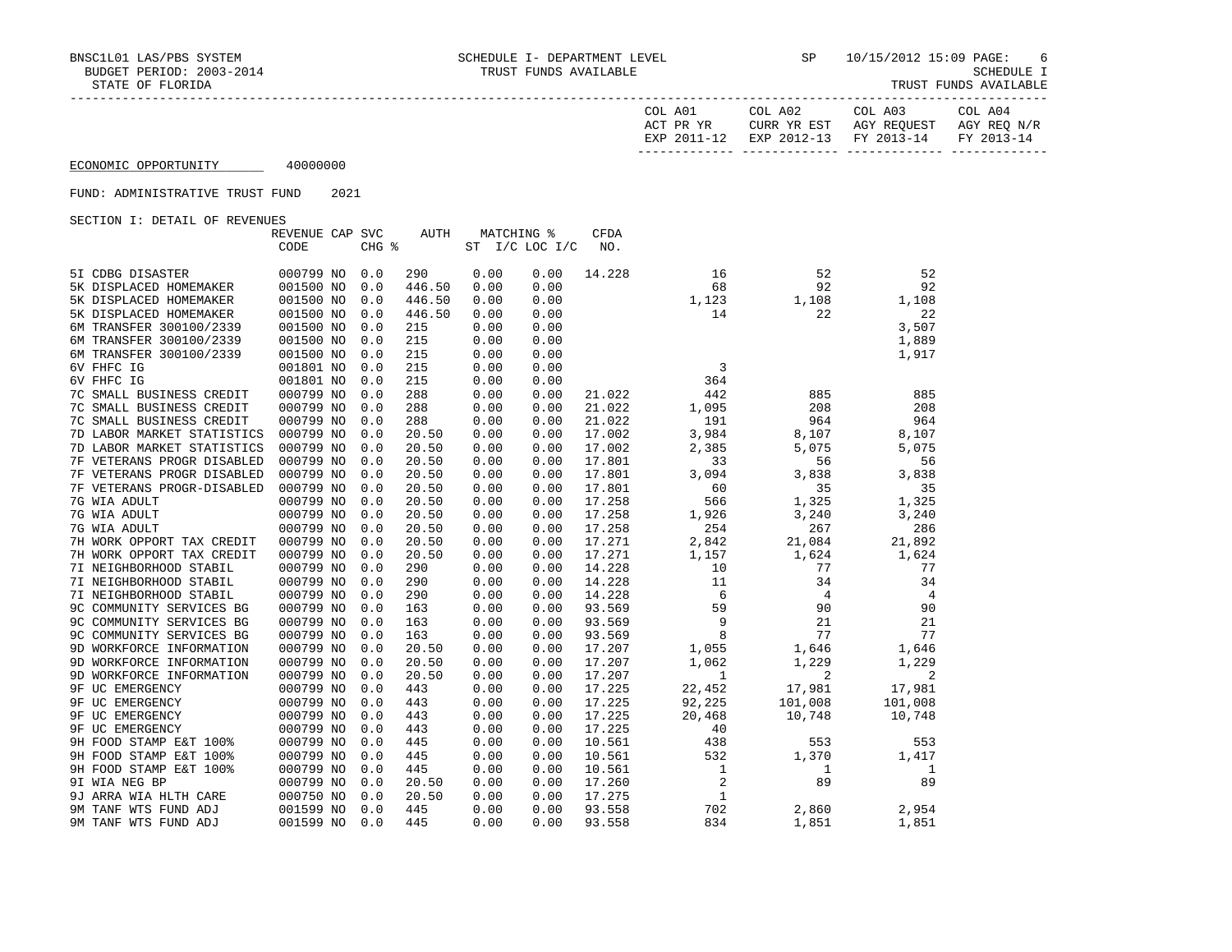ECONOMIC OPPORTUNITY 40000000

FUND: ADMINISTRATIVE TRUST FUND 2021

SECTION I: DETAIL OF REVENUES

| | REVENUE CODE | CAP | SVC CHG % | AUTH | MATCHING % ST | I/C LOC I/C | CFDA NO. | COL A01 ACT PR YR EXP 2011-12 | COL A02 CURR YR EST EXP 2012-13 | COL A03 AGY REQUEST FY 2013-14 | COL A04 AGY REQ N/R FY 2013-14 |
|---|---|---|---|---|---|---|---|---|---|---|---|
| 5I CDBG DISASTER | 000799 | NO | 0.0 | 290 | 0.00 | 0.00 | 14.228 | 16 | 52 | 52 | |
| 5K DISPLACED HOMEMAKER | 001500 | NO | 0.0 | 446.50 | 0.00 | 0.00 | | 68 | 92 | 92 | |
| 5K DISPLACED HOMEMAKER | 001500 | NO | 0.0 | 446.50 | 0.00 | 0.00 | | 1,123 | 1,108 | 1,108 | |
| 5K DISPLACED HOMEMAKER | 001500 | NO | 0.0 | 446.50 | 0.00 | 0.00 | | 14 | 22 | 22 | |
| 6M TRANSFER 300100/2339 | 001500 | NO | 0.0 | 215 | 0.00 | 0.00 | | | | 3,507 | |
| 6M TRANSFER 300100/2339 | 001500 | NO | 0.0 | 215 | 0.00 | 0.00 | | | | 1,889 | |
| 6M TRANSFER 300100/2339 | 001500 | NO | 0.0 | 215 | 0.00 | 0.00 | | | | 1,917 | |
| 6V FHFC IG | 001801 | NO | 0.0 | 215 | 0.00 | 0.00 | | 3 | | | |
| 6V FHFC IG | 001801 | NO | 0.0 | 215 | 0.00 | 0.00 | | 364 | | | |
| 7C SMALL BUSINESS CREDIT | 000799 | NO | 0.0 | 288 | 0.00 | 0.00 | 21.022 | 442 | 885 | 885 | |
| 7C SMALL BUSINESS CREDIT | 000799 | NO | 0.0 | 288 | 0.00 | 0.00 | 21.022 | 1,095 | 208 | 208 | |
| 7C SMALL BUSINESS CREDIT | 000799 | NO | 0.0 | 288 | 0.00 | 0.00 | 21.022 | 191 | 964 | 964 | |
| 7D LABOR MARKET STATISTICS | 000799 | NO | 0.0 | 20.50 | 0.00 | 0.00 | 17.002 | 3,984 | 8,107 | 8,107 | |
| 7D LABOR MARKET STATISTICS | 000799 | NO | 0.0 | 20.50 | 0.00 | 0.00 | 17.002 | 2,385 | 5,075 | 5,075 | |
| 7F VETERANS PROGR DISABLED | 000799 | NO | 0.0 | 20.50 | 0.00 | 0.00 | 17.801 | 33 | 56 | 56 | |
| 7F VETERANS PROGR DISABLED | 000799 | NO | 0.0 | 20.50 | 0.00 | 0.00 | 17.801 | 3,094 | 3,838 | 3,838 | |
| 7F VETERANS PROGR-DISABLED | 000799 | NO | 0.0 | 20.50 | 0.00 | 0.00 | 17.801 | 60 | 35 | 35 | |
| 7G WIA ADULT | 000799 | NO | 0.0 | 20.50 | 0.00 | 0.00 | 17.258 | 566 | 1,325 | 1,325 | |
| 7G WIA ADULT | 000799 | NO | 0.0 | 20.50 | 0.00 | 0.00 | 17.258 | 1,926 | 3,240 | 3,240 | |
| 7G WIA ADULT | 000799 | NO | 0.0 | 20.50 | 0.00 | 0.00 | 17.258 | 254 | 267 | 286 | |
| 7H WORK OPPORT TAX CREDIT | 000799 | NO | 0.0 | 20.50 | 0.00 | 0.00 | 17.271 | 2,842 | 21,084 | 21,892 | |
| 7H WORK OPPORT TAX CREDIT | 000799 | NO | 0.0 | 20.50 | 0.00 | 0.00 | 17.271 | 1,157 | 1,624 | 1,624 | |
| 7I NEIGHBORHOOD STABIL | 000799 | NO | 0.0 | 290 | 0.00 | 0.00 | 14.228 | 10 | 77 | 77 | |
| 7I NEIGHBORHOOD STABIL | 000799 | NO | 0.0 | 290 | 0.00 | 0.00 | 14.228 | 11 | 34 | 34 | |
| 7I NEIGHBORHOOD STABIL | 000799 | NO | 0.0 | 290 | 0.00 | 0.00 | 14.228 | 6 | 4 | 4 | |
| 9C COMMUNITY SERVICES BG | 000799 | NO | 0.0 | 163 | 0.00 | 0.00 | 93.569 | 59 | 90 | 90 | |
| 9C COMMUNITY SERVICES BG | 000799 | NO | 0.0 | 163 | 0.00 | 0.00 | 93.569 | 9 | 21 | 21 | |
| 9C COMMUNITY SERVICES BG | 000799 | NO | 0.0 | 163 | 0.00 | 0.00 | 93.569 | 8 | 77 | 77 | |
| 9D WORKFORCE INFORMATION | 000799 | NO | 0.0 | 20.50 | 0.00 | 0.00 | 17.207 | 1,055 | 1,646 | 1,646 | |
| 9D WORKFORCE INFORMATION | 000799 | NO | 0.0 | 20.50 | 0.00 | 0.00 | 17.207 | 1,062 | 1,229 | 1,229 | |
| 9D WORKFORCE INFORMATION | 000799 | NO | 0.0 | 20.50 | 0.00 | 0.00 | 17.207 | 1 | 2 | 2 | |
| 9F UC EMERGENCY | 000799 | NO | 0.0 | 443 | 0.00 | 0.00 | 17.225 | 22,452 | 17,981 | 17,981 | |
| 9F UC EMERGENCY | 000799 | NO | 0.0 | 443 | 0.00 | 0.00 | 17.225 | 92,225 | 101,008 | 101,008 | |
| 9F UC EMERGENCY | 000799 | NO | 0.0 | 443 | 0.00 | 0.00 | 17.225 | 20,468 | 10,748 | 10,748 | |
| 9F UC EMERGENCY | 000799 | NO | 0.0 | 443 | 0.00 | 0.00 | 17.225 | 40 | | | |
| 9H FOOD STAMP E&T 100% | 000799 | NO | 0.0 | 445 | 0.00 | 0.00 | 10.561 | 438 | 553 | 553 | |
| 9H FOOD STAMP E&T 100% | 000799 | NO | 0.0 | 445 | 0.00 | 0.00 | 10.561 | 532 | 1,370 | 1,417 | |
| 9H FOOD STAMP E&T 100% | 000799 | NO | 0.0 | 445 | 0.00 | 0.00 | 10.561 | 1 | 1 | 1 | |
| 9I WIA NEG BP | 000799 | NO | 0.0 | 20.50 | 0.00 | 0.00 | 17.260 | 2 | 89 | 89 | |
| 9J ARRA WIA HLTH CARE | 000750 | NO | 0.0 | 20.50 | 0.00 | 0.00 | 17.275 | 1 | | | |
| 9M TANF WTS FUND ADJ | 001599 | NO | 0.0 | 445 | 0.00 | 0.00 | 93.558 | 702 | 2,860 | 2,954 | |
| 9M TANF WTS FUND ADJ | 001599 | NO | 0.0 | 445 | 0.00 | 0.00 | 93.558 | 834 | 1,851 | 1,851 | |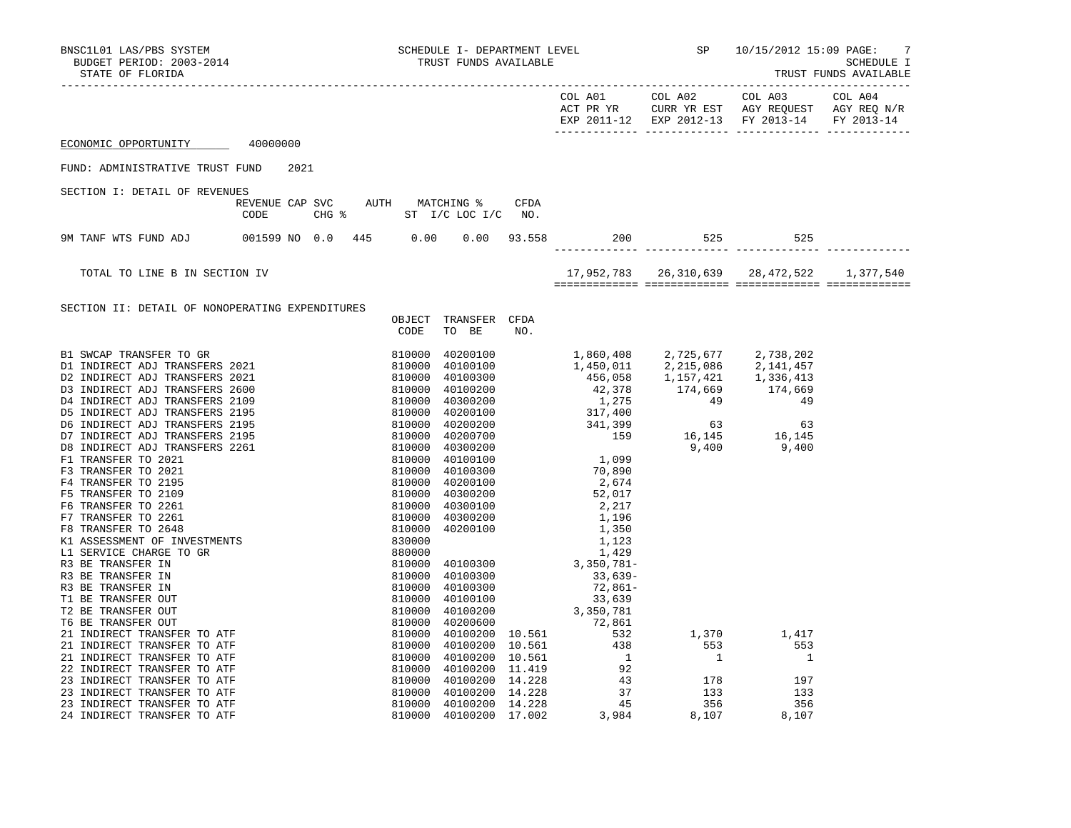SCHEDULE I- DEPARTMENT LEVEL
TRUST FUNDS AVAILABLE

BNSC1L01 LAS/PBS SYSTEM — SP 10/15/2012 15:09 PAGE: 7
BUDGET PERIOD: 2003-2014 — SCHEDULE I
STATE OF FLORIDA — TRUST FUNDS AVAILABLE

ECONOMIC OPPORTUNITY 40000000

FUND: ADMINISTRATIVE TRUST FUND 2021

SECTION I: DETAIL OF REVENUES

| | REVENUE CODE | CAP SVC CHG % | AUTH ST | MATCHING % I/C | LOC I/C | CFDA NO. | COL A01 ACT PR YR EXP 2011-12 | COL A02 CURR YR EST EXP 2012-13 | COL A03 AGY REQUEST FY 2013-14 | COL A04 AGY REQ N/R FY 2013-14 |
|---|---|---|---|---|---|---|---|---|---|---|
| 9M TANF WTS FUND ADJ | 001599 | NO 0.0 | 445 | 0.00 | 0.00 | 93.558 | 200 | 525 | 525 | |
| TOTAL TO LINE B IN SECTION IV | | | | | | | 17,952,783 | 26,310,639 | 28,472,522 | 1,377,540 |

SECTION II: DETAIL OF NONOPERATING EXPENDITURES

| | OBJECT CODE | TRANSFER TO BE | CFDA NO. | COL A01 ACT PR YR EXP 2011-12 | COL A02 CURR YR EST EXP 2012-13 | COL A03 AGY REQUEST FY 2013-14 | COL A04 AGY REQ N/R FY 2013-14 |
|---|---|---|---|---|---|---|---|
| B1 SWCAP TRANSFER TO GR | 810000 | 40200100 | | 1,860,408 | 2,725,677 | 2,738,202 | |
| D1 INDIRECT ADJ TRANSFERS 2021 | 810000 | 40100100 | | 1,450,011 | 2,215,086 | 2,141,457 | |
| D2 INDIRECT ADJ TRANSFERS 2021 | 810000 | 40100300 | | 456,058 | 1,157,421 | 1,336,413 | |
| D3 INDIRECT ADJ TRANSFERS 2600 | 810000 | 40100200 | | 42,378 | 174,669 | 174,669 | |
| D4 INDIRECT ADJ TRANSFERS 2109 | 810000 | 40300200 | | 1,275 | 49 | 49 | |
| D5 INDIRECT ADJ TRANSFERS 2195 | 810000 | 40200100 | | 317,400 | | | |
| D6 INDIRECT ADJ TRANSFERS 2195 | 810000 | 40200200 | | 341,399 | 63 | 63 | |
| D7 INDIRECT ADJ TRANSFERS 2195 | 810000 | 40200700 | | 159 | 16,145 | 16,145 | |
| D8 INDIRECT ADJ TRANSFERS 2261 | 810000 | 40300200 | | | 9,400 | 9,400 | |
| F1 TRANSFER TO 2021 | 810000 | 40100100 | | 1,099 | | | |
| F3 TRANSFER TO 2021 | 810000 | 40100300 | | 70,890 | | | |
| F4 TRANSFER TO 2195 | 810000 | 40200100 | | 2,674 | | | |
| F5 TRANSFER TO 2109 | 810000 | 40300200 | | 52,017 | | | |
| F6 TRANSFER TO 2261 | 810000 | 40300100 | | 2,217 | | | |
| F7 TRANSFER TO 2261 | 810000 | 40300200 | | 1,196 | | | |
| F8 TRANSFER TO 2648 | 810000 | 40200100 | | 1,350 | | | |
| K1 ASSESSMENT OF INVESTMENTS | 830000 | | | 1,123 | | | |
| L1 SERVICE CHARGE TO GR | 880000 | | | 1,429 | | | |
| R3 BE TRANSFER IN | 810000 | 40100300 | | 3,350,781- | | | |
| R3 BE TRANSFER IN | 810000 | 40100300 | | 33,639- | | | |
| R3 BE TRANSFER IN | 810000 | 40100300 | | 72,861- | | | |
| T1 BE TRANSFER OUT | 810000 | 40100100 | | 33,639 | | | |
| T2 BE TRANSFER OUT | 810000 | 40100200 | | 3,350,781 | | | |
| T6 BE TRANSFER OUT | 810000 | 40200600 | | 72,861 | | | |
| 21 INDIRECT TRANSFER TO ATF | 810000 | 40100200 | 10.561 | 532 | 1,370 | 1,417 | |
| 21 INDIRECT TRANSFER TO ATF | 810000 | 40100200 | 10.561 | 438 | 553 | 553 | |
| 21 INDIRECT TRANSFER TO ATF | 810000 | 40100200 | 10.561 | 1 | 1 | 1 | |
| 22 INDIRECT TRANSFER TO ATF | 810000 | 40100200 | 11.419 | 92 | | | |
| 23 INDIRECT TRANSFER TO ATF | 810000 | 40100200 | 14.228 | 43 | 178 | 197 | |
| 23 INDIRECT TRANSFER TO ATF | 810000 | 40100200 | 14.228 | 37 | 133 | 133 | |
| 23 INDIRECT TRANSFER TO ATF | 810000 | 40100200 | 14.228 | 45 | 356 | 356 | |
| 24 INDIRECT TRANSFER TO ATF | 810000 | 40100200 | 17.002 | 3,984 | 8,107 | 8,107 | |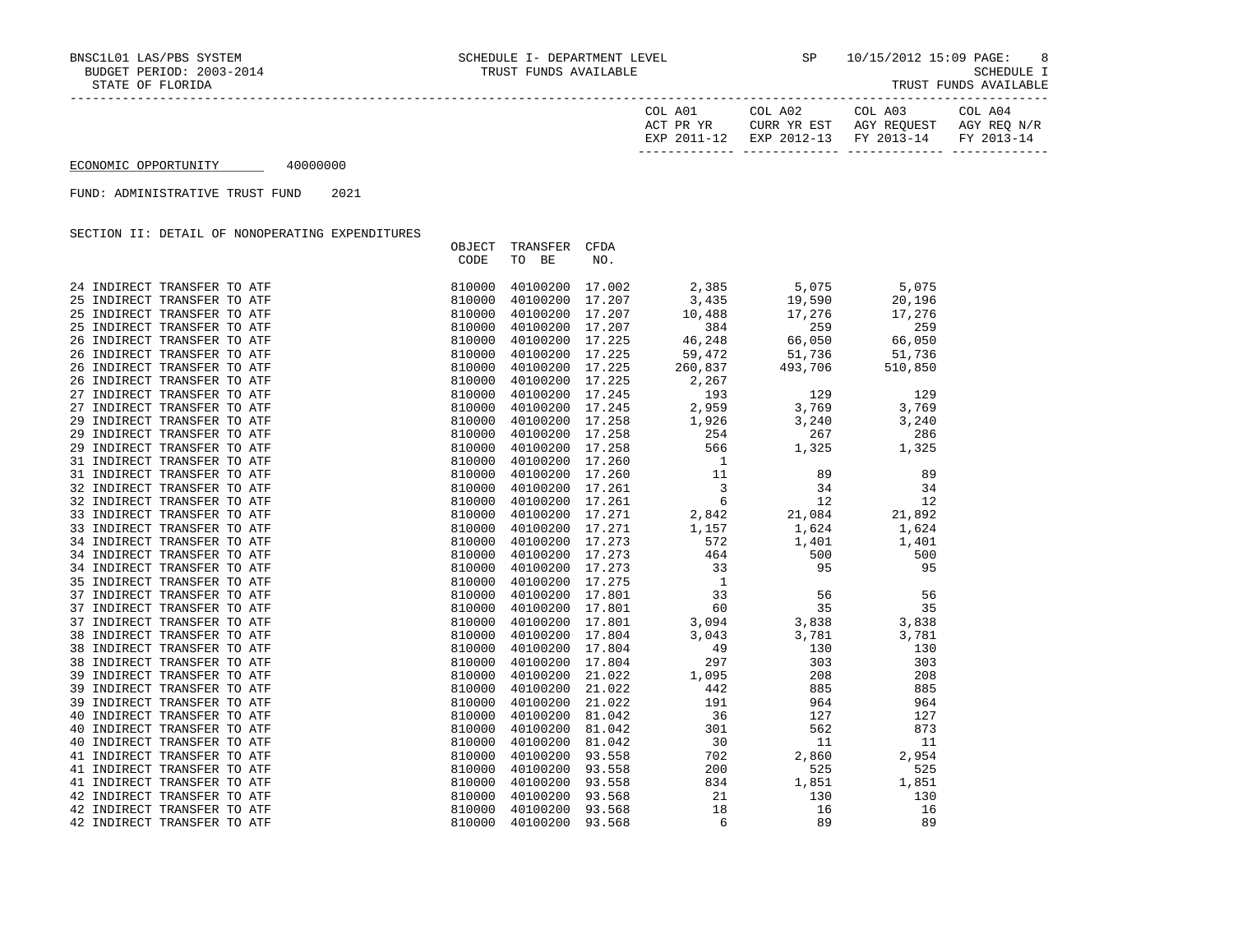ECONOMIC OPPORTUNITY 40000000

FUND: ADMINISTRATIVE TRUST FUND 2021

SECTION II: DETAIL OF NONOPERATING EXPENDITURES

| | OBJECT CODE | TRANSFER TO BE | CFDA NO. | COL A01 ACT PR YR EXP 2011-12 | COL A02 CURR YR EST EXP 2012-13 | COL A03 AGY REQUEST FY 2013-14 | COL A04 AGY REQ N/R FY 2013-14 |
|---|---|---|---|---|---|---|---|
| 24 INDIRECT TRANSFER TO ATF | 810000 | 40100200 | 17.002 | 2,385 | 5,075 | 5,075 | |
| 25 INDIRECT TRANSFER TO ATF | 810000 | 40100200 | 17.207 | 3,435 | 19,590 | 20,196 | |
| 25 INDIRECT TRANSFER TO ATF | 810000 | 40100200 | 17.207 | 10,488 | 17,276 | 17,276 | |
| 25 INDIRECT TRANSFER TO ATF | 810000 | 40100200 | 17.207 | 384 | 259 | 259 | |
| 26 INDIRECT TRANSFER TO ATF | 810000 | 40100200 | 17.225 | 46,248 | 66,050 | 66,050 | |
| 26 INDIRECT TRANSFER TO ATF | 810000 | 40100200 | 17.225 | 59,472 | 51,736 | 51,736 | |
| 26 INDIRECT TRANSFER TO ATF | 810000 | 40100200 | 17.225 | 260,837 | 493,706 | 510,850 | |
| 26 INDIRECT TRANSFER TO ATF | 810000 | 40100200 | 17.225 | 2,267 | | | |
| 27 INDIRECT TRANSFER TO ATF | 810000 | 40100200 | 17.245 | 193 | 129 | 129 | |
| 27 INDIRECT TRANSFER TO ATF | 810000 | 40100200 | 17.245 | 2,959 | 3,769 | 3,769 | |
| 29 INDIRECT TRANSFER TO ATF | 810000 | 40100200 | 17.258 | 1,926 | 3,240 | 3,240 | |
| 29 INDIRECT TRANSFER TO ATF | 810000 | 40100200 | 17.258 | 254 | 267 | 286 | |
| 29 INDIRECT TRANSFER TO ATF | 810000 | 40100200 | 17.258 | 566 | 1,325 | 1,325 | |
| 31 INDIRECT TRANSFER TO ATF | 810000 | 40100200 | 17.260 | 1 | | | |
| 31 INDIRECT TRANSFER TO ATF | 810000 | 40100200 | 17.260 | 11 | 89 | 89 | |
| 32 INDIRECT TRANSFER TO ATF | 810000 | 40100200 | 17.261 | 3 | 34 | 34 | |
| 32 INDIRECT TRANSFER TO ATF | 810000 | 40100200 | 17.261 | 6 | 12 | 12 | |
| 33 INDIRECT TRANSFER TO ATF | 810000 | 40100200 | 17.271 | 2,842 | 21,084 | 21,892 | |
| 33 INDIRECT TRANSFER TO ATF | 810000 | 40100200 | 17.271 | 1,157 | 1,624 | 1,624 | |
| 34 INDIRECT TRANSFER TO ATF | 810000 | 40100200 | 17.273 | 572 | 1,401 | 1,401 | |
| 34 INDIRECT TRANSFER TO ATF | 810000 | 40100200 | 17.273 | 464 | 500 | 500 | |
| 34 INDIRECT TRANSFER TO ATF | 810000 | 40100200 | 17.273 | 33 | 95 | 95 | |
| 35 INDIRECT TRANSFER TO ATF | 810000 | 40100200 | 17.275 | 1 | | | |
| 37 INDIRECT TRANSFER TO ATF | 810000 | 40100200 | 17.801 | 33 | 56 | 56 | |
| 37 INDIRECT TRANSFER TO ATF | 810000 | 40100200 | 17.801 | 60 | 35 | 35 | |
| 37 INDIRECT TRANSFER TO ATF | 810000 | 40100200 | 17.801 | 3,094 | 3,838 | 3,838 | |
| 38 INDIRECT TRANSFER TO ATF | 810000 | 40100200 | 17.804 | 3,043 | 3,781 | 3,781 | |
| 38 INDIRECT TRANSFER TO ATF | 810000 | 40100200 | 17.804 | 49 | 130 | 130 | |
| 38 INDIRECT TRANSFER TO ATF | 810000 | 40100200 | 17.804 | 297 | 303 | 303 | |
| 39 INDIRECT TRANSFER TO ATF | 810000 | 40100200 | 21.022 | 1,095 | 208 | 208 | |
| 39 INDIRECT TRANSFER TO ATF | 810000 | 40100200 | 21.022 | 442 | 885 | 885 | |
| 39 INDIRECT TRANSFER TO ATF | 810000 | 40100200 | 21.022 | 191 | 964 | 964 | |
| 40 INDIRECT TRANSFER TO ATF | 810000 | 40100200 | 81.042 | 36 | 127 | 127 | |
| 40 INDIRECT TRANSFER TO ATF | 810000 | 40100200 | 81.042 | 301 | 562 | 873 | |
| 40 INDIRECT TRANSFER TO ATF | 810000 | 40100200 | 81.042 | 30 | 11 | 11 | |
| 41 INDIRECT TRANSFER TO ATF | 810000 | 40100200 | 93.558 | 702 | 2,860 | 2,954 | |
| 41 INDIRECT TRANSFER TO ATF | 810000 | 40100200 | 93.558 | 200 | 525 | 525 | |
| 41 INDIRECT TRANSFER TO ATF | 810000 | 40100200 | 93.558 | 834 | 1,851 | 1,851 | |
| 42 INDIRECT TRANSFER TO ATF | 810000 | 40100200 | 93.568 | 21 | 130 | 130 | |
| 42 INDIRECT TRANSFER TO ATF | 810000 | 40100200 | 93.568 | 18 | 16 | 16 | |
| 42 INDIRECT TRANSFER TO ATF | 810000 | 40100200 | 93.568 | 6 | 89 | 89 | |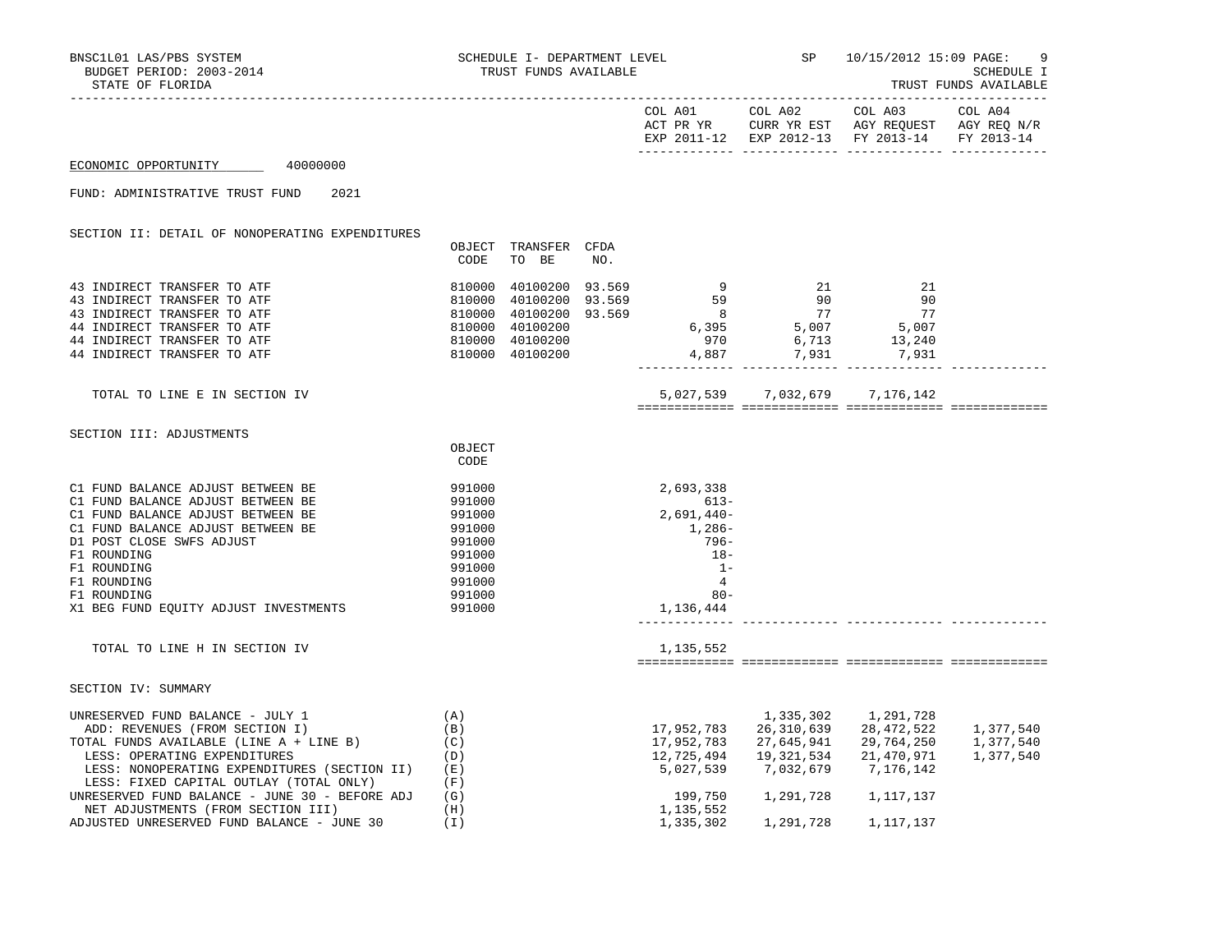BNSC1L01 LAS/PBS SYSTEM — SCHEDULE I- DEPARTMENT LEVEL — TRUST FUNDS AVAILABLE — SP 10/15/2012 15:09 — SCHEDULE I

BUDGET PERIOD: 2003-2014

STATE OF FLORIDA — TRUST FUNDS AVAILABLE

ECONOMIC OPPORTUNITY 40000000

FUND: ADMINISTRATIVE TRUST FUND 2021

## SECTION II: DETAIL OF NONOPERATING EXPENDITURES

| | OBJECT CODE | TRANSFER TO BE | CFDA NO. | COL A01 ACT PR YR EXP 2011-12 | COL A02 CURR YR EST EXP 2012-13 | COL A03 AGY REQUEST FY 2013-14 | COL A04 AGY REQ N/R FY 2013-14 |
|---|---|---|---|---|---|---|---|
| 43 INDIRECT TRANSFER TO ATF | 810000 | 40100200 | 93.569 | 9 | 21 | 21 | |
| 43 INDIRECT TRANSFER TO ATF | 810000 | 40100200 | 93.569 | 59 | 90 | 90 | |
| 43 INDIRECT TRANSFER TO ATF | 810000 | 40100200 | 93.569 | 8 | 77 | 77 | |
| 44 INDIRECT TRANSFER TO ATF | 810000 | 40100200 | | 6,395 | 5,007 | 5,007 | |
| 44 INDIRECT TRANSFER TO ATF | 810000 | 40100200 | | 970 | 6,713 | 13,240 | |
| 44 INDIRECT TRANSFER TO ATF | 810000 | 40100200 | | 4,887 | 7,931 | 7,931 | |
| TOTAL TO LINE E IN SECTION IV | | | | 5,027,539 | 7,032,679 | 7,176,142 | |

## SECTION III: ADJUSTMENTS

| | OBJECT CODE | COL A01 | COL A02 | COL A03 | COL A04 |
|---|---|---|---|---|---|
| C1 FUND BALANCE ADJUST BETWEEN BE | 991000 | 2,693,338 | | | |
| C1 FUND BALANCE ADJUST BETWEEN BE | 991000 | 613- | | | |
| C1 FUND BALANCE ADJUST BETWEEN BE | 991000 | 2,691,440- | | | |
| C1 FUND BALANCE ADJUST BETWEEN BE | 991000 | 1,286- | | | |
| D1 POST CLOSE SWFS ADJUST | 991000 | 796- | | | |
| F1 ROUNDING | 991000 | 18- | | | |
| F1 ROUNDING | 991000 | 1- | | | |
| F1 ROUNDING | 991000 | 4 | | | |
| F1 ROUNDING | 991000 | 80- | | | |
| X1 BEG FUND EQUITY ADJUST INVESTMENTS | 991000 | 1,136,444 | | | |
| TOTAL TO LINE H IN SECTION IV | | 1,135,552 | | | |

## SECTION IV: SUMMARY

| | | COL A01 | COL A02 | COL A03 | COL A04 |
|---|---|---|---|---|---|
| UNRESERVED FUND BALANCE - JULY 1 | (A) | | 1,335,302 | 1,291,728 | |
| ADD: REVENUES (FROM SECTION I) | (B) | 17,952,783 | 26,310,639 | 28,472,522 | 1,377,540 |
| TOTAL FUNDS AVAILABLE (LINE A + LINE B) | (C) | 17,952,783 | 27,645,941 | 29,764,250 | 1,377,540 |
| LESS: OPERATING EXPENDITURES | (D) | 12,725,494 | 19,321,534 | 21,470,971 | 1,377,540 |
| LESS: NONOPERATING EXPENDITURES (SECTION II) | (E) | 5,027,539 | 7,032,679 | 7,176,142 | |
| LESS: FIXED CAPITAL OUTLAY (TOTAL ONLY) | (F) | | | | |
| UNRESERVED FUND BALANCE - JUNE 30 - BEFORE ADJ | (G) | 199,750 | 1,291,728 | 1,117,137 | |
| NET ADJUSTMENTS (FROM SECTION III) | (H) | 1,135,552 | | | |
| ADJUSTED UNRESERVED FUND BALANCE - JUNE 30 | (I) | 1,335,302 | 1,291,728 | 1,117,137 | |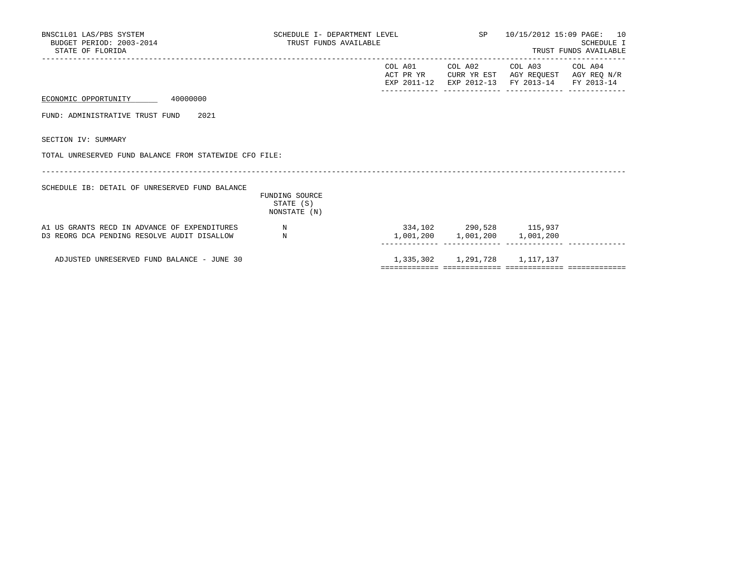ECONOMIC OPPORTUNITY 40000000

FUND: ADMINISTRATIVE TRUST FUND 2021

SECTION IV: SUMMARY

TOTAL UNRESERVED FUND BALANCE FROM STATEWIDE CFO FILE:

SCHEDULE IB: DETAIL OF UNRESERVED FUND BALANCE

| | FUNDING SOURCE STATE (S) NONSTATE (N) | COL A01 ACT PR YR EXP 2011-12 | COL A02 CURR YR EST EXP 2012-13 | COL A03 AGY REQUEST FY 2013-14 | COL A04 AGY REQ N/R FY 2013-14 |
|---|---|---|---|---|---|
| A1 US GRANTS RECD IN ADVANCE OF EXPENDITURES | N | 334,102 | 290,528 | 115,937 | |
| D3 REORG DCA PENDING RESOLVE AUDIT DISALLOW | N | 1,001,200 | 1,001,200 | 1,001,200 | |
| ADJUSTED UNRESERVED FUND BALANCE - JUNE 30 | | 1,335,302 | 1,291,728 | 1,117,137 | |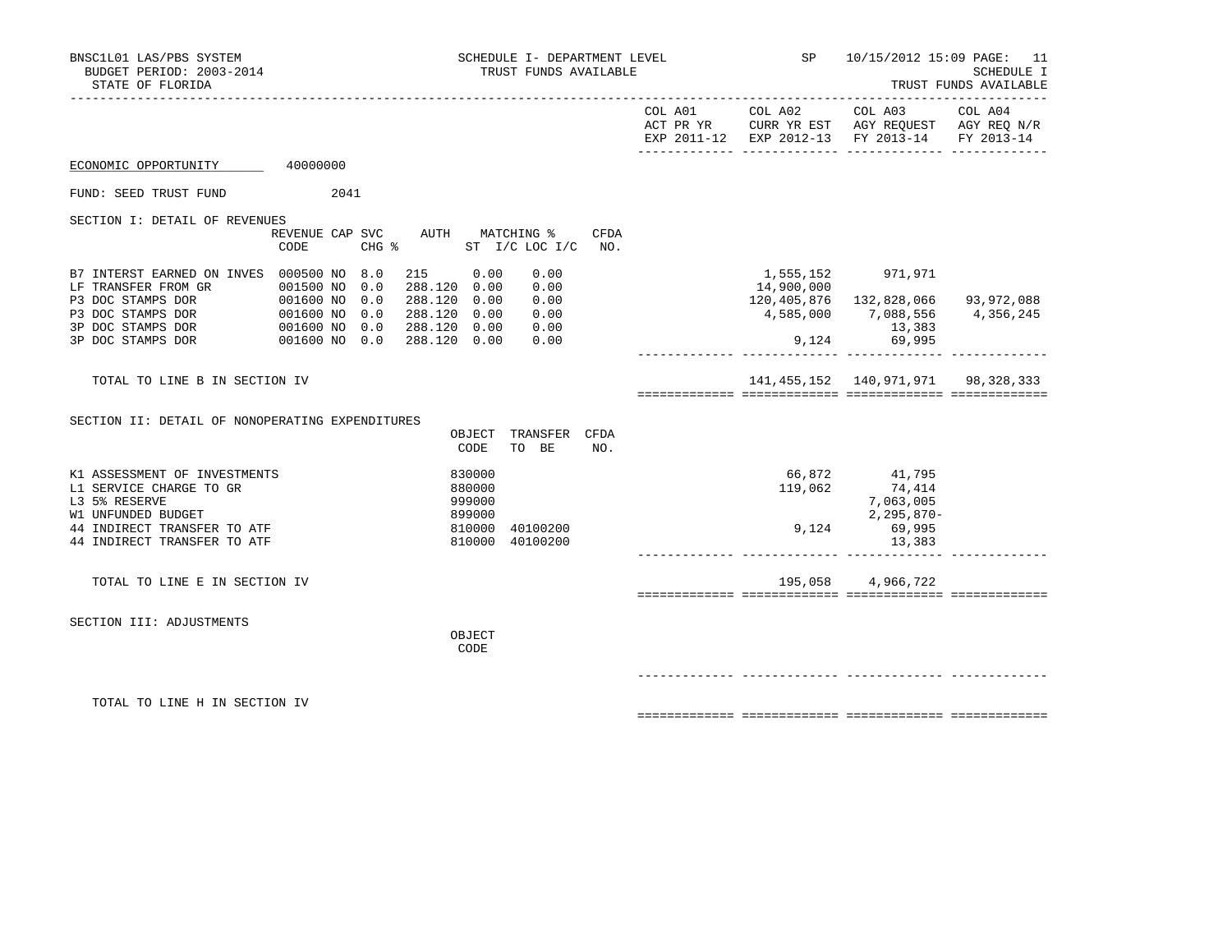SCHEDULE I- DEPARTMENT LEVEL
TRUST FUNDS AVAILABLE

BUDGET PERIOD: 2003-2014
STATE OF FLORIDA

ECONOMIC OPPORTUNITY 40000000

FUND: SEED TRUST FUND 2041

SECTION I: DETAIL OF REVENUES

| | REVENUE CODE | CAP | SVC CHG % | AUTH ST | MATCHING % I/C | LOC I/C | CFDA NO. | COL A01 ACT PR YR EXP 2011-12 | COL A02 CURR YR EST EXP 2012-13 | COL A03 AGY REQUEST FY 2013-14 | COL A04 AGY REQ N/R FY 2013-14 |
|---|---|---|---|---|---|---|---|---|---|---|---|
| B7 INTERST EARNED ON INVES | 000500 | NO | 8.0 | 215 | 0.00 | 0.00 | | | 1,555,152 | 971,971 | |
| LF TRANSFER FROM GR | 001500 | NO | 0.0 | 288.120 | 0.00 | 0.00 | | | 14,900,000 | | |
| P3 DOC STAMPS DOR | 001600 | NO | 0.0 | 288.120 | 0.00 | 0.00 | | | 120,405,876 | 132,828,066 | 93,972,088 |
| P3 DOC STAMPS DOR | 001600 | NO | 0.0 | 288.120 | 0.00 | 0.00 | | | 4,585,000 | 7,088,556 | 4,356,245 |
| 3P DOC STAMPS DOR | 001600 | NO | 0.0 | 288.120 | 0.00 | 0.00 | | | | 13,383 | |
| 3P DOC STAMPS DOR | 001600 | NO | 0.0 | 288.120 | 0.00 | 0.00 | | | 9,124 | 69,995 | |
| TOTAL TO LINE B IN SECTION IV | | | | | | | | | 141,455,152 | 140,971,971 | 98,328,333 |

SECTION II: DETAIL OF NONOPERATING EXPENDITURES

| | OBJECT CODE | TRANSFER TO BE | CFDA NO. | COL A01 ACT PR YR EXP 2011-12 | COL A02 CURR YR EST EXP 2012-13 | COL A03 AGY REQUEST FY 2013-14 | COL A04 AGY REQ N/R FY 2013-14 |
|---|---|---|---|---|---|---|---|
| K1 ASSESSMENT OF INVESTMENTS | 830000 | | | | 66,872 | 41,795 | |
| L1 SERVICE CHARGE TO GR | 880000 | | | | 119,062 | 74,414 | |
| L3 5% RESERVE | 999000 | | | | | 7,063,005 | |
| W1 UNFUNDED BUDGET | 899000 | | | | | 2,295,870- | |
| 44 INDIRECT TRANSFER TO ATF | 810000 | 40100200 | | | 9,124 | 69,995 | |
| 44 INDIRECT TRANSFER TO ATF | 810000 | 40100200 | | | | 13,383 | |
| TOTAL TO LINE E IN SECTION IV | | | | | 195,058 | 4,966,722 | |

SECTION III: ADJUSTMENTS

| | OBJECT CODE | COL A01 | COL A02 | COL A03 | COL A04 |
|---|---|---|---|---|---|
| TOTAL TO LINE H IN SECTION IV | | | | | |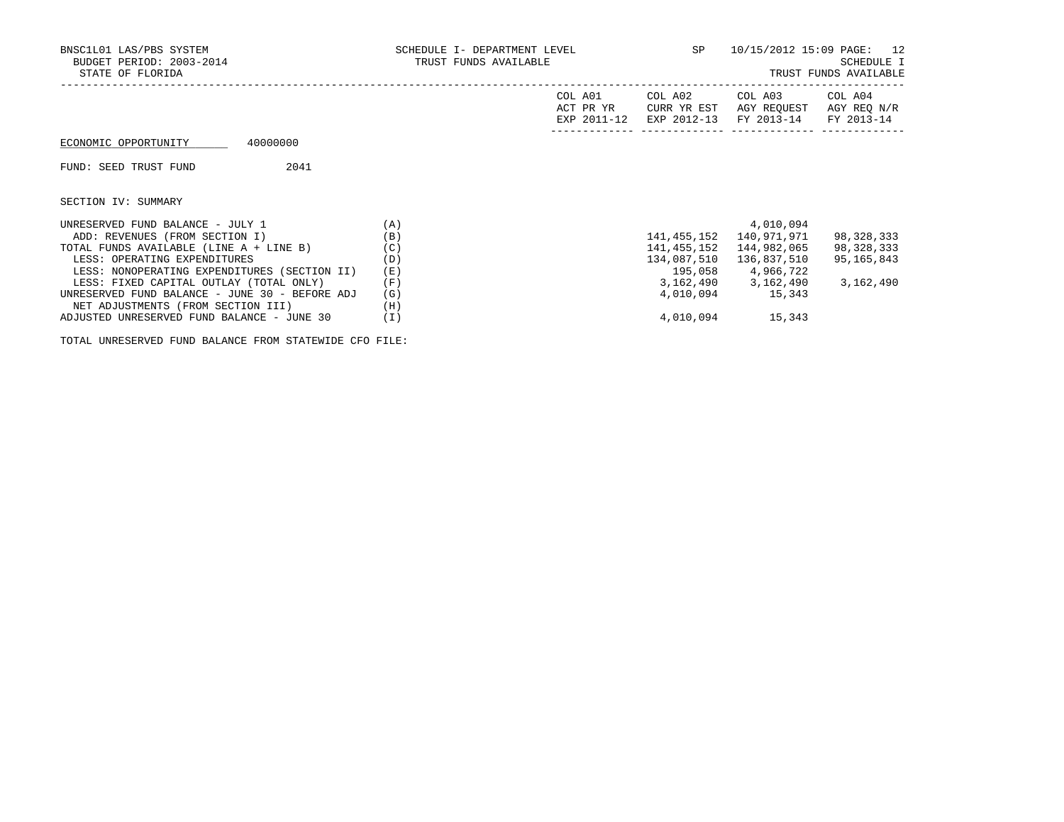ECONOMIC OPPORTUNITY 40000000

FUND: SEED TRUST FUND 2041

SECTION IV: SUMMARY

| | | COL A01 ACT PR YR EXP 2011-12 | COL A02 CURR YR EST EXP 2012-13 | COL A03 AGY REQUEST FY 2013-14 | COL A04 AGY REQ N/R FY 2013-14 |
|---|---|---|---|---|---|
| UNRESERVED FUND BALANCE - JULY 1 | (A) | | | 4,010,094 | |
| ADD: REVENUES (FROM SECTION I) | (B) | | 141,455,152 | 140,971,971 | 98,328,333 |
| TOTAL FUNDS AVAILABLE (LINE A + LINE B) | (C) | | 141,455,152 | 144,982,065 | 98,328,333 |
| LESS: OPERATING EXPENDITURES | (D) | | 134,087,510 | 136,837,510 | 95,165,843 |
| LESS: NONOPERATING EXPENDITURES (SECTION II) | (E) | | 195,058 | 4,966,722 | |
| LESS: FIXED CAPITAL OUTLAY (TOTAL ONLY) | (F) | | 3,162,490 | 3,162,490 | 3,162,490 |
| UNRESERVED FUND BALANCE - JUNE 30 - BEFORE ADJ | (G) | | 4,010,094 | 15,343 | |
| NET ADJUSTMENTS (FROM SECTION III) | (H) | | | | |
| ADJUSTED UNRESERVED FUND BALANCE - JUNE 30 | (I) | | 4,010,094 | 15,343 | |

TOTAL UNRESERVED FUND BALANCE FROM STATEWIDE CFO FILE: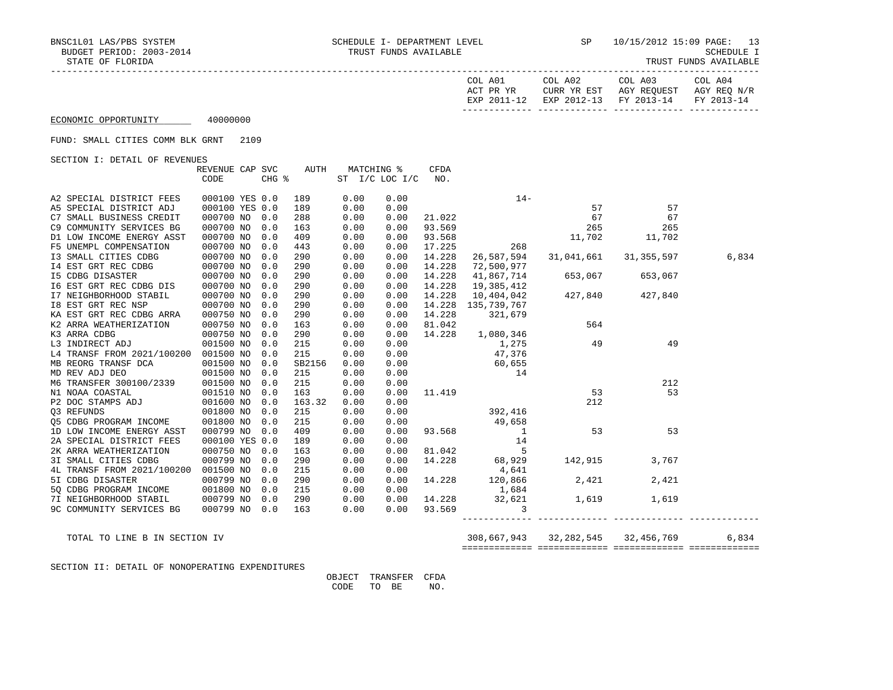BNSC1L01 LAS/PBS SYSTEM — SCHEDULE I- DEPARTMENT LEVEL — SP 10/15/2012 15:09

BUDGET PERIOD: 2003-2014 — TRUST FUNDS AVAILABLE — SCHEDULE I

STATE OF FLORIDA — TRUST FUNDS AVAILABLE

ECONOMIC OPPORTUNITY 40000000

FUND: SMALL CITIES COMM BLK GRNT 2109

SECTION I: DETAIL OF REVENUES

| | REVENUE CODE | CAP | SVC CHG % | AUTH | MATCHING % ST | I/C LOC I/C | CFDA NO. | COL A01 ACT PR YR EXP 2011-12 | COL A02 CURR YR EST EXP 2012-13 | COL A03 AGY REQUEST FY 2013-14 | COL A04 AGY REQ N/R FY 2013-14 |
|---|---|---|---|---|---|---|---|---|---|---|---|
| A2 SPECIAL DISTRICT FEES | 000100 | YES | 0.0 | 189 | 0.00 | 0.00 | | 14- | | | |
| A5 SPECIAL DISTRICT ADJ | 000100 | YES | 0.0 | 189 | 0.00 | 0.00 | | | 57 | 57 | |
| C7 SMALL BUSINESS CREDIT | 000700 | NO | 0.0 | 288 | 0.00 | 0.00 | 21.022 | | 67 | 67 | |
| C9 COMMUNITY SERVICES BG | 000700 | NO | 0.0 | 163 | 0.00 | 0.00 | 93.569 | | 265 | 265 | |
| D1 LOW INCOME ENERGY ASST | 000700 | NO | 0.0 | 409 | 0.00 | 0.00 | 93.568 | | 11,702 | 11,702 | |
| F5 UNEMPL COMPENSATION | 000700 | NO | 0.0 | 443 | 0.00 | 0.00 | 17.225 | 268 | | | |
| I3 SMALL CITIES CDBG | 000700 | NO | 0.0 | 290 | 0.00 | 0.00 | 14.228 | 26,587,594 | 31,041,661 | 31,355,597 | 6,834 |
| I4 EST GRT REC CDBG | 000700 | NO | 0.0 | 290 | 0.00 | 0.00 | 14.228 | 72,500,977 | | | |
| I5 CDBG DISASTER | 000700 | NO | 0.0 | 290 | 0.00 | 0.00 | 14.228 | 41,867,714 | 653,067 | 653,067 | |
| I6 EST GRT REC CDBG DIS | 000700 | NO | 0.0 | 290 | 0.00 | 0.00 | 14.228 | 19,385,412 | | | |
| I7 NEIGHBORHOOD STABIL | 000700 | NO | 0.0 | 290 | 0.00 | 0.00 | 14.228 | 10,404,042 | 427,840 | 427,840 | |
| I8 EST GRT REC NSP | 000700 | NO | 0.0 | 290 | 0.00 | 0.00 | 14.228 | 135,739,767 | | | |
| KA EST GRT REC CDBG ARRA | 000750 | NO | 0.0 | 290 | 0.00 | 0.00 | 14.228 | 321,679 | | | |
| K2 ARRA WEATHERIZATION | 000750 | NO | 0.0 | 163 | 0.00 | 0.00 | 81.042 | | 564 | | |
| K3 ARRA CDBG | 000750 | NO | 0.0 | 290 | 0.00 | 0.00 | 14.228 | 1,080,346 | | | |
| L3 INDIRECT ADJ | 001500 | NO | 0.0 | 215 | 0.00 | 0.00 | | 1,275 | 49 | 49 | |
| L4 TRANSF FROM 2021/100200 | 001500 | NO | 0.0 | 215 | 0.00 | 0.00 | | 47,376 | | | |
| MB REORG TRANSF DCA | 001500 | NO | 0.0 | SB2156 | 0.00 | 0.00 | | 60,655 | | | |
| MD REV ADJ DEO | 001500 | NO | 0.0 | 215 | 0.00 | 0.00 | | 14 | | | |
| M6 TRANSFER 300100/2339 | 001500 | NO | 0.0 | 215 | 0.00 | 0.00 | | | | 212 | |
| N1 NOAA COASTAL | 001510 | NO | 0.0 | 163 | 0.00 | 0.00 | 11.419 | | 53 | 53 | |
| P2 DOC STAMPS ADJ | 001600 | NO | 0.0 | 163.32 | 0.00 | 0.00 | | | 212 | | |
| Q3 REFUNDS | 001800 | NO | 0.0 | 215 | 0.00 | 0.00 | | 392,416 | | | |
| Q5 CDBG PROGRAM INCOME | 001800 | NO | 0.0 | 215 | 0.00 | 0.00 | | 49,658 | | | |
| 1D LOW INCOME ENERGY ASST | 000799 | NO | 0.0 | 409 | 0.00 | 0.00 | 93.568 | 1 | 53 | 53 | |
| 2A SPECIAL DISTRICT FEES | 000100 | YES | 0.0 | 189 | 0.00 | 0.00 | | 14 | | | |
| 2K ARRA WEATHERIZATION | 000750 | NO | 0.0 | 163 | 0.00 | 0.00 | 81.042 | 5 | | | |
| 3I SMALL CITIES CDBG | 000799 | NO | 0.0 | 290 | 0.00 | 0.00 | 14.228 | 68,929 | 142,915 | 3,767 | |
| 4L TRANSF FROM 2021/100200 | 001500 | NO | 0.0 | 215 | 0.00 | 0.00 | | 4,641 | | | |
| 5I CDBG DISASTER | 000799 | NO | 0.0 | 290 | 0.00 | 0.00 | 14.228 | 120,866 | 2,421 | 2,421 | |
| 5Q CDBG PROGRAM INCOME | 001800 | NO | 0.0 | 215 | 0.00 | 0.00 | | 1,684 | | | |
| 7I NEIGHBORHOOD STABIL | 000799 | NO | 0.0 | 290 | 0.00 | 0.00 | 14.228 | 32,621 | 1,619 | 1,619 | |
| 9C COMMUNITY SERVICES BG | 000799 | NO | 0.0 | 163 | 0.00 | 0.00 | 93.569 | 3 | | | |
| TOTAL TO LINE B IN SECTION IV | | | | | | | | 308,667,943 | 32,282,545 | 32,456,769 | 6,834 |

SECTION II: DETAIL OF NONOPERATING EXPENDITURES

| | OBJECT CODE | TRANSFER TO BE | CFDA NO. |
|---|---|---|---|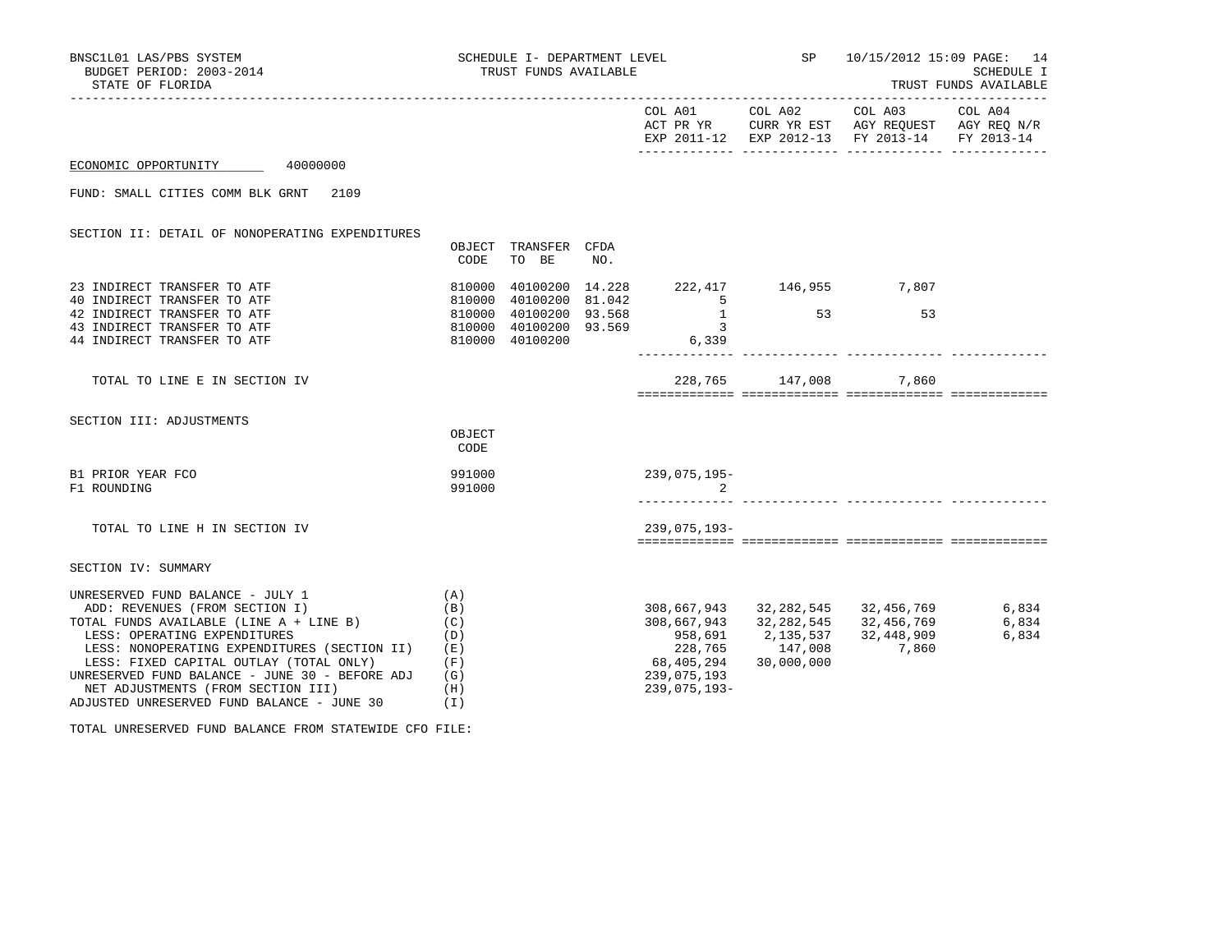BNSC1L01 LAS/PBS SYSTEM
BUDGET PERIOD: 2003-2014
STATE OF FLORIDA

SCHEDULE I- DEPARTMENT LEVEL
TRUST FUNDS AVAILABLE

SP 10/15/2012 15:09

SCHEDULE I
TRUST FUNDS AVAILABLE

ECONOMIC OPPORTUNITY 40000000

FUND: SMALL CITIES COMM BLK GRNT 2109

## SECTION II: DETAIL OF NONOPERATING EXPENDITURES

| | OBJECT CODE | TRANSFER TO BE | CFDA NO. | COL A01 ACT PR YR EXP 2011-12 | COL A02 CURR YR EST EXP 2012-13 | COL A03 AGY REQUEST FY 2013-14 | COL A04 AGY REQ N/R FY 2013-14 |
|---|---|---|---|---|---|---|---|
| 23 INDIRECT TRANSFER TO ATF | 810000 | 40100200 | 14.228 | 222,417 | 146,955 | 7,807 | |
| 40 INDIRECT TRANSFER TO ATF | 810000 | 40100200 | 81.042 | 5 | | | |
| 42 INDIRECT TRANSFER TO ATF | 810000 | 40100200 | 93.568 | 1 | 53 | 53 | |
| 43 INDIRECT TRANSFER TO ATF | 810000 | 40100200 | 93.569 | 3 | | | |
| 44 INDIRECT TRANSFER TO ATF | 810000 | 40100200 | | 6,339 | | | |
| TOTAL TO LINE E IN SECTION IV | | | | 228,765 | 147,008 | 7,860 | |

## SECTION III: ADJUSTMENTS

| | OBJECT CODE | COL A01 | COL A02 | COL A03 | COL A04 |
|---|---|---|---|---|---|
| B1 PRIOR YEAR FCO | 991000 | 239,075,195- | | | |
| F1 ROUNDING | 991000 | 2 | | | |
| TOTAL TO LINE H IN SECTION IV | | 239,075,193- | | | |

## SECTION IV: SUMMARY

| | | COL A01 | COL A02 | COL A03 | COL A04 |
|---|---|---|---|---|---|
| UNRESERVED FUND BALANCE - JULY 1 | (A) | | | | |
| ADD: REVENUES (FROM SECTION I) | (B) | 308,667,943 | 32,282,545 | 32,456,769 | 6,834 |
| TOTAL FUNDS AVAILABLE (LINE A + LINE B) | (C) | 308,667,943 | 32,282,545 | 32,456,769 | 6,834 |
| LESS: OPERATING EXPENDITURES | (D) | 958,691 | 2,135,537 | 32,448,909 | 6,834 |
| LESS: NONOPERATING EXPENDITURES (SECTION II) | (E) | 228,765 | 147,008 | 7,860 | |
| LESS: FIXED CAPITAL OUTLAY (TOTAL ONLY) | (F) | 68,405,294 | 30,000,000 | | |
| UNRESERVED FUND BALANCE - JUNE 30 - BEFORE ADJ | (G) | 239,075,193 | | | |
| NET ADJUSTMENTS (FROM SECTION III) | (H) | 239,075,193- | | | |
| ADJUSTED UNRESERVED FUND BALANCE - JUNE 30 | (I) | | | | |

TOTAL UNRESERVED FUND BALANCE FROM STATEWIDE CFO FILE: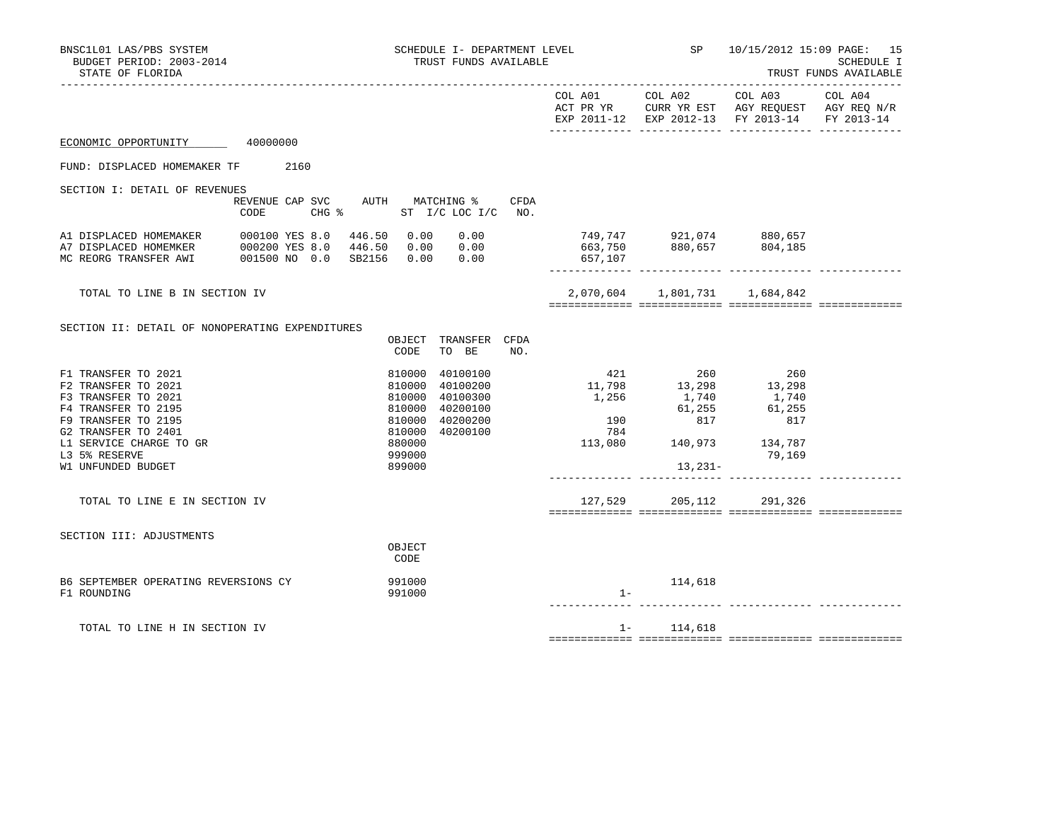ECONOMIC OPPORTUNITY 40000000

FUND: DISPLACED HOMEMAKER TF 2160

## SECTION I: DETAIL OF REVENUES

| | REVENUE CODE | CAP | SVC CHG % | AUTH | MATCHING % ST I/C | LOC I/C | CFDA NO. | COL A01 ACT PR YR EXP 2011-12 | COL A02 CURR YR EST EXP 2012-13 | COL A03 AGY REQUEST FY 2013-14 | COL A04 AGY REQ N/R FY 2013-14 |
|---|---|---|---|---|---|---|---|---|---|---|---|
| A1 DISPLACED HOMEMAKER | 000100 | YES | 8.0 | 446.50 | 0.00 | 0.00 | | 749,747 | 921,074 | 880,657 | |
| A7 DISPLACED HOMEMKER | 000200 | YES | 8.0 | 446.50 | 0.00 | 0.00 | | 663,750 | 880,657 | 804,185 | |
| MC REORG TRANSFER AWI | 001500 | NO | 0.0 | SB2156 | 0.00 | 0.00 | | 657,107 | | | |
| TOTAL TO LINE B IN SECTION IV | | | | | | | | 2,070,604 | 1,801,731 | 1,684,842 | |

## SECTION II: DETAIL OF NONOPERATING EXPENDITURES

| | OBJECT CODE | TRANSFER TO BE | CFDA NO. | COL A01 ACT PR YR EXP 2011-12 | COL A02 CURR YR EST EXP 2012-13 | COL A03 AGY REQUEST FY 2013-14 | COL A04 AGY REQ N/R FY 2013-14 |
|---|---|---|---|---|---|---|---|
| F1 TRANSFER TO 2021 | 810000 | 40100100 | | 421 | 260 | 260 | |
| F2 TRANSFER TO 2021 | 810000 | 40100200 | | 11,798 | 13,298 | 13,298 | |
| F3 TRANSFER TO 2021 | 810000 | 40100300 | | 1,256 | 1,740 | 1,740 | |
| F4 TRANSFER TO 2195 | 810000 | 40200100 | | | 61,255 | 61,255 | |
| F9 TRANSFER TO 2195 | 810000 | 40200200 | | 190 | 817 | 817 | |
| G2 TRANSFER TO 2401 | 810000 | 40200100 | | 784 | | | |
| L1 SERVICE CHARGE TO GR | 880000 | | | 113,080 | 140,973 | 134,787 | |
| L3 5% RESERVE | 999000 | | | | | 79,169 | |
| W1 UNFUNDED BUDGET | 899000 | | | | 13,231- | | |
| TOTAL TO LINE E IN SECTION IV | | | | 127,529 | 205,112 | 291,326 | |

## SECTION III: ADJUSTMENTS

| | OBJECT CODE | COL A01 ACT PR YR EXP 2011-12 | COL A02 CURR YR EST EXP 2012-13 | COL A03 AGY REQUEST FY 2013-14 | COL A04 AGY REQ N/R FY 2013-14 |
|---|---|---|---|---|---|
| B6 SEPTEMBER OPERATING REVERSIONS CY | 991000 | | 114,618 | | |
| F1 ROUNDING | 991000 | 1- | | | |
| TOTAL TO LINE H IN SECTION IV | | 1- | 114,618 | | |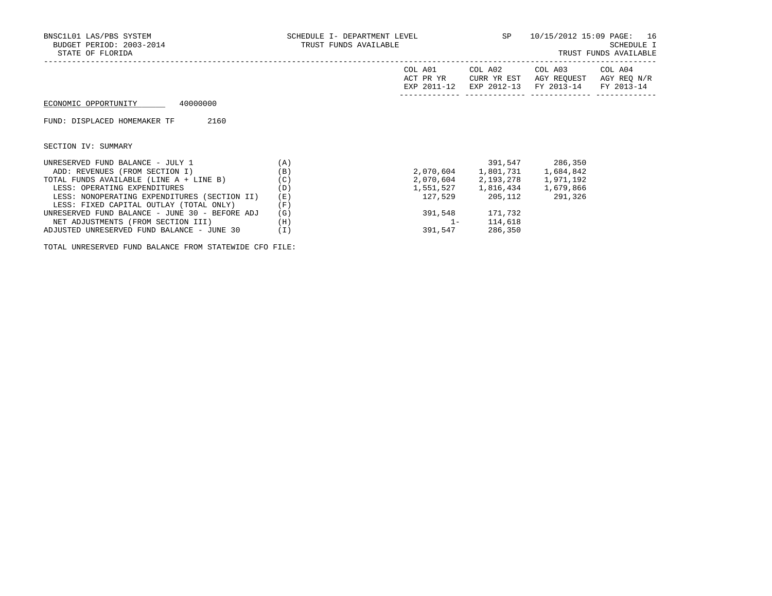BNSC1L01 LAS/PBS SYSTEM
BUDGET PERIOD: 2003-2014
STATE OF FLORIDA

SCHEDULE I- DEPARTMENT LEVEL
TRUST FUNDS AVAILABLE

SP 10/15/2012 15:09

SCHEDULE I
TRUST FUNDS AVAILABLE

ECONOMIC OPPORTUNITY 40000000

FUND: DISPLACED HOMEMAKER TF 2160

SECTION IV: SUMMARY

| | | COL A01 ACT PR YR EXP 2011-12 | COL A02 CURR YR EST EXP 2012-13 | COL A03 AGY REQUEST FY 2013-14 | COL A04 AGY REQ N/R FY 2013-14 |
|---|---|---|---|---|---|
| UNRESERVED FUND BALANCE - JULY 1 | (A) | | 391,547 | 286,350 | |
| ADD: REVENUES (FROM SECTION I) | (B) | 2,070,604 | 1,801,731 | 1,684,842 | |
| TOTAL FUNDS AVAILABLE (LINE A + LINE B) | (C) | 2,070,604 | 2,193,278 | 1,971,192 | |
| LESS: OPERATING EXPENDITURES | (D) | 1,551,527 | 1,816,434 | 1,679,866 | |
| LESS: NONOPERATING EXPENDITURES (SECTION II) | (E) | 127,529 | 205,112 | 291,326 | |
| LESS: FIXED CAPITAL OUTLAY (TOTAL ONLY) | (F) | | | | |
| UNRESERVED FUND BALANCE - JUNE 30 - BEFORE ADJ | (G) | 391,548 | 171,732 | | |
| NET ADJUSTMENTS (FROM SECTION III) | (H) | 1- | 114,618 | | |
| ADJUSTED UNRESERVED FUND BALANCE - JUNE 30 | (I) | 391,547 | 286,350 | | |

TOTAL UNRESERVED FUND BALANCE FROM STATEWIDE CFO FILE: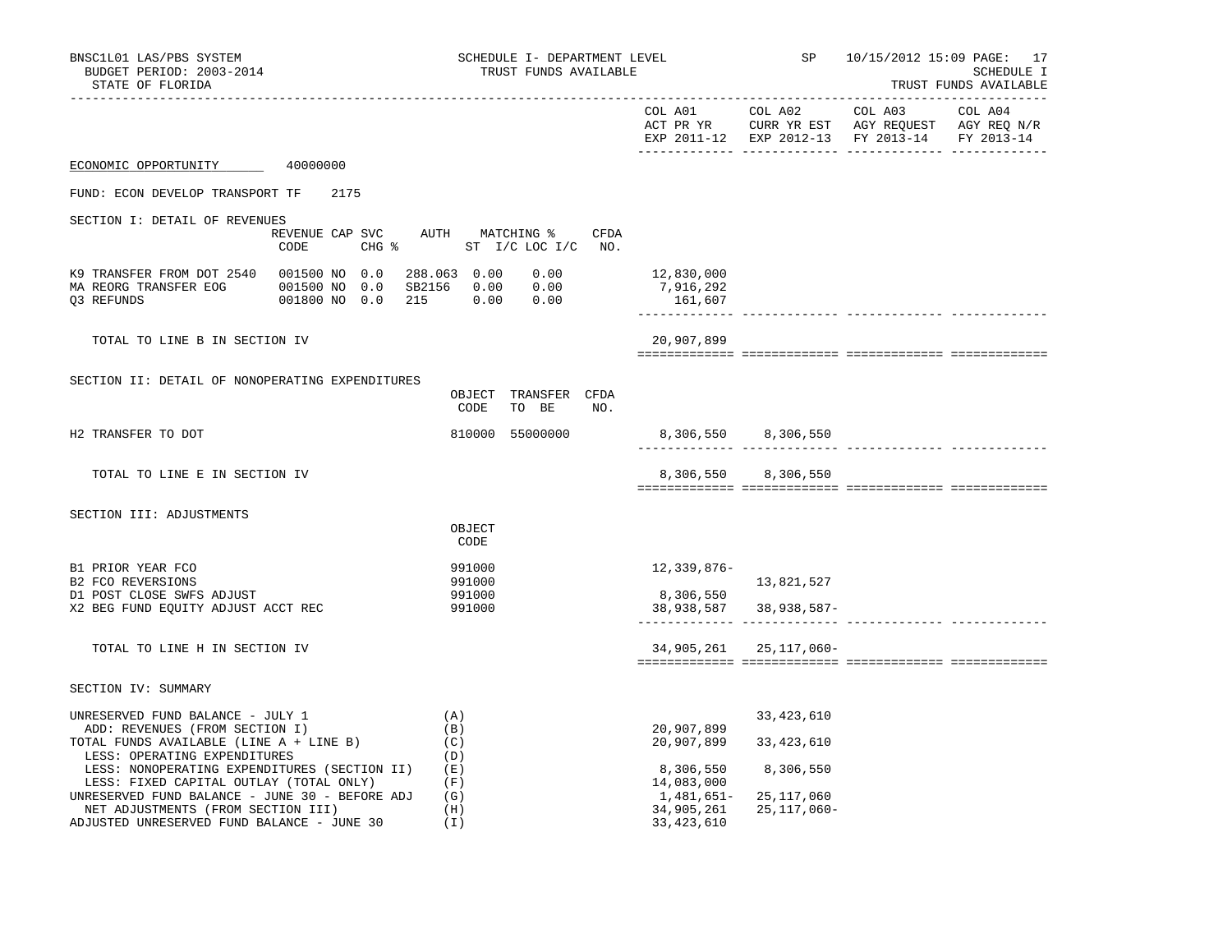BNSC1L01 LAS/PBS SYSTEM — SCHEDULE I- DEPARTMENT LEVEL — SP 10/15/2012 15:09

BUDGET PERIOD: 2003-2014 — TRUST FUNDS AVAILABLE — SCHEDULE I

STATE OF FLORIDA — TRUST FUNDS AVAILABLE

ECONOMIC OPPORTUNITY 40000000

FUND: ECON DEVELOP TRANSPORT TF 2175

## SECTION I: DETAIL OF REVENUES

| | REVENUE CODE | CAP SVC CHG % | AUTH ST | MATCHING % I/C | LOC I/C | CFDA NO. | COL A01 ACT PR YR EXP 2011-12 | COL A02 CURR YR EST EXP 2012-13 | COL A03 AGY REQUEST FY 2013-14 | COL A04 AGY REQ N/R FY 2013-14 |
|---|---|---|---|---|---|---|---|---|---|---|
| K9 TRANSFER FROM DOT 2540 | 001500 | NO 0.0 | 288.063 | 0.00 | 0.00 | | 12,830,000 | | | |
| MA REORG TRANSFER EOG | 001500 | NO 0.0 | SB2156 | 0.00 | 0.00 | | 7,916,292 | | | |
| Q3 REFUNDS | 001800 | NO 0.0 | 215 | 0.00 | 0.00 | | 161,607 | | | |
| TOTAL TO LINE B IN SECTION IV | | | | | | | 20,907,899 | | | |

## SECTION II: DETAIL OF NONOPERATING EXPENDITURES

| | OBJECT CODE | TRANSFER TO BE | CFDA NO. | COL A01 | COL A02 | COL A03 | COL A04 |
|---|---|---|---|---|---|---|---|
| H2 TRANSFER TO DOT | 810000 | 55000000 | | 8,306,550 | 8,306,550 | | |
| TOTAL TO LINE E IN SECTION IV | | | | 8,306,550 | 8,306,550 | | |

## SECTION III: ADJUSTMENTS

| | OBJECT CODE | COL A01 | COL A02 | COL A03 | COL A04 |
|---|---|---|---|---|---|
| B1 PRIOR YEAR FCO | 991000 | 12,339,876- | | | |
| B2 FCO REVERSIONS | 991000 | | 13,821,527 | | |
| D1 POST CLOSE SWFS ADJUST | 991000 | 8,306,550 | | | |
| X2 BEG FUND EQUITY ADJUST ACCT REC | 991000 | 38,938,587 | 38,938,587- | | |
| TOTAL TO LINE H IN SECTION IV | | 34,905,261 | 25,117,060- | | |

## SECTION IV: SUMMARY

| | | COL A01 | COL A02 | COL A03 | COL A04 |
|---|---|---|---|---|---|
| UNRESERVED FUND BALANCE - JULY 1 | (A) | | 33,423,610 | | |
| ADD: REVENUES (FROM SECTION I) | (B) | 20,907,899 | | | |
| TOTAL FUNDS AVAILABLE (LINE A + LINE B) | (C) | 20,907,899 | 33,423,610 | | |
| LESS: OPERATING EXPENDITURES | (D) | | | | |
| LESS: NONOPERATING EXPENDITURES (SECTION II) | (E) | 8,306,550 | 8,306,550 | | |
| LESS: FIXED CAPITAL OUTLAY (TOTAL ONLY) | (F) | 14,083,000 | | | |
| UNRESERVED FUND BALANCE - JUNE 30 - BEFORE ADJ | (G) | 1,481,651- | 25,117,060 | | |
| NET ADJUSTMENTS (FROM SECTION III) | (H) | 34,905,261 | 25,117,060- | | |
| ADJUSTED UNRESERVED FUND BALANCE - JUNE 30 | (I) | 33,423,610 | | | |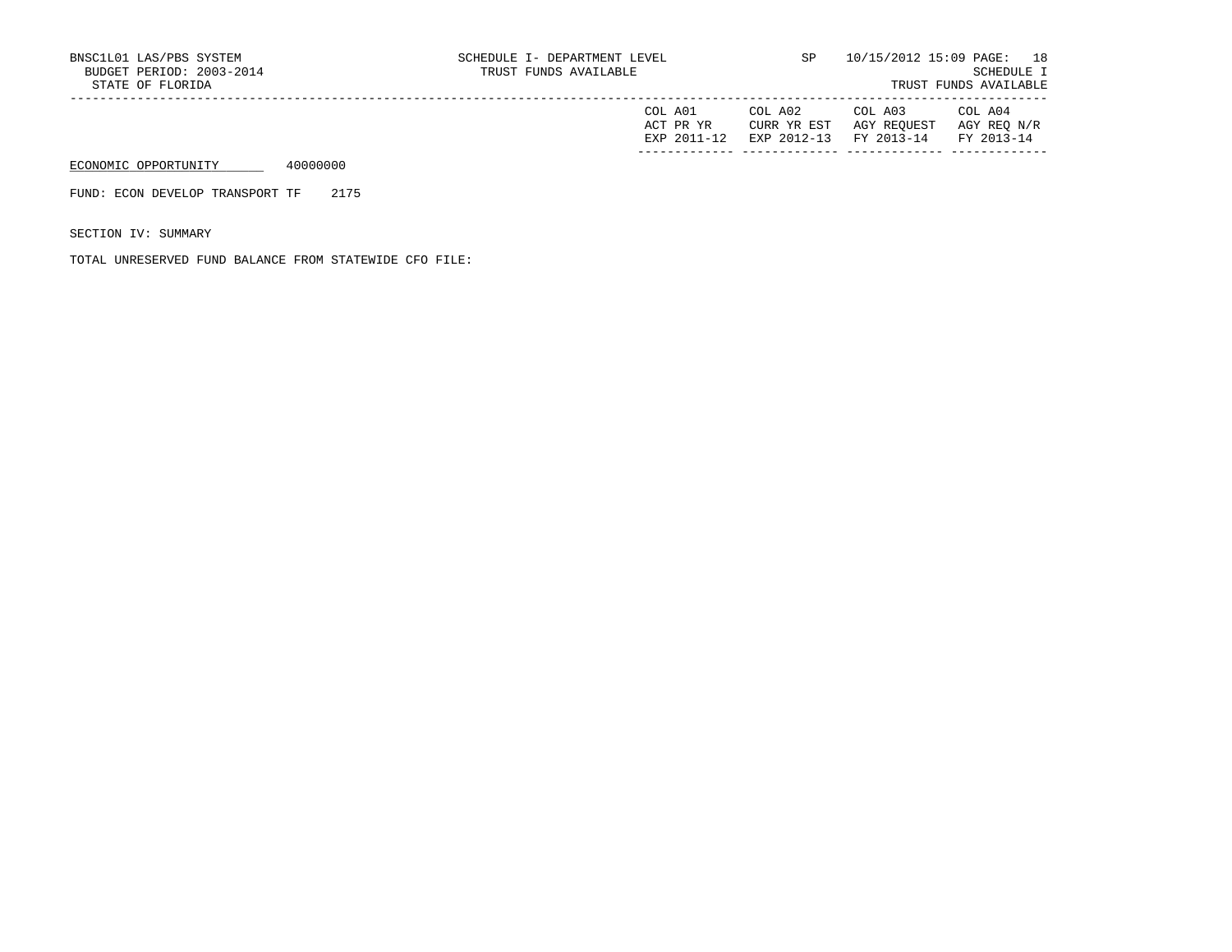BNSC1L01 LAS/PBS SYSTEM
BUDGET PERIOD: 2003-2014
STATE OF FLORIDA

SCHEDULE I- DEPARTMENT LEVEL
TRUST FUNDS AVAILABLE

SP 10/15/2012 15:09

SCHEDULE I
TRUST FUNDS AVAILABLE

| | COL A01 ACT PR YR EXP 2011-12 | COL A02 CURR YR EST EXP 2012-13 | COL A03 AGY REQUEST FY 2013-14 | COL A04 AGY REQ N/R FY 2013-14 |
|---|---|---|---|---|

ECONOMIC OPPORTUNITY 40000000

FUND: ECON DEVELOP TRANSPORT TF 2175

SECTION IV: SUMMARY

TOTAL UNRESERVED FUND BALANCE FROM STATEWIDE CFO FILE: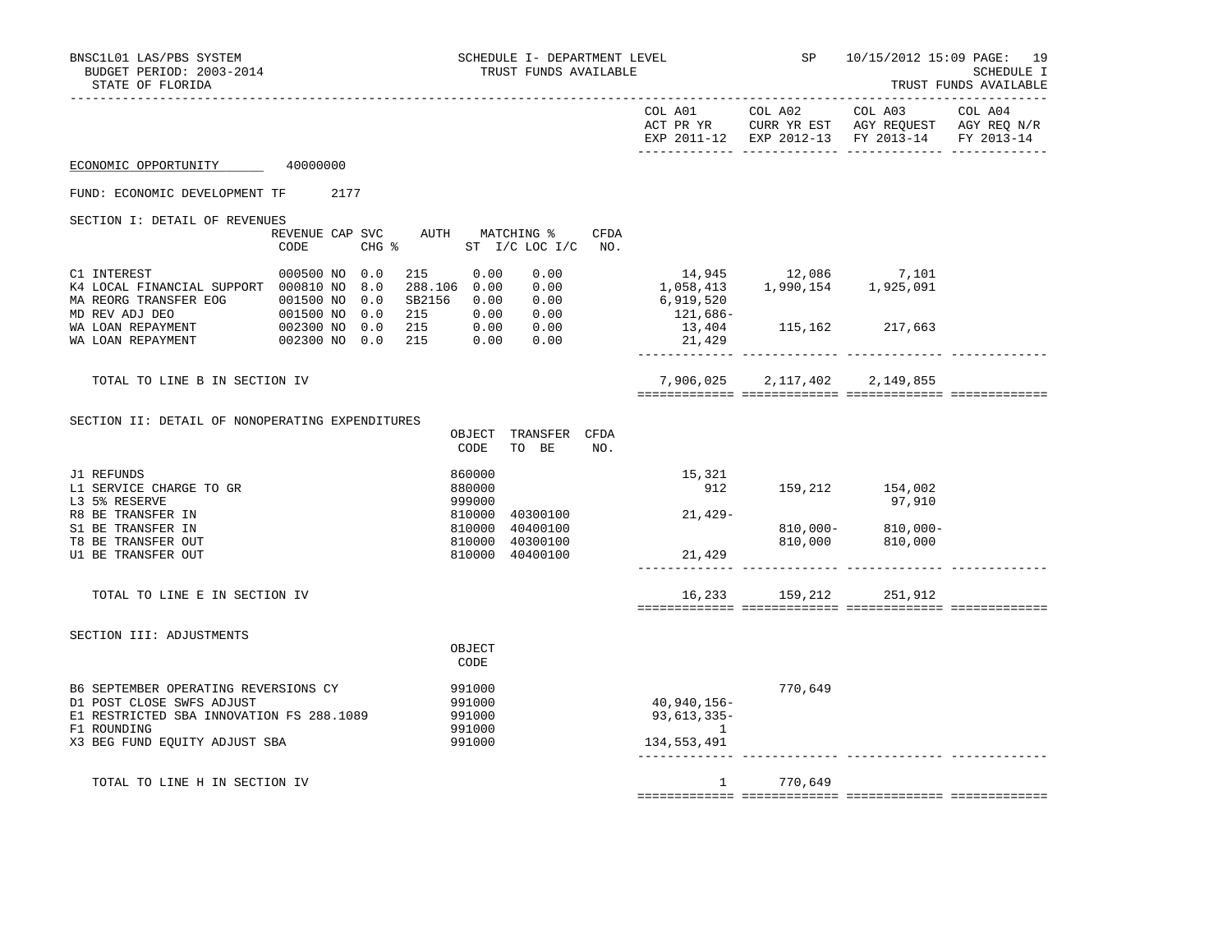BNSC1L01 LAS/PBS SYSTEM — SCHEDULE I- DEPARTMENT LEVEL — TRUST FUNDS AVAILABLE
BUDGET PERIOD: 2003-2014
STATE OF FLORIDA

SP 10/15/2012 15:09

SCHEDULE I — TRUST FUNDS AVAILABLE

**ECONOMIC OPPORTUNITY** 40000000

FUND: ECONOMIC DEVELOPMENT TF 2177

## SECTION I: DETAIL OF REVENUES

| | REVENUE CODE | CAP SVC | CHG % | AUTH | MATCHING % ST I/C | LOC I/C | CFDA NO. | COL A01 ACT PR YR EXP 2011-12 | COL A02 CURR YR EST EXP 2012-13 | COL A03 AGY REQUEST FY 2013-14 | COL A04 AGY REQ N/R FY 2013-14 |
|---|---|---|---|---|---|---|---|---|---|---|---|
| C1 INTEREST | 000500 | NO | 0.0 | 215 | 0.00 | 0.00 | | 14,945 | 12,086 | 7,101 | |
| K4 LOCAL FINANCIAL SUPPORT | 000810 | NO | 8.0 | 288.106 | 0.00 | 0.00 | | 1,058,413 | 1,990,154 | 1,925,091 | |
| MA REORG TRANSFER EOG | 001500 | NO | 0.0 | SB2156 | 0.00 | 0.00 | | 6,919,520 | | | |
| MD REV ADJ DEO | 001500 | NO | 0.0 | 215 | 0.00 | 0.00 | | 121,686- | | | |
| WA LOAN REPAYMENT | 002300 | NO | 0.0 | 215 | 0.00 | 0.00 | | 13,404 | 115,162 | 217,663 | |
| WA LOAN REPAYMENT | 002300 | NO | 0.0 | 215 | 0.00 | 0.00 | | 21,429 | | | |
| TOTAL TO LINE B IN SECTION IV | | | | | | | | 7,906,025 | 2,117,402 | 2,149,855 | |

## SECTION II: DETAIL OF NONOPERATING EXPENDITURES

| | OBJECT CODE | TRANSFER TO BE | CFDA NO. | COL A01 | COL A02 | COL A03 | COL A04 |
|---|---|---|---|---|---|---|---|
| J1 REFUNDS | 860000 | | | 15,321 | | | |
| L1 SERVICE CHARGE TO GR | 880000 | | | 912 | 159,212 | 154,002 | |
| L3 5% RESERVE | 999000 | | | | | 97,910 | |
| R8 BE TRANSFER IN | 810000 | 40300100 | | 21,429- | | | |
| S1 BE TRANSFER IN | 810000 | 40400100 | | | 810,000- | 810,000- | |
| T8 BE TRANSFER OUT | 810000 | 40300100 | | | 810,000 | 810,000 | |
| U1 BE TRANSFER OUT | 810000 | 40400100 | | 21,429 | | | |
| TOTAL TO LINE E IN SECTION IV | | | | 16,233 | 159,212 | 251,912 | |

## SECTION III: ADJUSTMENTS

| | OBJECT CODE | COL A01 | COL A02 | COL A03 | COL A04 |
|---|---|---|---|---|---|
| B6 SEPTEMBER OPERATING REVERSIONS CY | 991000 | | 770,649 | | |
| D1 POST CLOSE SWFS ADJUST | 991000 | 40,940,156- | | | |
| E1 RESTRICTED SBA INNOVATION FS 288.1089 | 991000 | 93,613,335- | | | |
| F1 ROUNDING | 991000 | 1 | | | |
| X3 BEG FUND EQUITY ADJUST SBA | 991000 | 134,553,491 | | | |
| TOTAL TO LINE H IN SECTION IV | | 1 | 770,649 | | |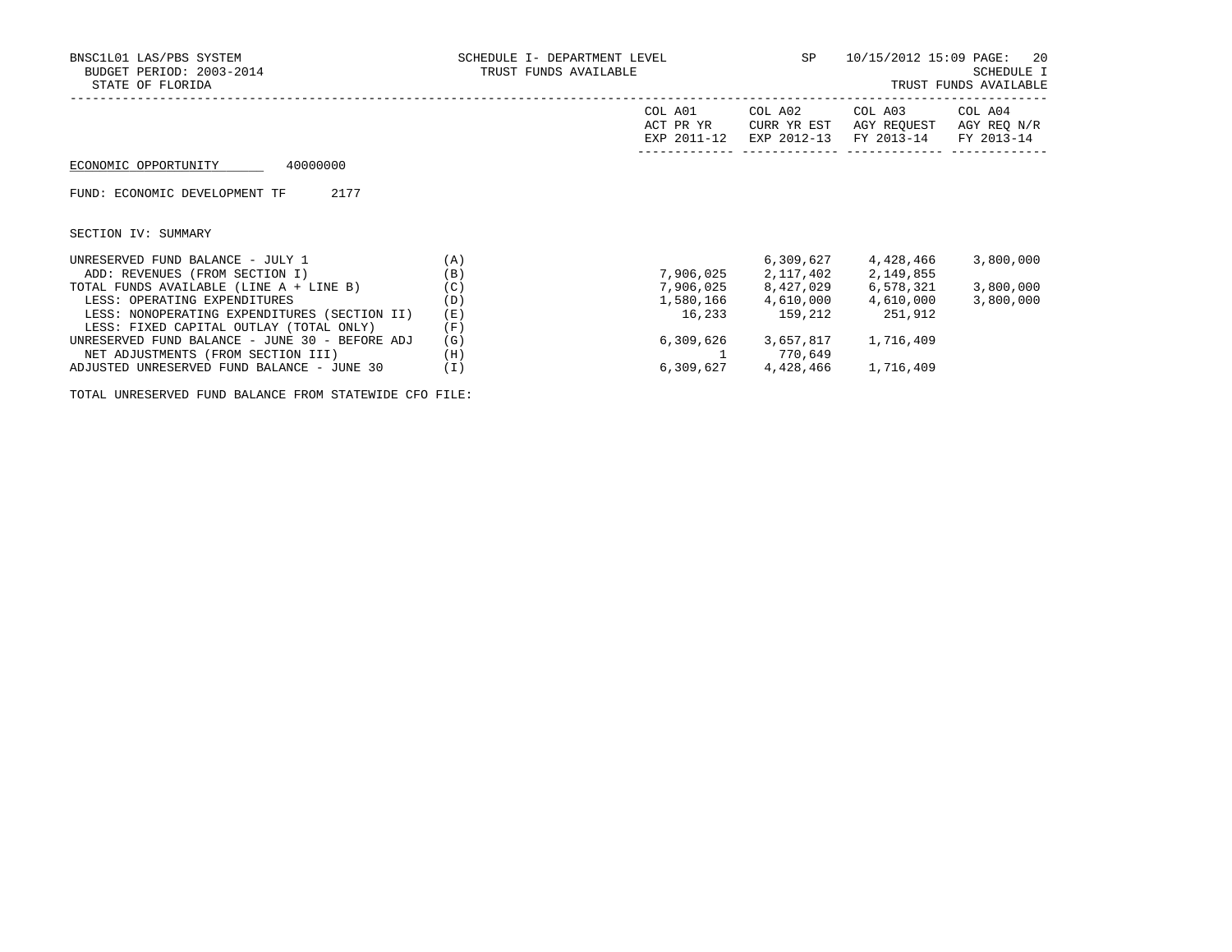BNSC1L01 LAS/PBS SYSTEM — SCHEDULE I- DEPARTMENT LEVEL — SP — 10/15/2012 15:09 PAGE: 20
BUDGET PERIOD: 2003-2014 — TRUST FUNDS AVAILABLE — SCHEDULE I
STATE OF FLORIDA — TRUST FUNDS AVAILABLE

ECONOMIC OPPORTUNITY 40000000

FUND: ECONOMIC DEVELOPMENT TF 2177

SECTION IV: SUMMARY

| | | COL A01 ACT PR YR EXP 2011-12 | COL A02 CURR YR EST EXP 2012-13 | COL A03 AGY REQUEST FY 2013-14 | COL A04 AGY REQ N/R FY 2013-14 |
|---|---|---|---|---|---|
| UNRESERVED FUND BALANCE - JULY 1 | (A) | | 6,309,627 | 4,428,466 | 3,800,000 |
| ADD: REVENUES (FROM SECTION I) | (B) | 7,906,025 | 2,117,402 | 2,149,855 | |
| TOTAL FUNDS AVAILABLE (LINE A + LINE B) | (C) | 7,906,025 | 8,427,029 | 6,578,321 | 3,800,000 |
| LESS: OPERATING EXPENDITURES | (D) | 1,580,166 | 4,610,000 | 4,610,000 | 3,800,000 |
| LESS: NONOPERATING EXPENDITURES (SECTION II) | (E) | 16,233 | 159,212 | 251,912 | |
| LESS: FIXED CAPITAL OUTLAY (TOTAL ONLY) | (F) | | | | |
| UNRESERVED FUND BALANCE - JUNE 30 - BEFORE ADJ | (G) | 6,309,626 | 3,657,817 | 1,716,409 | |
| NET ADJUSTMENTS (FROM SECTION III) | (H) | 1 | 770,649 | | |
| ADJUSTED UNRESERVED FUND BALANCE - JUNE 30 | (I) | 6,309,627 | 4,428,466 | 1,716,409 | |

TOTAL UNRESERVED FUND BALANCE FROM STATEWIDE CFO FILE: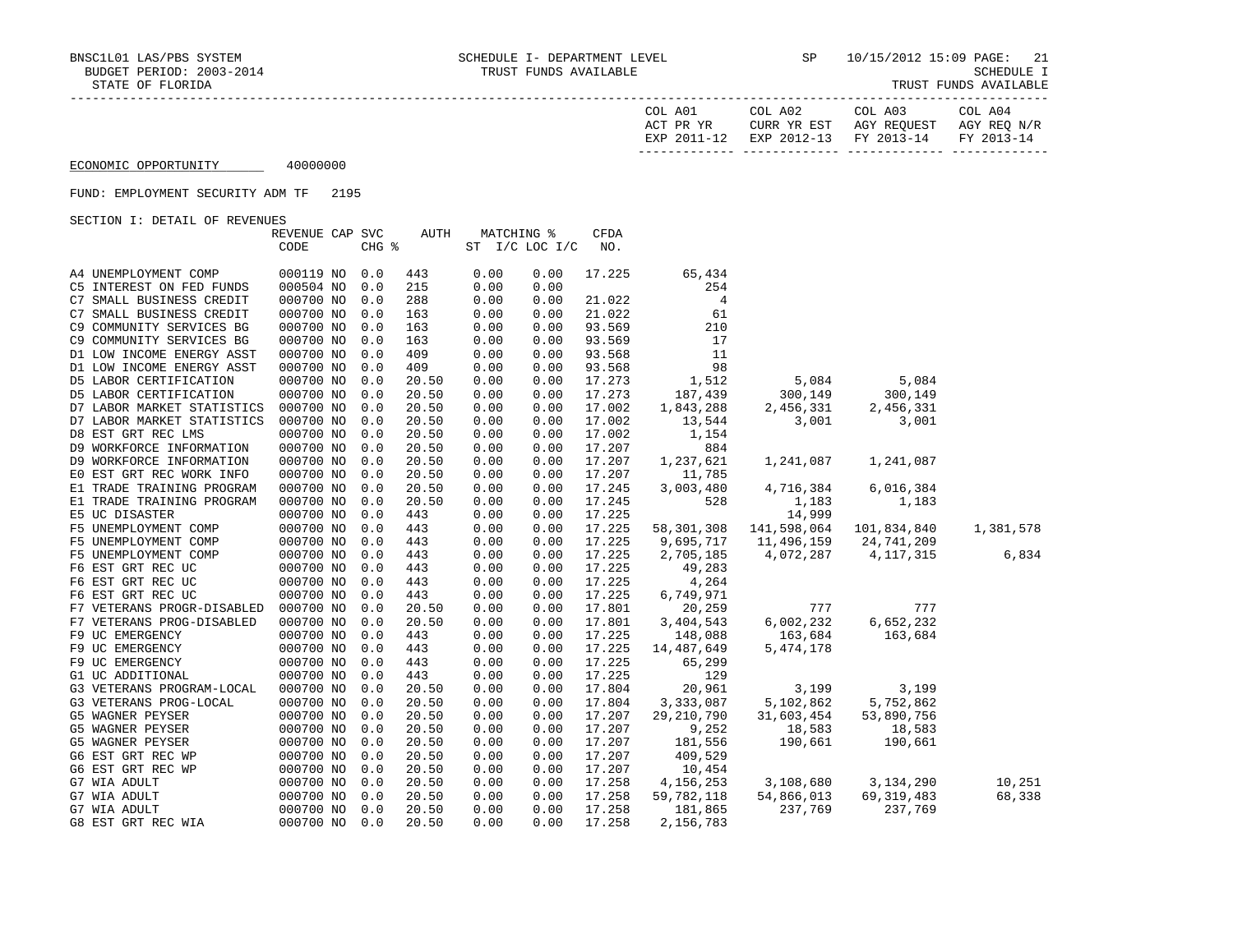BNSC1L01 LAS/PBS SYSTEM SCHEDULE I- DEPARTMENT LEVEL SP 10/15/2012 15:09 PAGE: 21
BUDGET PERIOD: 2003-2014 TRUST FUNDS AVAILABLE SCHEDULE I
STATE OF FLORIDA TRUST FUNDS AVAILABLE

ECONOMIC OPPORTUNITY 40000000

FUND: EMPLOYMENT SECURITY ADM TF 2195

SECTION I: DETAIL OF REVENUES

| | REVENUE CODE | CAP | SVC CHG % | AUTH ST | MATCHING % I/C | LOC I/C | CFDA NO. | COL A01 ACT PR YR EXP 2011-12 | COL A02 CURR YR EST EXP 2012-13 | COL A03 AGY REQUEST FY 2013-14 | COL A04 AGY REQ N/R FY 2013-14 |
|---|---|---|---|---|---|---|---|---|---|---|---|
| A4 UNEMPLOYMENT COMP | 000119 | NO | 0.0 | 443 | 0.00 | 0.00 | 17.225 | 65,434 | | | |
| C5 INTEREST ON FED FUNDS | 000504 | NO | 0.0 | 215 | 0.00 | 0.00 | | 254 | | | |
| C7 SMALL BUSINESS CREDIT | 000700 | NO | 0.0 | 288 | 0.00 | 0.00 | 21.022 | 4 | | | |
| C7 SMALL BUSINESS CREDIT | 000700 | NO | 0.0 | 163 | 0.00 | 0.00 | 21.022 | 61 | | | |
| C9 COMMUNITY SERVICES BG | 000700 | NO | 0.0 | 163 | 0.00 | 0.00 | 93.569 | 210 | | | |
| C9 COMMUNITY SERVICES BG | 000700 | NO | 0.0 | 163 | 0.00 | 0.00 | 93.569 | 17 | | | |
| D1 LOW INCOME ENERGY ASST | 000700 | NO | 0.0 | 409 | 0.00 | 0.00 | 93.568 | 11 | | | |
| D1 LOW INCOME ENERGY ASST | 000700 | NO | 0.0 | 409 | 0.00 | 0.00 | 93.568 | 98 | | | |
| D5 LABOR CERTIFICATION | 000700 | NO | 0.0 | 20.50 | 0.00 | 0.00 | 17.273 | 1,512 | 5,084 | 5,084 | |
| D5 LABOR CERTIFICATION | 000700 | NO | 0.0 | 20.50 | 0.00 | 0.00 | 17.273 | 187,439 | 300,149 | 300,149 | |
| D7 LABOR MARKET STATISTICS | 000700 | NO | 0.0 | 20.50 | 0.00 | 0.00 | 17.002 | 1,843,288 | 2,456,331 | 2,456,331 | |
| D7 LABOR MARKET STATISTICS | 000700 | NO | 0.0 | 20.50 | 0.00 | 0.00 | 17.002 | 13,544 | 3,001 | 3,001 | |
| D8 EST GRT REC LMS | 000700 | NO | 0.0 | 20.50 | 0.00 | 0.00 | 17.002 | 1,154 | | | |
| D9 WORKFORCE INFORMATION | 000700 | NO | 0.0 | 20.50 | 0.00 | 0.00 | 17.207 | 884 | | | |
| D9 WORKFORCE INFORMATION | 000700 | NO | 0.0 | 20.50 | 0.00 | 0.00 | 17.207 | 1,237,621 | 1,241,087 | 1,241,087 | |
| E0 EST GRT REC WORK INFO | 000700 | NO | 0.0 | 20.50 | 0.00 | 0.00 | 17.207 | 11,785 | | | |
| E1 TRADE TRAINING PROGRAM | 000700 | NO | 0.0 | 20.50 | 0.00 | 0.00 | 17.245 | 3,003,480 | 4,716,384 | 6,016,384 | |
| E1 TRADE TRAINING PROGRAM | 000700 | NO | 0.0 | 20.50 | 0.00 | 0.00 | 17.245 | 528 | 1,183 | 1,183 | |
| E5 UC DISASTER | 000700 | NO | 0.0 | 443 | 0.00 | 0.00 | 17.225 | | 14,999 | | |
| F5 UNEMPLOYMENT COMP | 000700 | NO | 0.0 | 443 | 0.00 | 0.00 | 17.225 | 58,301,308 | 141,598,064 | 101,834,840 | 1,381,578 |
| F5 UNEMPLOYMENT COMP | 000700 | NO | 0.0 | 443 | 0.00 | 0.00 | 17.225 | 9,695,717 | 11,496,159 | 24,741,209 | |
| F5 UNEMPLOYMENT COMP | 000700 | NO | 0.0 | 443 | 0.00 | 0.00 | 17.225 | 2,705,185 | 4,072,287 | 4,117,315 | 6,834 |
| F6 EST GRT REC UC | 000700 | NO | 0.0 | 443 | 0.00 | 0.00 | 17.225 | 49,283 | | | |
| F6 EST GRT REC UC | 000700 | NO | 0.0 | 443 | 0.00 | 0.00 | 17.225 | 4,264 | | | |
| F6 EST GRT REC UC | 000700 | NO | 0.0 | 443 | 0.00 | 0.00 | 17.225 | 6,749,971 | | | |
| F7 VETERANS PROGR-DISABLED | 000700 | NO | 0.0 | 20.50 | 0.00 | 0.00 | 17.801 | 20,259 | 777 | 777 | |
| F7 VETERANS PROG-DISABLED | 000700 | NO | 0.0 | 20.50 | 0.00 | 0.00 | 17.801 | 3,404,543 | 6,002,232 | 6,652,232 | |
| F9 UC EMERGENCY | 000700 | NO | 0.0 | 443 | 0.00 | 0.00 | 17.225 | 148,088 | 163,684 | 163,684 | |
| F9 UC EMERGENCY | 000700 | NO | 0.0 | 443 | 0.00 | 0.00 | 17.225 | 14,487,649 | 5,474,178 | | |
| F9 UC EMERGENCY | 000700 | NO | 0.0 | 443 | 0.00 | 0.00 | 17.225 | 65,299 | | | |
| G1 UC ADDITIONAL | 000700 | NO | 0.0 | 443 | 0.00 | 0.00 | 17.225 | 129 | | | |
| G3 VETERANS PROGRAM-LOCAL | 000700 | NO | 0.0 | 20.50 | 0.00 | 0.00 | 17.804 | 20,961 | 3,199 | 3,199 | |
| G3 VETERANS PROG-LOCAL | 000700 | NO | 0.0 | 20.50 | 0.00 | 0.00 | 17.804 | 3,333,087 | 5,102,862 | 5,752,862 | |
| G5 WAGNER PEYSER | 000700 | NO | 0.0 | 20.50 | 0.00 | 0.00 | 17.207 | 29,210,790 | 31,603,454 | 53,890,756 | |
| G5 WAGNER PEYSER | 000700 | NO | 0.0 | 20.50 | 0.00 | 0.00 | 17.207 | 9,252 | 18,583 | 18,583 | |
| G5 WAGNER PEYSER | 000700 | NO | 0.0 | 20.50 | 0.00 | 0.00 | 17.207 | 181,556 | 190,661 | 190,661 | |
| G6 EST GRT REC WP | 000700 | NO | 0.0 | 20.50 | 0.00 | 0.00 | 17.207 | 409,529 | | | |
| G6 EST GRT REC WP | 000700 | NO | 0.0 | 20.50 | 0.00 | 0.00 | 17.207 | 10,454 | | | |
| G7 WIA ADULT | 000700 | NO | 0.0 | 20.50 | 0.00 | 0.00 | 17.258 | 4,156,253 | 3,108,680 | 3,134,290 | 10,251 |
| G7 WIA ADULT | 000700 | NO | 0.0 | 20.50 | 0.00 | 0.00 | 17.258 | 59,782,118 | 54,866,013 | 69,319,483 | 68,338 |
| G7 WIA ADULT | 000700 | NO | 0.0 | 20.50 | 0.00 | 0.00 | 17.258 | 181,865 | 237,769 | 237,769 | |
| G8 EST GRT REC WIA | 000700 | NO | 0.0 | 20.50 | 0.00 | 0.00 | 17.258 | 2,156,783 | | | |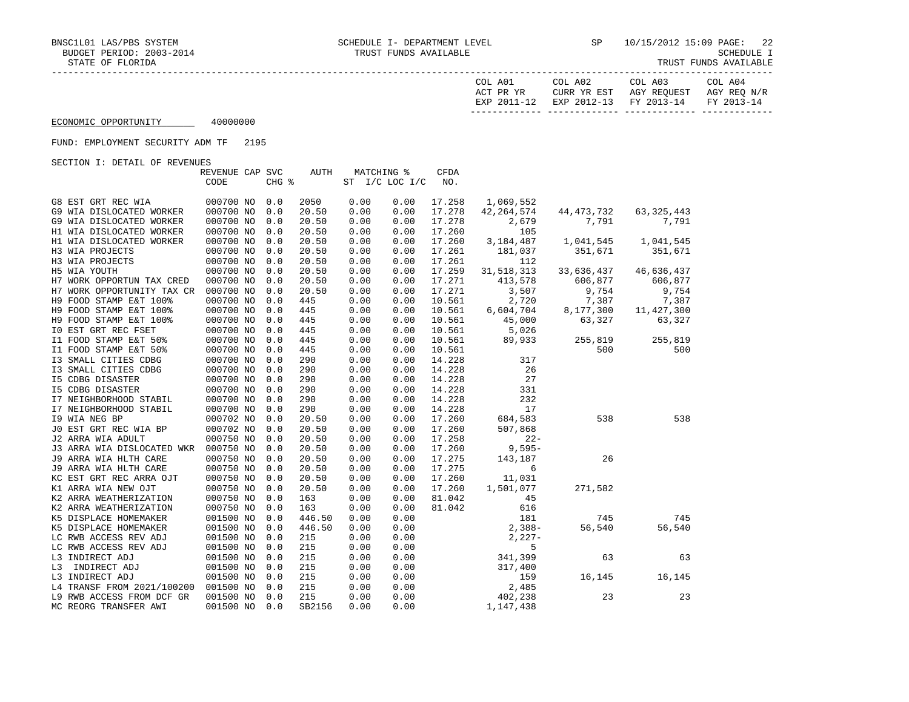ECONOMIC OPPORTUNITY 40000000

FUND: EMPLOYMENT SECURITY ADM TF 2195

SECTION I: DETAIL OF REVENUES

| | REVENUE CODE | CAP | SVC CHG % | AUTH | MATCHING % ST I/C | LOC I/C | CFDA NO. | COL A01 ACT PR YR EXP 2011-12 | COL A02 CURR YR EST EXP 2012-13 | COL A03 AGY REQUEST FY 2013-14 | COL A04 AGY REQ N/R FY 2013-14 |
|---|---|---|---|---|---|---|---|---|---|---|---|
| G8 EST GRT REC WIA | 000700 | NO | 0.0 | 2050 | 0.00 | 0.00 | 17.258 | 1,069,552 | | | |
| G9 WIA DISLOCATED WORKER | 000700 | NO | 0.0 | 20.50 | 0.00 | 0.00 | 17.278 | 42,264,574 | 44,473,732 | 63,325,443 | |
| G9 WIA DISLOCATED WORKER | 000700 | NO | 0.0 | 20.50 | 0.00 | 0.00 | 17.278 | 2,679 | 7,791 | 7,791 | |
| H1 WIA DISLOCATED WORKER | 000700 | NO | 0.0 | 20.50 | 0.00 | 0.00 | 17.260 | 105 | | | |
| H1 WIA DISLOCATED WORKER | 000700 | NO | 0.0 | 20.50 | 0.00 | 0.00 | 17.260 | 3,184,487 | 1,041,545 | 1,041,545 | |
| H3 WIA PROJECTS | 000700 | NO | 0.0 | 20.50 | 0.00 | 0.00 | 17.261 | 181,037 | 351,671 | 351,671 | |
| H3 WIA PROJECTS | 000700 | NO | 0.0 | 20.50 | 0.00 | 0.00 | 17.261 | 112 | | | |
| H5 WIA YOUTH | 000700 | NO | 0.0 | 20.50 | 0.00 | 0.00 | 17.259 | 31,518,313 | 33,636,437 | 46,636,437 | |
| H7 WORK OPPORTUN TAX CRED | 000700 | NO | 0.0 | 20.50 | 0.00 | 0.00 | 17.271 | 413,578 | 606,877 | 606,877 | |
| H7 WORK OPPORTUNITY TAX CR | 000700 | NO | 0.0 | 20.50 | 0.00 | 0.00 | 17.271 | 3,507 | 9,754 | 9,754 | |
| H9 FOOD STAMP E&T 100% | 000700 | NO | 0.0 | 445 | 0.00 | 0.00 | 10.561 | 2,720 | 7,387 | 7,387 | |
| H9 FOOD STAMP E&T 100% | 000700 | NO | 0.0 | 445 | 0.00 | 0.00 | 10.561 | 6,604,704 | 8,177,300 | 11,427,300 | |
| H9 FOOD STAMP E&T 100% | 000700 | NO | 0.0 | 445 | 0.00 | 0.00 | 10.561 | 45,000 | 63,327 | 63,327 | |
| I0 EST GRT REC FSET | 000700 | NO | 0.0 | 445 | 0.00 | 0.00 | 10.561 | 5,026 | | | |
| I1 FOOD STAMP E&T 50% | 000700 | NO | 0.0 | 445 | 0.00 | 0.00 | 10.561 | 89,933 | 255,819 | 255,819 | |
| I1 FOOD STAMP E&T 50% | 000700 | NO | 0.0 | 445 | 0.00 | 0.00 | 10.561 | | 500 | 500 | |
| I3 SMALL CITIES CDBG | 000700 | NO | 0.0 | 290 | 0.00 | 0.00 | 14.228 | 317 | | | |
| I3 SMALL CITIES CDBG | 000700 | NO | 0.0 | 290 | 0.00 | 0.00 | 14.228 | 26 | | | |
| I5 CDBG DISASTER | 000700 | NO | 0.0 | 290 | 0.00 | 0.00 | 14.228 | 27 | | | |
| I5 CDBG DISASTER | 000700 | NO | 0.0 | 290 | 0.00 | 0.00 | 14.228 | 331 | | | |
| I7 NEIGHBORHOOD STABIL | 000700 | NO | 0.0 | 290 | 0.00 | 0.00 | 14.228 | 232 | | | |
| I7 NEIGHBORHOOD STABIL | 000700 | NO | 0.0 | 290 | 0.00 | 0.00 | 14.228 | 17 | | | |
| I9 WIA NEG BP | 000702 | NO | 0.0 | 20.50 | 0.00 | 0.00 | 17.260 | 684,583 | 538 | 538 | |
| J0 EST GRT REC WIA BP | 000702 | NO | 0.0 | 20.50 | 0.00 | 0.00 | 17.260 | 507,868 | | | |
| J2 ARRA WIA ADULT | 000750 | NO | 0.0 | 20.50 | 0.00 | 0.00 | 17.258 | 22- | | | |
| J3 ARRA WIA DISLOCATED WKR | 000750 | NO | 0.0 | 20.50 | 0.00 | 0.00 | 17.260 | 9,595- | | | |
| J9 ARRA WIA HLTH CARE | 000750 | NO | 0.0 | 20.50 | 0.00 | 0.00 | 17.275 | 143,187 | 26 | | |
| J9 ARRA WIA HLTH CARE | 000750 | NO | 0.0 | 20.50 | 0.00 | 0.00 | 17.275 | 6 | | | |
| KC EST GRT REC ARRA OJT | 000750 | NO | 0.0 | 20.50 | 0.00 | 0.00 | 17.260 | 11,031 | | | |
| K1 ARRA WIA NEW OJT | 000750 | NO | 0.0 | 20.50 | 0.00 | 0.00 | 17.260 | 1,501,077 | 271,582 | | |
| K2 ARRA WEATHERIZATION | 000750 | NO | 0.0 | 163 | 0.00 | 0.00 | 81.042 | 45 | | | |
| K2 ARRA WEATHERIZATION | 000750 | NO | 0.0 | 163 | 0.00 | 0.00 | 81.042 | 616 | | | |
| K5 DISPLACE HOMEMAKER | 001500 | NO | 0.0 | 446.50 | 0.00 | 0.00 | | 181 | 745 | 745 | |
| K5 DISPLACE HOMEMAKER | 001500 | NO | 0.0 | 446.50 | 0.00 | 0.00 | | 2,388- | 56,540 | 56,540 | |
| LC RWB ACCESS REV ADJ | 001500 | NO | 0.0 | 215 | 0.00 | 0.00 | | 2,227- | | | |
| LC RWB ACCESS REV ADJ | 001500 | NO | 0.0 | 215 | 0.00 | 0.00 | | 5 | | | |
| L3 INDIRECT ADJ | 001500 | NO | 0.0 | 215 | 0.00 | 0.00 | | 341,399 | 63 | 63 | |
| L3 INDIRECT ADJ | 001500 | NO | 0.0 | 215 | 0.00 | 0.00 | | 317,400 | | | |
| L3 INDIRECT ADJ | 001500 | NO | 0.0 | 215 | 0.00 | 0.00 | | 159 | 16,145 | 16,145 | |
| L4 TRANSF FROM 2021/100200 | 001500 | NO | 0.0 | 215 | 0.00 | 0.00 | | 2,485 | | | |
| L9 RWB ACCESS FROM DCF GR | 001500 | NO | 0.0 | 215 | 0.00 | 0.00 | | 402,238 | 23 | 23 | |
| MC REORG TRANSFER AWI | 001500 | NO | 0.0 | SB2156 | 0.00 | 0.00 | | 1,147,438 | | | |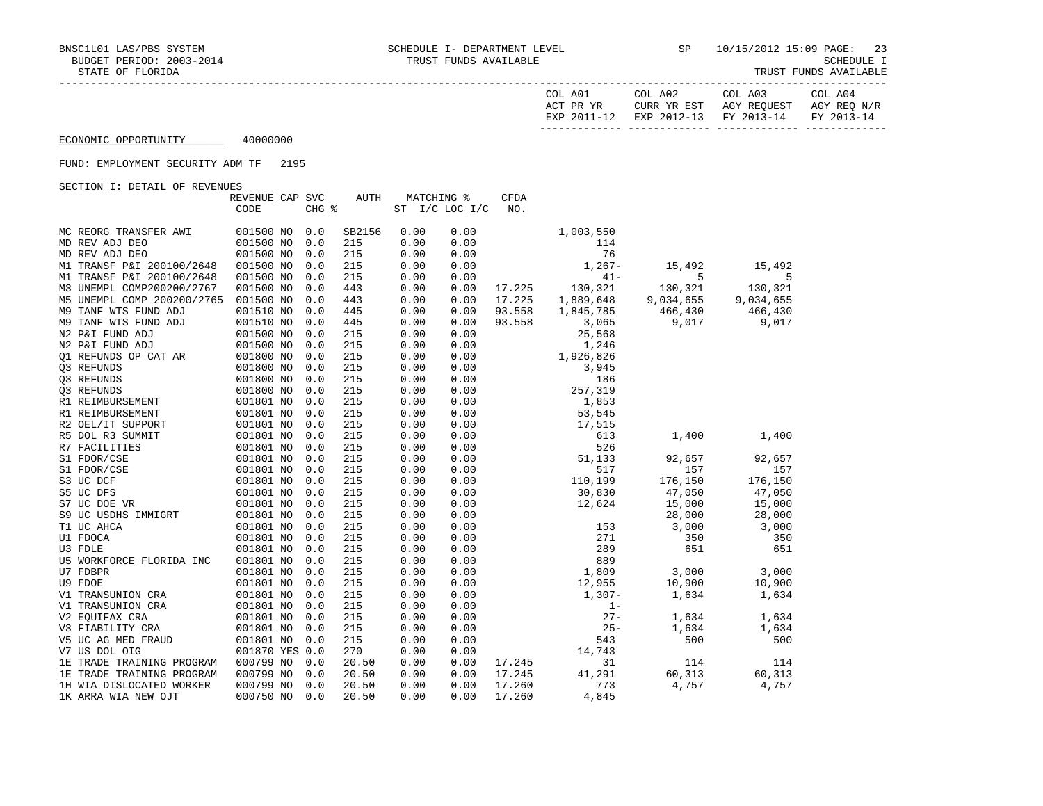BNSC1L01 LAS/PBS SYSTEM — SCHEDULE I- DEPARTMENT LEVEL — TRUST FUNDS AVAILABLE — SP 10/15/2012 15:09

BUDGET PERIOD: 2003-2014 — SCHEDULE I

STATE OF FLORIDA — TRUST FUNDS AVAILABLE

ECONOMIC OPPORTUNITY 40000000

FUND: EMPLOYMENT SECURITY ADM TF 2195

SECTION I: DETAIL OF REVENUES

| | REVENUE CODE | CAP | SVC CHG % | AUTH | MATCHING % ST | I/C LOC I/C | CFDA NO. | COL A01 ACT PR YR EXP 2011-12 | COL A02 CURR YR EST EXP 2012-13 | COL A03 AGY REQUEST FY 2013-14 | COL A04 AGY REQ N/R FY 2013-14 |
|---|---|---|---|---|---|---|---|---|---|---|---|
| MC REORG TRANSFER AWI | 001500 | NO | 0.0 | SB2156 | 0.00 | 0.00 | | 1,003,550 | | | |
| MD REV ADJ DEO | 001500 | NO | 0.0 | 215 | 0.00 | 0.00 | | 114 | | | |
| MD REV ADJ DEO | 001500 | NO | 0.0 | 215 | 0.00 | 0.00 | | 76 | | | |
| M1 TRANSF P&I 200100/2648 | 001500 | NO | 0.0 | 215 | 0.00 | 0.00 | | 1,267- | 15,492 | 15,492 | |
| M1 TRANSF P&I 200100/2648 | 001500 | NO | 0.0 | 215 | 0.00 | 0.00 | | 41- | 5 | 5 | |
| M3 UNEMPL COMP200200/2767 | 001500 | NO | 0.0 | 443 | 0.00 | 0.00 | 17.225 | 130,321 | 130,321 | 130,321 | |
| M5 UNEMPL COMP 200200/2765 | 001500 | NO | 0.0 | 443 | 0.00 | 0.00 | 17.225 | 1,889,648 | 9,034,655 | 9,034,655 | |
| M9 TANF WTS FUND ADJ | 001510 | NO | 0.0 | 445 | 0.00 | 0.00 | 93.558 | 1,845,785 | 466,430 | 466,430 | |
| M9 TANF WTS FUND ADJ | 001510 | NO | 0.0 | 445 | 0.00 | 0.00 | 93.558 | 3,065 | 9,017 | 9,017 | |
| N2 P&I FUND ADJ | 001500 | NO | 0.0 | 215 | 0.00 | 0.00 | | 25,568 | | | |
| N2 P&I FUND ADJ | 001500 | NO | 0.0 | 215 | 0.00 | 0.00 | | 1,246 | | | |
| Q1 REFUNDS OP CAT AR | 001800 | NO | 0.0 | 215 | 0.00 | 0.00 | | 1,926,826 | | | |
| Q3 REFUNDS | 001800 | NO | 0.0 | 215 | 0.00 | 0.00 | | 3,945 | | | |
| Q3 REFUNDS | 001800 | NO | 0.0 | 215 | 0.00 | 0.00 | | 186 | | | |
| Q3 REFUNDS | 001800 | NO | 0.0 | 215 | 0.00 | 0.00 | | 257,319 | | | |
| R1 REIMBURSEMENT | 001801 | NO | 0.0 | 215 | 0.00 | 0.00 | | 1,853 | | | |
| R1 REIMBURSEMENT | 001801 | NO | 0.0 | 215 | 0.00 | 0.00 | | 53,545 | | | |
| R2 OEL/IT SUPPORT | 001801 | NO | 0.0 | 215 | 0.00 | 0.00 | | 17,515 | | | |
| R5 DOL R3 SUMMIT | 001801 | NO | 0.0 | 215 | 0.00 | 0.00 | | 613 | 1,400 | 1,400 | |
| R7 FACILITIES | 001801 | NO | 0.0 | 215 | 0.00 | 0.00 | | 526 | | | |
| S1 FDOR/CSE | 001801 | NO | 0.0 | 215 | 0.00 | 0.00 | | 51,133 | 92,657 | 92,657 | |
| S1 FDOR/CSE | 001801 | NO | 0.0 | 215 | 0.00 | 0.00 | | 517 | 157 | 157 | |
| S3 UC DCF | 001801 | NO | 0.0 | 215 | 0.00 | 0.00 | | 110,199 | 176,150 | 176,150 | |
| S5 UC DFS | 001801 | NO | 0.0 | 215 | 0.00 | 0.00 | | 30,830 | 47,050 | 47,050 | |
| S7 UC DOE VR | 001801 | NO | 0.0 | 215 | 0.00 | 0.00 | | 12,624 | 15,000 | 15,000 | |
| S9 UC USDHS IMMIGRT | 001801 | NO | 0.0 | 215 | 0.00 | 0.00 | | | 28,000 | 28,000 | |
| T1 UC AHCA | 001801 | NO | 0.0 | 215 | 0.00 | 0.00 | | 153 | 3,000 | 3,000 | |
| U1 FDOCA | 001801 | NO | 0.0 | 215 | 0.00 | 0.00 | | 271 | 350 | 350 | |
| U3 FDLE | 001801 | NO | 0.0 | 215 | 0.00 | 0.00 | | 289 | 651 | 651 | |
| U5 WORKFORCE FLORIDA INC | 001801 | NO | 0.0 | 215 | 0.00 | 0.00 | | 889 | | | |
| U7 FDBPR | 001801 | NO | 0.0 | 215 | 0.00 | 0.00 | | 1,809 | 3,000 | 3,000 | |
| U9 FDOE | 001801 | NO | 0.0 | 215 | 0.00 | 0.00 | | 12,955 | 10,900 | 10,900 | |
| V1 TRANSUNION CRA | 001801 | NO | 0.0 | 215 | 0.00 | 0.00 | | 1,307- | 1,634 | 1,634 | |
| V1 TRANSUNION CRA | 001801 | NO | 0.0 | 215 | 0.00 | 0.00 | | 1- | | | |
| V2 EQUIFAX CRA | 001801 | NO | 0.0 | 215 | 0.00 | 0.00 | | 27- | 1,634 | 1,634 | |
| V3 FIABILITY CRA | 001801 | NO | 0.0 | 215 | 0.00 | 0.00 | | 25- | 1,634 | 1,634 | |
| V5 UC AG MED FRAUD | 001801 | NO | 0.0 | 215 | 0.00 | 0.00 | | 543 | 500 | 500 | |
| V7 US DOL OIG | 001870 | YES | 0.0 | 270 | 0.00 | 0.00 | | 14,743 | | | |
| 1E TRADE TRAINING PROGRAM | 000799 | NO | 0.0 | 20.50 | 0.00 | 0.00 | 17.245 | 31 | 114 | 114 | |
| 1E TRADE TRAINING PROGRAM | 000799 | NO | 0.0 | 20.50 | 0.00 | 0.00 | 17.245 | 41,291 | 60,313 | 60,313 | |
| 1H WIA DISLOCATED WORKER | 000799 | NO | 0.0 | 20.50 | 0.00 | 0.00 | 17.260 | 773 | 4,757 | 4,757 | |
| 1K ARRA WIA NEW OJT | 000750 | NO | 0.0 | 20.50 | 0.00 | 0.00 | 17.260 | 4,845 | | | |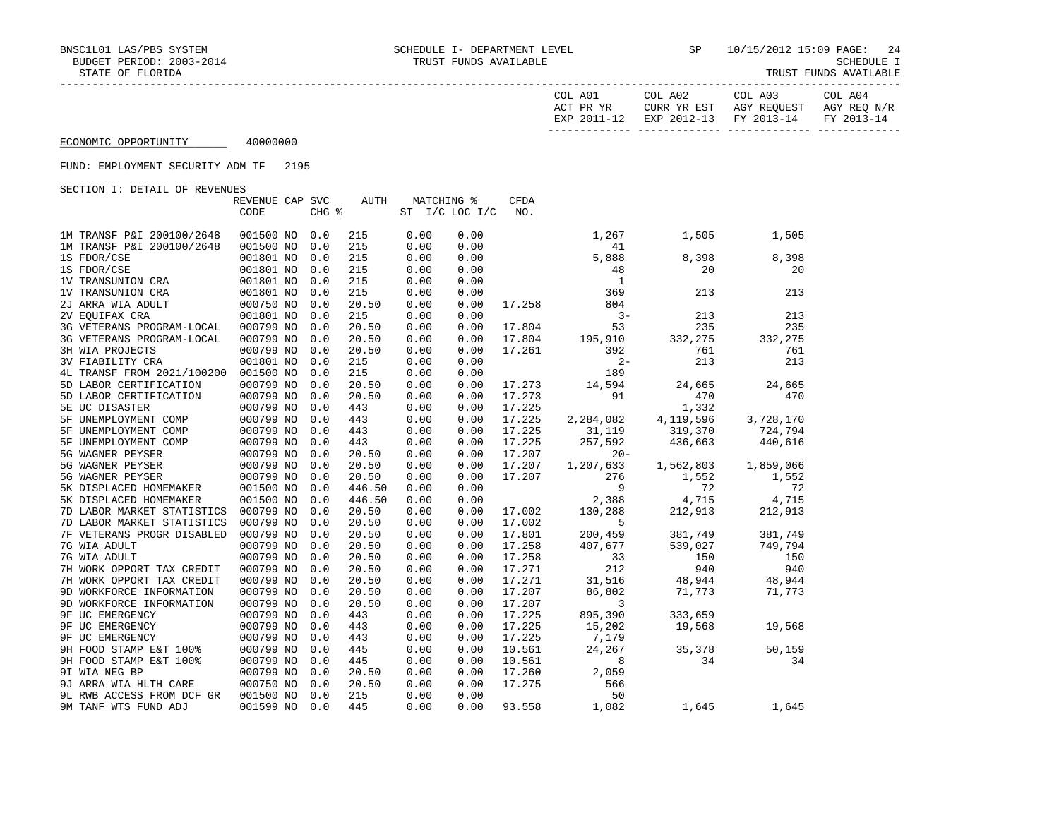BNSC1L01 LAS/PBS SYSTEM — SCHEDULE I- DEPARTMENT LEVEL — TRUST FUNDS AVAILABLE — SP 10/15/2012 15:09 PAGE: 24

BUDGET PERIOD: 2003-2014 — SCHEDULE I

STATE OF FLORIDA — TRUST FUNDS AVAILABLE

ECONOMIC OPPORTUNITY 40000000

FUND: EMPLOYMENT SECURITY ADM TF 2195

SECTION I: DETAIL OF REVENUES

| | REVENUE CODE | CAP | SVC CHG % | AUTH | MATCHING % ST | I/C LOC I/C | CFDA NO. | COL A01 ACT PR YR EXP 2011-12 | COL A02 CURR YR EST EXP 2012-13 | COL A03 AGY REQUEST FY 2013-14 | COL A04 AGY REQ N/R FY 2013-14 |
|---|---|---|---|---|---|---|---|---|---|---|---|
| 1M TRANSF P&I 200100/2648 | 001500 | NO | 0.0 | 215 | 0.00 | 0.00 | | 1,267 | 1,505 | 1,505 | |
| 1M TRANSF P&I 200100/2648 | 001500 | NO | 0.0 | 215 | 0.00 | 0.00 | | 41 | | | |
| 1S FDOR/CSE | 001801 | NO | 0.0 | 215 | 0.00 | 0.00 | | 5,888 | 8,398 | 8,398 | |
| 1S FDOR/CSE | 001801 | NO | 0.0 | 215 | 0.00 | 0.00 | | 48 | 20 | 20 | |
| 1V TRANSUNION CRA | 001801 | NO | 0.0 | 215 | 0.00 | 0.00 | | 1 | | | |
| 1V TRANSUNION CRA | 001801 | NO | 0.0 | 215 | 0.00 | 0.00 | | 369 | 213 | 213 | |
| 2J ARRA WIA ADULT | 000750 | NO | 0.0 | 20.50 | 0.00 | 0.00 | 17.258 | 804 | | | |
| 2V EQUIFAX CRA | 001801 | NO | 0.0 | 215 | 0.00 | 0.00 | | 3- | 213 | 213 | |
| 3G VETERANS PROGRAM-LOCAL | 000799 | NO | 0.0 | 20.50 | 0.00 | 0.00 | 17.804 | 53 | 235 | 235 | |
| 3G VETERANS PROGRAM-LOCAL | 000799 | NO | 0.0 | 20.50 | 0.00 | 0.00 | 17.804 | 195,910 | 332,275 | 332,275 | |
| 3H WIA PROJECTS | 000799 | NO | 0.0 | 20.50 | 0.00 | 0.00 | 17.261 | 392 | 761 | 761 | |
| 3V FIABILITY CRA | 001801 | NO | 0.0 | 215 | 0.00 | 0.00 | | 2- | 213 | 213 | |
| 4L TRANSF FROM 2021/100200 | 001500 | NO | 0.0 | 215 | 0.00 | 0.00 | | 189 | | | |
| 5D LABOR CERTIFICATION | 000799 | NO | 0.0 | 20.50 | 0.00 | 0.00 | 17.273 | 14,594 | 24,665 | 24,665 | |
| 5D LABOR CERTIFICATION | 000799 | NO | 0.0 | 20.50 | 0.00 | 0.00 | 17.273 | 91 | 470 | 470 | |
| 5E UC DISASTER | 000799 | NO | 0.0 | 443 | 0.00 | 0.00 | 17.225 | | 1,332 | | |
| 5F UNEMPLOYMENT COMP | 000799 | NO | 0.0 | 443 | 0.00 | 0.00 | 17.225 | 2,284,082 | 4,119,596 | 3,728,170 | |
| 5F UNEMPLOYMENT COMP | 000799 | NO | 0.0 | 443 | 0.00 | 0.00 | 17.225 | 31,119 | 319,370 | 724,794 | |
| 5F UNEMPLOYMENT COMP | 000799 | NO | 0.0 | 443 | 0.00 | 0.00 | 17.225 | 257,592 | 436,663 | 440,616 | |
| 5G WAGNER PEYSER | 000799 | NO | 0.0 | 20.50 | 0.00 | 0.00 | 17.207 | 20- | | | |
| 5G WAGNER PEYSER | 000799 | NO | 0.0 | 20.50 | 0.00 | 0.00 | 17.207 | 1,207,633 | 1,562,803 | 1,859,066 | |
| 5G WAGNER PEYSER | 000799 | NO | 0.0 | 20.50 | 0.00 | 0.00 | 17.207 | 276 | 1,552 | 1,552 | |
| 5K DISPLACED HOMEMAKER | 001500 | NO | 0.0 | 446.50 | 0.00 | 0.00 | | 9 | 72 | 72 | |
| 5K DISPLACED HOMEMAKER | 001500 | NO | 0.0 | 446.50 | 0.00 | 0.00 | | 2,388 | 4,715 | 4,715 | |
| 7D LABOR MARKET STATISTICS | 000799 | NO | 0.0 | 20.50 | 0.00 | 0.00 | 17.002 | 130,288 | 212,913 | 212,913 | |
| 7D LABOR MARKET STATISTICS | 000799 | NO | 0.0 | 20.50 | 0.00 | 0.00 | 17.002 | 5 | | | |
| 7F VETERANS PROGR DISABLED | 000799 | NO | 0.0 | 20.50 | 0.00 | 0.00 | 17.801 | 200,459 | 381,749 | 381,749 | |
| 7G WIA ADULT | 000799 | NO | 0.0 | 20.50 | 0.00 | 0.00 | 17.258 | 407,677 | 539,027 | 749,794 | |
| 7G WIA ADULT | 000799 | NO | 0.0 | 20.50 | 0.00 | 0.00 | 17.258 | 33 | 150 | 150 | |
| 7H WORK OPPORT TAX CREDIT | 000799 | NO | 0.0 | 20.50 | 0.00 | 0.00 | 17.271 | 212 | 940 | 940 | |
| 7H WORK OPPORT TAX CREDIT | 000799 | NO | 0.0 | 20.50 | 0.00 | 0.00 | 17.271 | 31,516 | 48,944 | 48,944 | |
| 9D WORKFORCE INFORMATION | 000799 | NO | 0.0 | 20.50 | 0.00 | 0.00 | 17.207 | 86,802 | 71,773 | 71,773 | |
| 9D WORKFORCE INFORMATION | 000799 | NO | 0.0 | 20.50 | 0.00 | 0.00 | 17.207 | 3 | | | |
| 9F UC EMERGENCY | 000799 | NO | 0.0 | 443 | 0.00 | 0.00 | 17.225 | 895,390 | 333,659 | | |
| 9F UC EMERGENCY | 000799 | NO | 0.0 | 443 | 0.00 | 0.00 | 17.225 | 15,202 | 19,568 | 19,568 | |
| 9F UC EMERGENCY | 000799 | NO | 0.0 | 443 | 0.00 | 0.00 | 17.225 | 7,179 | | | |
| 9H FOOD STAMP E&T 100% | 000799 | NO | 0.0 | 445 | 0.00 | 0.00 | 10.561 | 24,267 | 35,378 | 50,159 | |
| 9H FOOD STAMP E&T 100% | 000799 | NO | 0.0 | 445 | 0.00 | 0.00 | 10.561 | 8 | 34 | 34 | |
| 9I WIA NEG BP | 000799 | NO | 0.0 | 20.50 | 0.00 | 0.00 | 17.260 | 2,059 | | | |
| 9J ARRA WIA HLTH CARE | 000750 | NO | 0.0 | 20.50 | 0.00 | 0.00 | 17.275 | 566 | | | |
| 9L RWB ACCESS FROM DCF GR | 001500 | NO | 0.0 | 215 | 0.00 | 0.00 | | 50 | | | |
| 9M TANF WTS FUND ADJ | 001599 | NO | 0.0 | 445 | 0.00 | 0.00 | 93.558 | 1,082 | 1,645 | 1,645 | |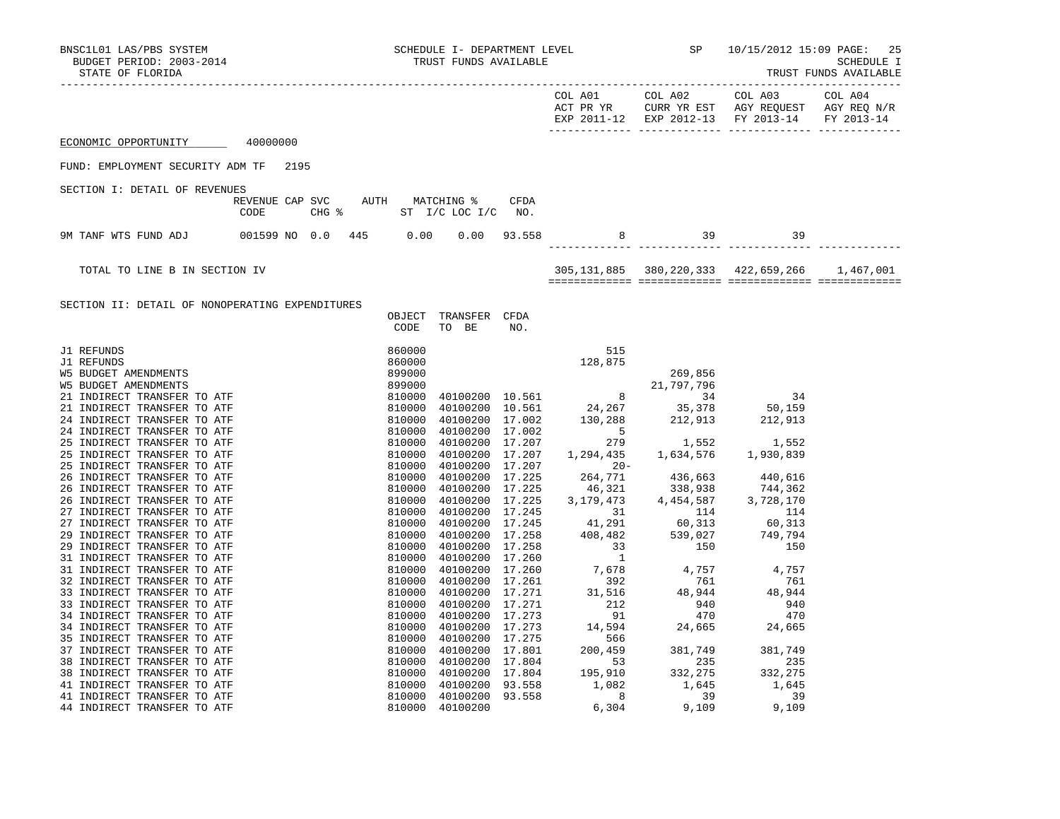ECONOMIC OPPORTUNITY 40000000

FUND: EMPLOYMENT SECURITY ADM TF 2195

SECTION I: DETAIL OF REVENUES

| | REVENUE CODE | CAP SVC CHG % | AUTH ST | MATCHING % I/C | LOC I/C | CFDA NO. | COL A01 ACT PR YR EXP 2011-12 | COL A02 CURR YR EST EXP 2012-13 | COL A03 AGY REQUEST FY 2013-14 | COL A04 AGY REQ N/R FY 2013-14 |
|---|---|---|---|---|---|---|---|---|---|---|
| 9M TANF WTS FUND ADJ | 001599 | NO 0.0 | 445 | 0.00 | 0.00 | 93.558 | 8 | 39 | 39 | |
| TOTAL TO LINE B IN SECTION IV | | | | | | | 305,131,885 | 380,220,333 | 422,659,266 | 1,467,001 |

SECTION II: DETAIL OF NONOPERATING EXPENDITURES

| | OBJECT CODE | TRANSFER TO BE | CFDA NO. | COL A01 ACT PR YR EXP 2011-12 | COL A02 CURR YR EST EXP 2012-13 | COL A03 AGY REQUEST FY 2013-14 | COL A04 AGY REQ N/R FY 2013-14 |
|---|---|---|---|---|---|---|---|
| J1 REFUNDS | 860000 | | | 515 | | | |
| J1 REFUNDS | 860000 | | | 128,875 | | | |
| W5 BUDGET AMENDMENTS | 899000 | | | | 269,856 | | |
| W5 BUDGET AMENDMENTS | 899000 | | | | 21,797,796 | | |
| 21 INDIRECT TRANSFER TO ATF | 810000 | 40100200 | 10.561 | 8 | 34 | 34 | |
| 21 INDIRECT TRANSFER TO ATF | 810000 | 40100200 | 10.561 | 24,267 | 35,378 | 50,159 | |
| 24 INDIRECT TRANSFER TO ATF | 810000 | 40100200 | 17.002 | 130,288 | 212,913 | 212,913 | |
| 24 INDIRECT TRANSFER TO ATF | 810000 | 40100200 | 17.002 | 5 | | | |
| 25 INDIRECT TRANSFER TO ATF | 810000 | 40100200 | 17.207 | 279 | 1,552 | 1,552 | |
| 25 INDIRECT TRANSFER TO ATF | 810000 | 40100200 | 17.207 | 1,294,435 | 1,634,576 | 1,930,839 | |
| 25 INDIRECT TRANSFER TO ATF | 810000 | 40100200 | 17.207 | 20- | | | |
| 26 INDIRECT TRANSFER TO ATF | 810000 | 40100200 | 17.225 | 264,771 | 436,663 | 440,616 | |
| 26 INDIRECT TRANSFER TO ATF | 810000 | 40100200 | 17.225 | 46,321 | 338,938 | 744,362 | |
| 26 INDIRECT TRANSFER TO ATF | 810000 | 40100200 | 17.225 | 3,179,473 | 4,454,587 | 3,728,170 | |
| 27 INDIRECT TRANSFER TO ATF | 810000 | 40100200 | 17.245 | 31 | 114 | 114 | |
| 27 INDIRECT TRANSFER TO ATF | 810000 | 40100200 | 17.245 | 41,291 | 60,313 | 60,313 | |
| 29 INDIRECT TRANSFER TO ATF | 810000 | 40100200 | 17.258 | 408,482 | 539,027 | 749,794 | |
| 29 INDIRECT TRANSFER TO ATF | 810000 | 40100200 | 17.258 | 33 | 150 | 150 | |
| 31 INDIRECT TRANSFER TO ATF | 810000 | 40100200 | 17.260 | 1 | | | |
| 31 INDIRECT TRANSFER TO ATF | 810000 | 40100200 | 17.260 | 7,678 | 4,757 | 4,757 | |
| 32 INDIRECT TRANSFER TO ATF | 810000 | 40100200 | 17.261 | 392 | 761 | 761 | |
| 33 INDIRECT TRANSFER TO ATF | 810000 | 40100200 | 17.271 | 31,516 | 48,944 | 48,944 | |
| 33 INDIRECT TRANSFER TO ATF | 810000 | 40100200 | 17.271 | 212 | 940 | 940 | |
| 34 INDIRECT TRANSFER TO ATF | 810000 | 40100200 | 17.273 | 91 | 470 | 470 | |
| 34 INDIRECT TRANSFER TO ATF | 810000 | 40100200 | 17.273 | 14,594 | 24,665 | 24,665 | |
| 35 INDIRECT TRANSFER TO ATF | 810000 | 40100200 | 17.275 | 566 | | | |
| 37 INDIRECT TRANSFER TO ATF | 810000 | 40100200 | 17.801 | 200,459 | 381,749 | 381,749 | |
| 38 INDIRECT TRANSFER TO ATF | 810000 | 40100200 | 17.804 | 53 | 235 | 235 | |
| 38 INDIRECT TRANSFER TO ATF | 810000 | 40100200 | 17.804 | 195,910 | 332,275 | 332,275 | |
| 41 INDIRECT TRANSFER TO ATF | 810000 | 40100200 | 93.558 | 1,082 | 1,645 | 1,645 | |
| 41 INDIRECT TRANSFER TO ATF | 810000 | 40100200 | 93.558 | 8 | 39 | 39 | |
| 44 INDIRECT TRANSFER TO ATF | 810000 | 40100200 | | 6,304 | 9,109 | 9,109 | |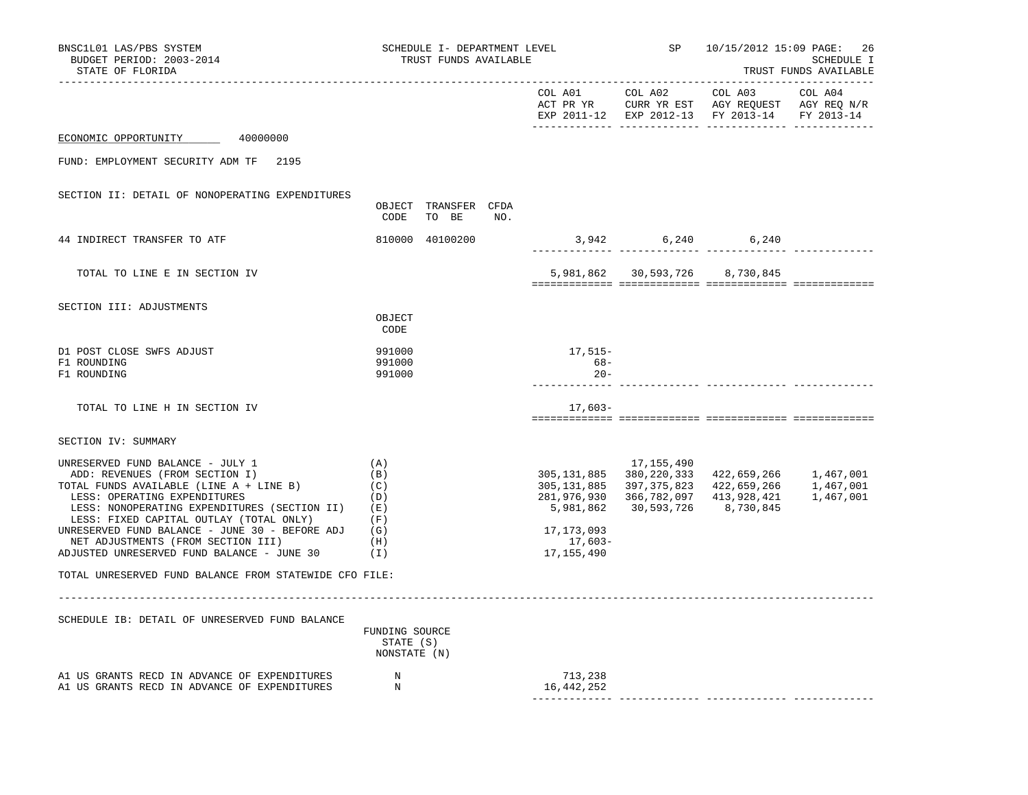BNSC1L01 LAS/PBS SYSTEM — SCHEDULE I- DEPARTMENT LEVEL — SP — 10/15/2012 15:09 PAGE: 26
BUDGET PERIOD: 2003-2014 — TRUST FUNDS AVAILABLE — SCHEDULE I
STATE OF FLORIDA — TRUST FUNDS AVAILABLE

ECONOMIC OPPORTUNITY 40000000

FUND: EMPLOYMENT SECURITY ADM TF 2195

## SECTION II: DETAIL OF NONOPERATING EXPENDITURES

| | OBJECT CODE | TRANSFER TO BE | CFDA NO. | COL A01 ACT PR YR EXP 2011-12 | COL A02 CURR YR EST EXP 2012-13 | COL A03 AGY REQUEST FY 2013-14 | COL A04 AGY REQ N/R FY 2013-14 |
|---|---|---|---|---|---|---|---|
| 44 INDIRECT TRANSFER TO ATF | 810000 | 40100200 | | 3,942 | 6,240 | 6,240 | |
| TOTAL TO LINE E IN SECTION IV | | | | 5,981,862 | 30,593,726 | 8,730,845 | |

## SECTION III: ADJUSTMENTS

| | OBJECT CODE | COL A01 | COL A02 | COL A03 | COL A04 |
|---|---|---|---|---|---|
| D1 POST CLOSE SWFS ADJUST | 991000 | 17,515- | | | |
| F1 ROUNDING | 991000 | 68- | | | |
| F1 ROUNDING | 991000 | 20- | | | |
| TOTAL TO LINE H IN SECTION IV | | 17,603- | | | |

## SECTION IV: SUMMARY

| | | COL A01 | COL A02 | COL A03 | COL A04 |
|---|---|---|---|---|---|
| UNRESERVED FUND BALANCE - JULY 1 | (A) | | 17,155,490 | | |
| ADD: REVENUES (FROM SECTION I) | (B) | 305,131,885 | 380,220,333 | 422,659,266 | 1,467,001 |
| TOTAL FUNDS AVAILABLE (LINE A + LINE B) | (C) | 305,131,885 | 397,375,823 | 422,659,266 | 1,467,001 |
| LESS: OPERATING EXPENDITURES | (D) | 281,976,930 | 366,782,097 | 413,928,421 | 1,467,001 |
| LESS: NONOPERATING EXPENDITURES (SECTION II) | (E) | 5,981,862 | 30,593,726 | 8,730,845 | |
| LESS: FIXED CAPITAL OUTLAY (TOTAL ONLY) | (F) | | | | |
| UNRESERVED FUND BALANCE - JUNE 30 - BEFORE ADJ | (G) | 17,173,093 | | | |
| NET ADJUSTMENTS (FROM SECTION III) | (H) | 17,603- | | | |
| ADJUSTED UNRESERVED FUND BALANCE - JUNE 30 | (I) | 17,155,490 | | | |

TOTAL UNRESERVED FUND BALANCE FROM STATEWIDE CFO FILE:

## SCHEDULE IB: DETAIL OF UNRESERVED FUND BALANCE

| | FUNDING SOURCE STATE (S) NONSTATE (N) | COL A01 | COL A02 | COL A03 | COL A04 |
|---|---|---|---|---|---|
| A1 US GRANTS RECD IN ADVANCE OF EXPENDITURES | N | 713,238 | | | |
| A1 US GRANTS RECD IN ADVANCE OF EXPENDITURES | N | 16,442,252 | | | |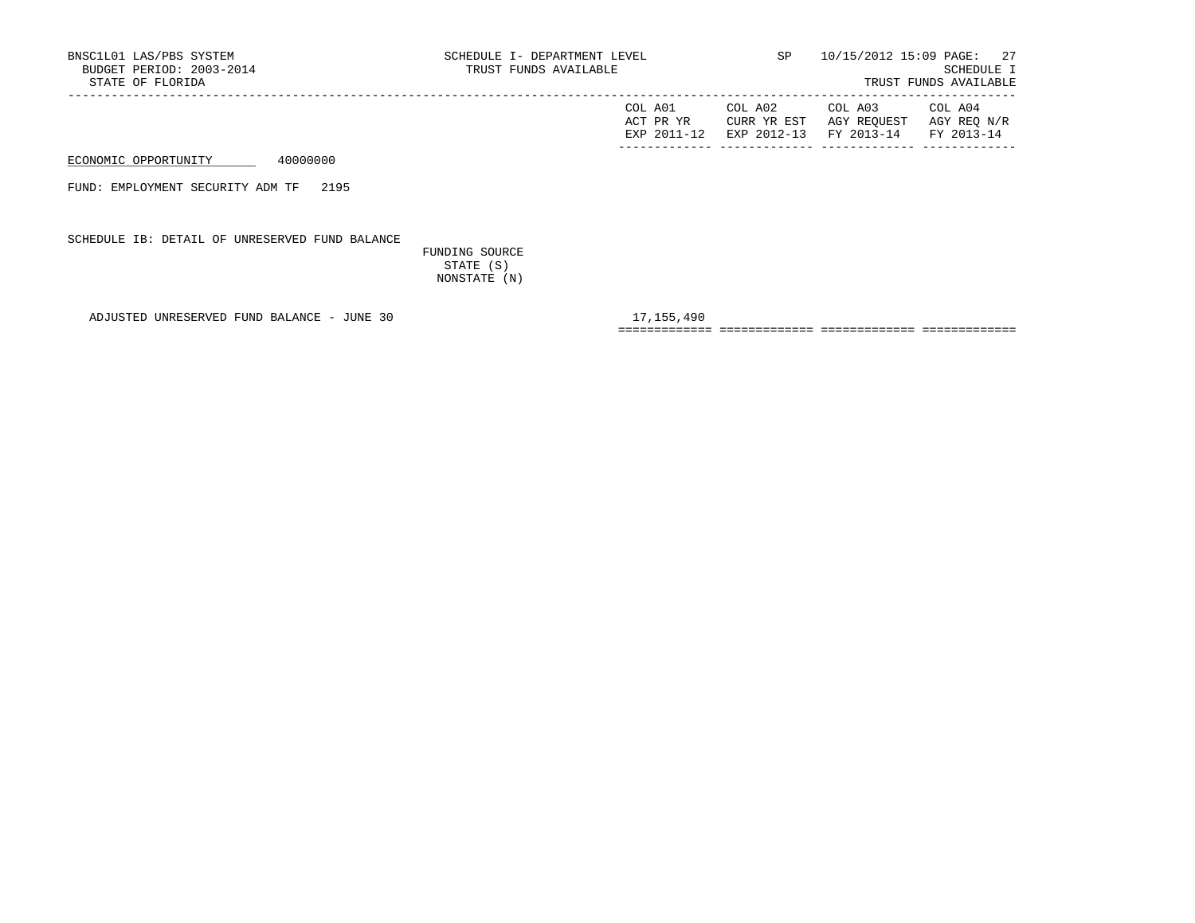BNSC1L01 LAS/PBS SYSTEM
BUDGET PERIOD: 2003-2014
STATE OF FLORIDA

SCHEDULE I- DEPARTMENT LEVEL
TRUST FUNDS AVAILABLE

SP 10/15/2012 15:09

SCHEDULE I
TRUST FUNDS AVAILABLE

ECONOMIC OPPORTUNITY 40000000

FUND: EMPLOYMENT SECURITY ADM TF 2195

SCHEDULE IB: DETAIL OF UNRESERVED FUND BALANCE

| | FUNDING SOURCE STATE (S) NONSTATE (N) | COL A01 ACT PR YR EXP 2011-12 | COL A02 CURR YR EST EXP 2012-13 | COL A03 AGY REQUEST FY 2013-14 | COL A04 AGY REQ N/R FY 2013-14 |
|---|---|---|---|---|---|
| ADJUSTED UNRESERVED FUND BALANCE - JUNE 30 | | 17,155,490 | | | |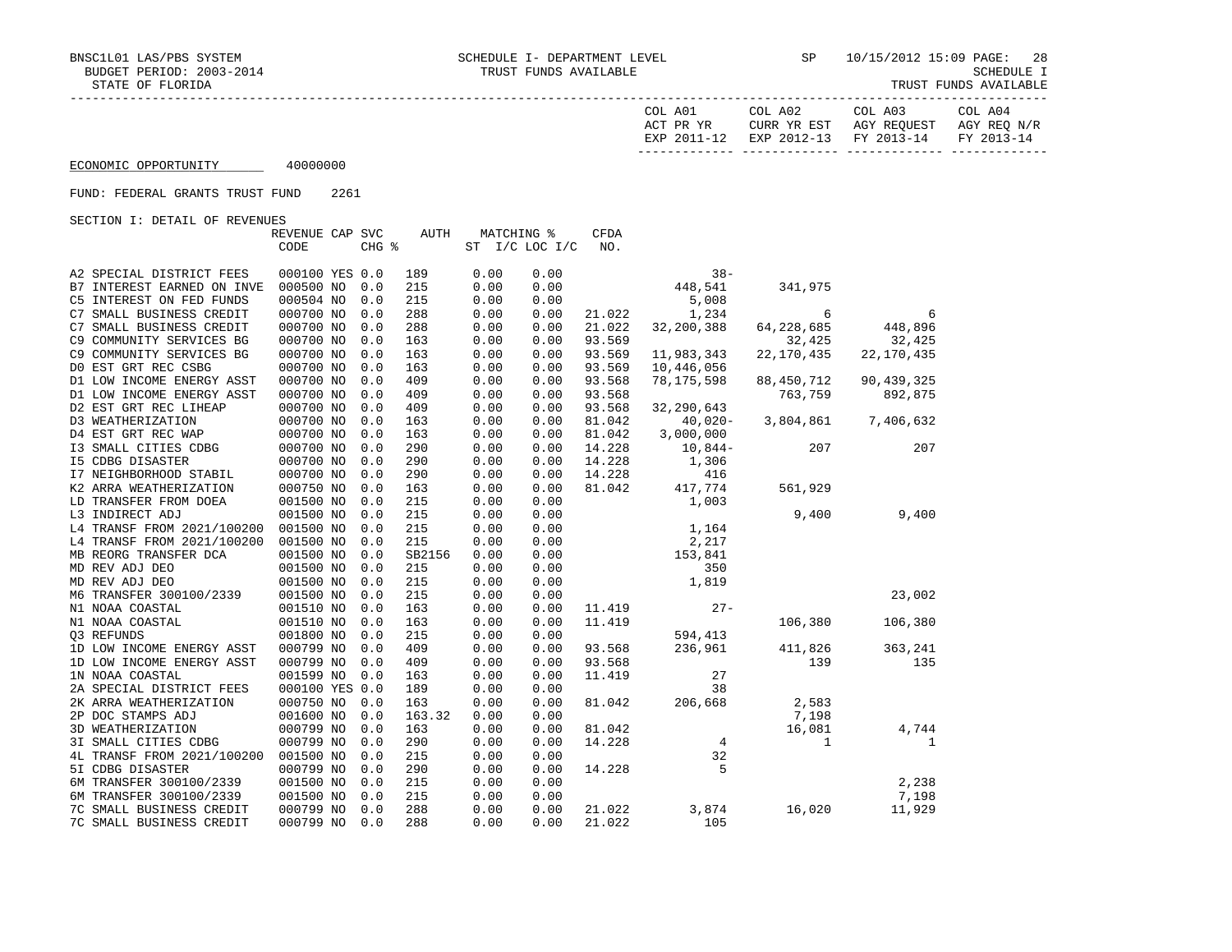BNSC1L01 LAS/PBS SYSTEM SCHEDULE I- DEPARTMENT LEVEL SP 10/15/2012 15:09

BUDGET PERIOD: 2003-2014 TRUST FUNDS AVAILABLE SCHEDULE I

STATE OF FLORIDA TRUST FUNDS AVAILABLE

ECONOMIC OPPORTUNITY 40000000

FUND: FEDERAL GRANTS TRUST FUND 2261

SECTION I: DETAIL OF REVENUES

| | REVENUE CODE | CAP | SVC CHG % | AUTH | MATCHING % ST | I/C LOC I/C | CFDA NO. | COL A01 ACT PR YR EXP 2011-12 | COL A02 CURR YR EST EXP 2012-13 | COL A03 AGY REQUEST FY 2013-14 | COL A04 AGY REQ N/R FY 2013-14 |
|---|---|---|---|---|---|---|---|---|---|---|---|
| A2 SPECIAL DISTRICT FEES | 000100 | YES | 0.0 | 189 | 0.00 | 0.00 | | 38- | | | |
| B7 INTEREST EARNED ON INVE | 000500 | NO | 0.0 | 215 | 0.00 | 0.00 | | 448,541 | 341,975 | | |
| C5 INTEREST ON FED FUNDS | 000504 | NO | 0.0 | 215 | 0.00 | 0.00 | | 5,008 | | | |
| C7 SMALL BUSINESS CREDIT | 000700 | NO | 0.0 | 288 | 0.00 | 0.00 | 21.022 | 1,234 | 6 | 6 | |
| C7 SMALL BUSINESS CREDIT | 000700 | NO | 0.0 | 288 | 0.00 | 0.00 | 21.022 | 32,200,388 | 64,228,685 | 448,896 | |
| C9 COMMUNITY SERVICES BG | 000700 | NO | 0.0 | 163 | 0.00 | 0.00 | 93.569 | | 32,425 | 32,425 | |
| C9 COMMUNITY SERVICES BG | 000700 | NO | 0.0 | 163 | 0.00 | 0.00 | 93.569 | 11,983,343 | 22,170,435 | 22,170,435 | |
| D0 EST GRT REC CSBG | 000700 | NO | 0.0 | 163 | 0.00 | 0.00 | 93.569 | 10,446,056 | | | |
| D1 LOW INCOME ENERGY ASST | 000700 | NO | 0.0 | 409 | 0.00 | 0.00 | 93.568 | 78,175,598 | 88,450,712 | 90,439,325 | |
| D1 LOW INCOME ENERGY ASST | 000700 | NO | 0.0 | 409 | 0.00 | 0.00 | 93.568 | | 763,759 | 892,875 | |
| D2 EST GRT REC LIHEAP | 000700 | NO | 0.0 | 409 | 0.00 | 0.00 | 93.568 | 32,290,643 | | | |
| D3 WEATHERIZATION | 000700 | NO | 0.0 | 163 | 0.00 | 0.00 | 81.042 | 40,020- | 3,804,861 | 7,406,632 | |
| D4 EST GRT REC WAP | 000700 | NO | 0.0 | 163 | 0.00 | 0.00 | 81.042 | 3,000,000 | | | |
| I3 SMALL CITIES CDBG | 000700 | NO | 0.0 | 290 | 0.00 | 0.00 | 14.228 | 10,844- | 207 | 207 | |
| I5 CDBG DISASTER | 000700 | NO | 0.0 | 290 | 0.00 | 0.00 | 14.228 | 1,306 | | | |
| I7 NEIGHBORHOOD STABIL | 000700 | NO | 0.0 | 290 | 0.00 | 0.00 | 14.228 | 416 | | | |
| K2 ARRA WEATHERIZATION | 000750 | NO | 0.0 | 163 | 0.00 | 0.00 | 81.042 | 417,774 | 561,929 | | |
| LD TRANSFER FROM DOEA | 001500 | NO | 0.0 | 215 | 0.00 | 0.00 | | 1,003 | | | |
| L3 INDIRECT ADJ | 001500 | NO | 0.0 | 215 | 0.00 | 0.00 | | | 9,400 | 9,400 | |
| L4 TRANSF FROM 2021/100200 | 001500 | NO | 0.0 | 215 | 0.00 | 0.00 | | 1,164 | | | |
| L4 TRANSF FROM 2021/100200 | 001500 | NO | 0.0 | 215 | 0.00 | 0.00 | | 2,217 | | | |
| MB REORG TRANSFER DCA | 001500 | NO | 0.0 | SB2156 | 0.00 | 0.00 | | 153,841 | | | |
| MD REV ADJ DEO | 001500 | NO | 0.0 | 215 | 0.00 | 0.00 | | 350 | | | |
| MD REV ADJ DEO | 001500 | NO | 0.0 | 215 | 0.00 | 0.00 | | 1,819 | | | |
| M6 TRANSFER 300100/2339 | 001500 | NO | 0.0 | 215 | 0.00 | 0.00 | | | | 23,002 | |
| N1 NOAA COASTAL | 001510 | NO | 0.0 | 163 | 0.00 | 0.00 | 11.419 | 27- | | | |
| N1 NOAA COASTAL | 001510 | NO | 0.0 | 163 | 0.00 | 0.00 | 11.419 | | 106,380 | 106,380 | |
| Q3 REFUNDS | 001800 | NO | 0.0 | 215 | 0.00 | 0.00 | | 594,413 | | | |
| 1D LOW INCOME ENERGY ASST | 000799 | NO | 0.0 | 409 | 0.00 | 0.00 | 93.568 | 236,961 | 411,826 | 363,241 | |
| 1D LOW INCOME ENERGY ASST | 000799 | NO | 0.0 | 409 | 0.00 | 0.00 | 93.568 | | 139 | 135 | |
| 1N NOAA COASTAL | 001599 | NO | 0.0 | 163 | 0.00 | 0.00 | 11.419 | 27 | | | |
| 2A SPECIAL DISTRICT FEES | 000100 | YES | 0.0 | 189 | 0.00 | 0.00 | | 38 | | | |
| 2K ARRA WEATHERIZATION | 000750 | NO | 0.0 | 163 | 0.00 | 0.00 | 81.042 | 206,668 | 2,583 | | |
| 2P DOC STAMPS ADJ | 001600 | NO | 0.0 | 163.32 | 0.00 | 0.00 | | | 7,198 | | |
| 3D WEATHERIZATION | 000799 | NO | 0.0 | 163 | 0.00 | 0.00 | 81.042 | | 16,081 | 4,744 | |
| 3I SMALL CITIES CDBG | 000799 | NO | 0.0 | 290 | 0.00 | 0.00 | 14.228 | 4 | 1 | 1 | |
| 4L TRANSF FROM 2021/100200 | 001500 | NO | 0.0 | 215 | 0.00 | 0.00 | | 32 | | | |
| 5I CDBG DISASTER | 000799 | NO | 0.0 | 290 | 0.00 | 0.00 | 14.228 | 5 | | | |
| 6M TRANSFER 300100/2339 | 001500 | NO | 0.0 | 215 | 0.00 | 0.00 | | | | 2,238 | |
| 6M TRANSFER 300100/2339 | 001500 | NO | 0.0 | 215 | 0.00 | 0.00 | | | | 7,198 | |
| 7C SMALL BUSINESS CREDIT | 000799 | NO | 0.0 | 288 | 0.00 | 0.00 | 21.022 | 3,874 | 16,020 | 11,929 | |
| 7C SMALL BUSINESS CREDIT | 000799 | NO | 0.0 | 288 | 0.00 | 0.00 | 21.022 | 105 | | | |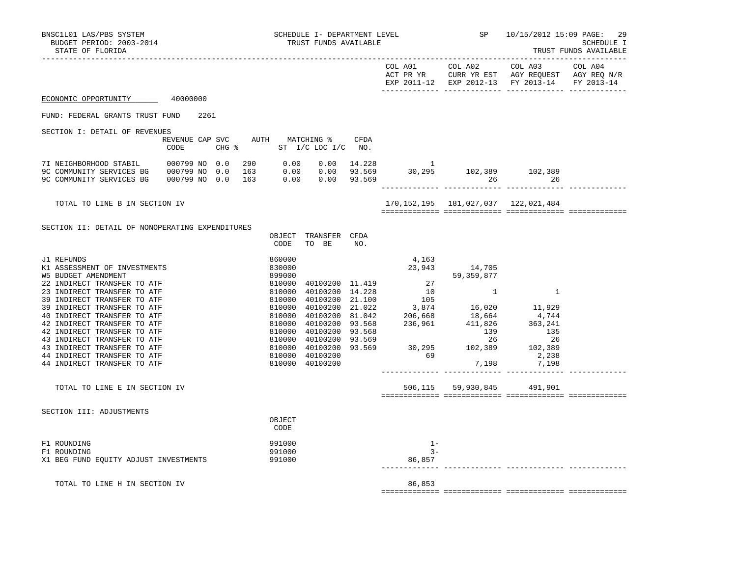BNSC1L01 LAS/PBS SYSTEM — SCHEDULE I- DEPARTMENT LEVEL — SP 10/15/2012 15:09 PAGE: 29
BUDGET PERIOD: 2003-2014 — TRUST FUNDS AVAILABLE — SCHEDULE I
STATE OF FLORIDA — TRUST FUNDS AVAILABLE

ECONOMIC OPPORTUNITY 40000000

FUND: FEDERAL GRANTS TRUST FUND 2261

## SECTION I: DETAIL OF REVENUES

| | REVENUE CODE | CAP SVC CHG % | AUTH | MATCHING % ST I/C | LOC I/C | CFDA NO. | COL A01 ACT PR YR EXP 2011-12 | COL A02 CURR YR EST EXP 2012-13 | COL A03 AGY REQUEST FY 2013-14 | COL A04 AGY REQ N/R FY 2013-14 |
|---|---|---|---|---|---|---|---|---|---|---|
| 7I NEIGHBORHOOD STABIL | 000799 | NO 0.0 | 290 | 0.00 | 0.00 | 14.228 | 1 | | | |
| 9C COMMUNITY SERVICES BG | 000799 | NO 0.0 | 163 | 0.00 | 0.00 | 93.569 | 30,295 | 102,389 | 102,389 | |
| 9C COMMUNITY SERVICES BG | 000799 | NO 0.0 | 163 | 0.00 | 0.00 | 93.569 | | 26 | 26 | |
| TOTAL TO LINE B IN SECTION IV | | | | | | | 170,152,195 | 181,027,037 | 122,021,484 | |

## SECTION II: DETAIL OF NONOPERATING EXPENDITURES

| | OBJECT CODE | TRANSFER TO BE | CFDA NO. | COL A01 | COL A02 | COL A03 | COL A04 |
|---|---|---|---|---|---|---|---|
| J1 REFUNDS | 860000 | | | 4,163 | | | |
| K1 ASSESSMENT OF INVESTMENTS | 830000 | | | 23,943 | 14,705 | | |
| W5 BUDGET AMENDMENT | 899000 | | | | 59,359,877 | | |
| 22 INDIRECT TRANSFER TO ATF | 810000 | 40100200 | 11.419 | 27 | | | |
| 23 INDIRECT TRANSFER TO ATF | 810000 | 40100200 | 14.228 | 10 | 1 | 1 | |
| 39 INDIRECT TRANSFER TO ATF | 810000 | 40100200 | 21.100 | 105 | | | |
| 39 INDIRECT TRANSFER TO ATF | 810000 | 40100200 | 21.022 | 3,874 | 16,020 | 11,929 | |
| 40 INDIRECT TRANSFER TO ATF | 810000 | 40100200 | 81.042 | 206,668 | 18,664 | 4,744 | |
| 42 INDIRECT TRANSFER TO ATF | 810000 | 40100200 | 93.568 | 236,961 | 411,826 | 363,241 | |
| 42 INDIRECT TRANSFER TO ATF | 810000 | 40100200 | 93.568 | | 139 | 135 | |
| 43 INDIRECT TRANSFER TO ATF | 810000 | 40100200 | 93.569 | | 26 | 26 | |
| 43 INDIRECT TRANSFER TO ATF | 810000 | 40100200 | 93.569 | 30,295 | 102,389 | 102,389 | |
| 44 INDIRECT TRANSFER TO ATF | 810000 | 40100200 | | 69 | | 2,238 | |
| 44 INDIRECT TRANSFER TO ATF | 810000 | 40100200 | | | 7,198 | 7,198 | |
| TOTAL TO LINE E IN SECTION IV | | | | 506,115 | 59,930,845 | 491,901 | |

## SECTION III: ADJUSTMENTS

| | OBJECT CODE | COL A01 | COL A02 | COL A03 | COL A04 |
|---|---|---|---|---|---|
| F1 ROUNDING | 991000 | 1- | | | |
| F1 ROUNDING | 991000 | 3- | | | |
| X1 BEG FUND EQUITY ADJUST INVESTMENTS | 991000 | 86,857 | | | |
| TOTAL TO LINE H IN SECTION IV | | 86,853 | | | |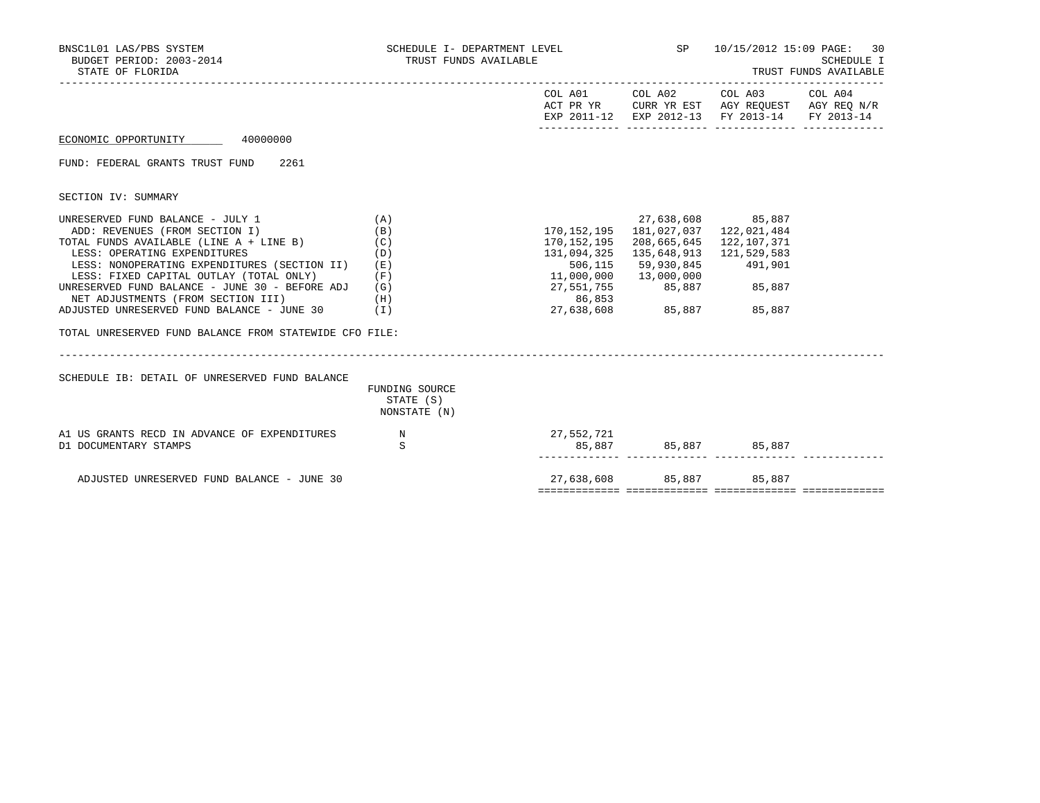BNSC1L01 LAS/PBS SYSTEM — SCHEDULE I- DEPARTMENT LEVEL — TRUST FUNDS AVAILABLE — SP 10/15/2012 15:09

BUDGET PERIOD: 2003-2014 — SCHEDULE I

STATE OF FLORIDA — TRUST FUNDS AVAILABLE

ECONOMIC OPPORTUNITY 40000000

FUND: FEDERAL GRANTS TRUST FUND 2261

SECTION IV: SUMMARY

| | | COL A01 ACT PR YR EXP 2011-12 | COL A02 CURR YR EST EXP 2012-13 | COL A03 AGY REQUEST FY 2013-14 | COL A04 AGY REQ N/R FY 2013-14 |
|---|---|---|---|---|---|
| UNRESERVED FUND BALANCE - JULY 1 | (A) | | 27,638,608 | 85,887 | |
| ADD: REVENUES (FROM SECTION I) | (B) | 170,152,195 | 181,027,037 | 122,021,484 | |
| TOTAL FUNDS AVAILABLE (LINE A + LINE B) | (C) | 170,152,195 | 208,665,645 | 122,107,371 | |
| LESS: OPERATING EXPENDITURES | (D) | 131,094,325 | 135,648,913 | 121,529,583 | |
| LESS: NONOPERATING EXPENDITURES (SECTION II) | (E) | 506,115 | 59,930,845 | 491,901 | |
| LESS: FIXED CAPITAL OUTLAY (TOTAL ONLY) | (F) | 11,000,000 | 13,000,000 | | |
| UNRESERVED FUND BALANCE - JUNE 30 - BEFORE ADJ | (G) | 27,551,755 | 85,887 | 85,887 | |
| NET ADJUSTMENTS (FROM SECTION III) | (H) | 86,853 | | | |
| ADJUSTED UNRESERVED FUND BALANCE - JUNE 30 | (I) | 27,638,608 | 85,887 | 85,887 | |

TOTAL UNRESERVED FUND BALANCE FROM STATEWIDE CFO FILE:

SCHEDULE IB: DETAIL OF UNRESERVED FUND BALANCE

| | FUNDING SOURCE STATE (S) NONSTATE (N) | COL A01 | COL A02 | COL A03 | COL A04 |
|---|---|---|---|---|---|
| A1 US GRANTS RECD IN ADVANCE OF EXPENDITURES | N | 27,552,721 | | | |
| D1 DOCUMENTARY STAMPS | S | 85,887 | 85,887 | 85,887 | |
| ADJUSTED UNRESERVED FUND BALANCE - JUNE 30 | | 27,638,608 | 85,887 | 85,887 | |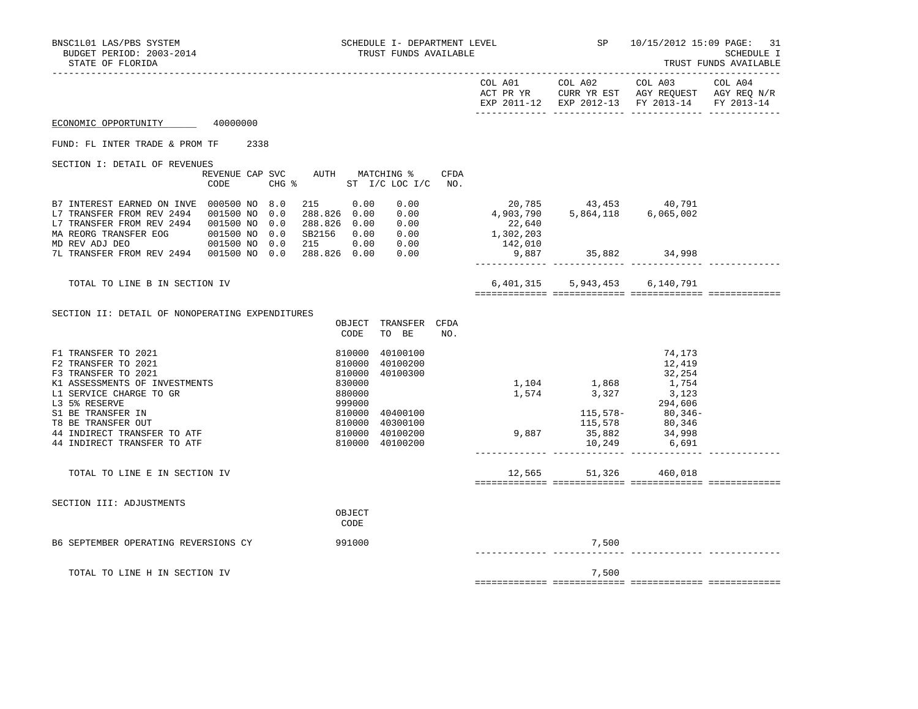BNSC1L01 LAS/PBS SYSTEM — SCHEDULE I- DEPARTMENT LEVEL — TRUST FUNDS AVAILABLE — SP 10/15/2012 15:09

BUDGET PERIOD: 2003-2014

STATE OF FLORIDA

SCHEDULE I — TRUST FUNDS AVAILABLE

ECONOMIC OPPORTUNITY 40000000

FUND: FL INTER TRADE & PROM TF 2338

## SECTION I: DETAIL OF REVENUES

| | REVENUE CODE | CAP | SVC CHG % | AUTH ST | MATCHING % I/C | LOC I/C | CFDA NO. | COL A01 ACT PR YR EXP 2011-12 | COL A02 CURR YR EST EXP 2012-13 | COL A03 AGY REQUEST FY 2013-14 | COL A04 AGY REQ N/R FY 2013-14 |
|---|---|---|---|---|---|---|---|---|---|---|---|
| B7 INTEREST EARNED ON INVE | 000500 | NO | 8.0 | 215 | 0.00 | 0.00 | | 20,785 | 43,453 | 40,791 | |
| L7 TRANSFER FROM REV 2494 | 001500 | NO | 0.0 | 288.826 | 0.00 | 0.00 | | 4,903,790 | 5,864,118 | 6,065,002 | |
| L7 TRANSFER FROM REV 2494 | 001500 | NO | 0.0 | 288.826 | 0.00 | 0.00 | | 22,640 | | | |
| MA REORG TRANSFER EOG | 001500 | NO | 0.0 | SB2156 | 0.00 | 0.00 | | 1,302,203 | | | |
| MD REV ADJ DEO | 001500 | NO | 0.0 | 215 | 0.00 | 0.00 | | 142,010 | | | |
| 7L TRANSFER FROM REV 2494 | 001500 | NO | 0.0 | 288.826 | 0.00 | 0.00 | | 9,887 | 35,882 | 34,998 | |
| TOTAL TO LINE B IN SECTION IV | | | | | | | | 6,401,315 | 5,943,453 | 6,140,791 | |

## SECTION II: DETAIL OF NONOPERATING EXPENDITURES

| | OBJECT CODE | TRANSFER TO BE | CFDA NO. | COL A01 ACT PR YR EXP 2011-12 | COL A02 CURR YR EST EXP 2012-13 | COL A03 AGY REQUEST FY 2013-14 | COL A04 AGY REQ N/R FY 2013-14 |
|---|---|---|---|---|---|---|---|
| F1 TRANSFER TO 2021 | 810000 | 40100100 | | | | 74,173 | |
| F2 TRANSFER TO 2021 | 810000 | 40100200 | | | | 12,419 | |
| F3 TRANSFER TO 2021 | 810000 | 40100300 | | | | 32,254 | |
| K1 ASSESSMENTS OF INVESTMENTS | 830000 | | | 1,104 | 1,868 | 1,754 | |
| L1 SERVICE CHARGE TO GR | 880000 | | | 1,574 | 3,327 | 3,123 | |
| L3 5% RESERVE | 999000 | | | | | 294,606 | |
| S1 BE TRANSFER IN | 810000 | 40400100 | | | 115,578- | 80,346- | |
| T8 BE TRANSFER OUT | 810000 | 40300100 | | | 115,578 | 80,346 | |
| 44 INDIRECT TRANSFER TO ATF | 810000 | 40100200 | | 9,887 | 35,882 | 34,998 | |
| 44 INDIRECT TRANSFER TO ATF | 810000 | 40100200 | | | 10,249 | 6,691 | |
| TOTAL TO LINE E IN SECTION IV | | | | 12,565 | 51,326 | 460,018 | |

## SECTION III: ADJUSTMENTS

| | OBJECT CODE | COL A01 ACT PR YR EXP 2011-12 | COL A02 CURR YR EST EXP 2012-13 | COL A03 AGY REQUEST FY 2013-14 | COL A04 AGY REQ N/R FY 2013-14 |
|---|---|---|---|---|---|
| B6 SEPTEMBER OPERATING REVERSIONS CY | 991000 | | 7,500 | | |
| TOTAL TO LINE H IN SECTION IV | | | 7,500 | | |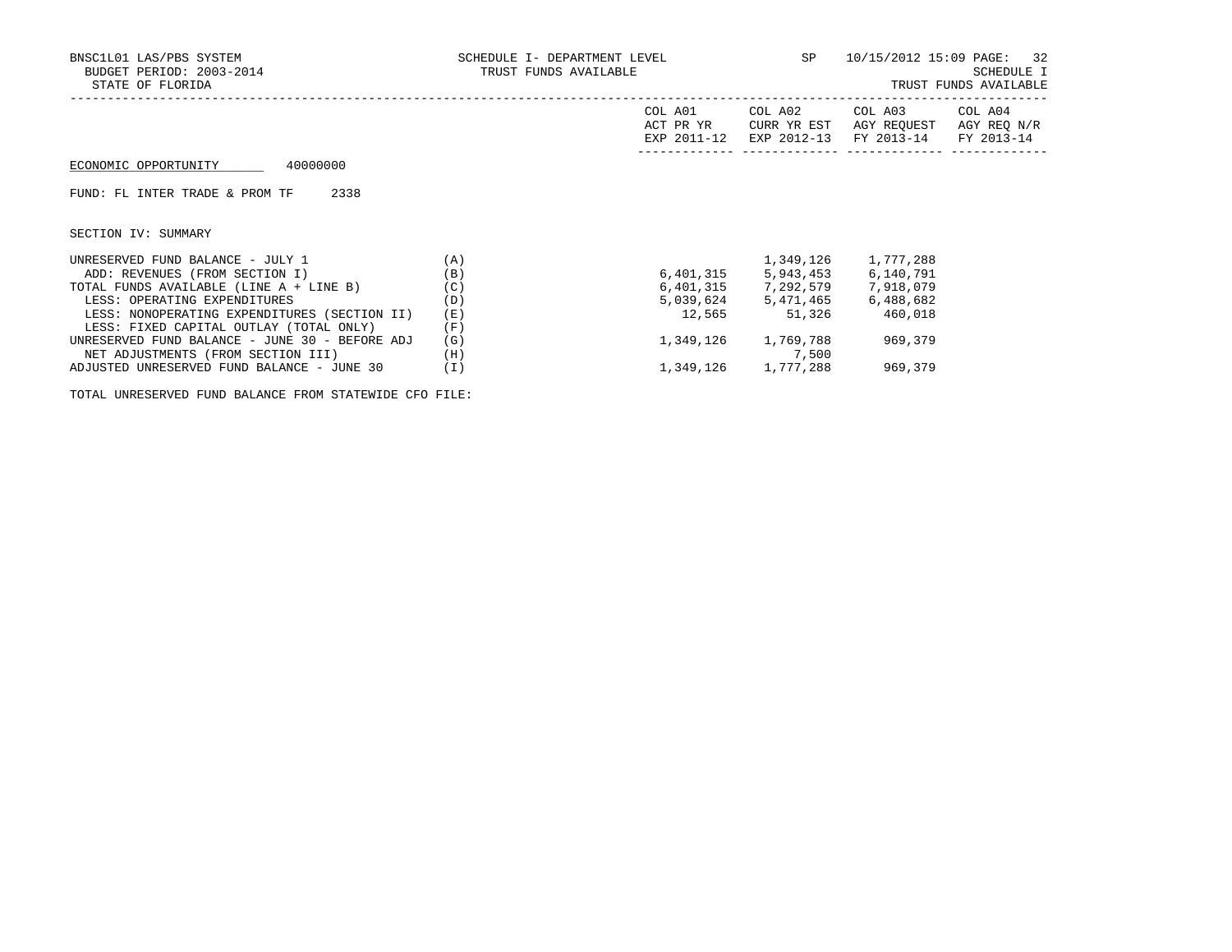BNSC1L01 LAS/PBS SYSTEM — SCHEDULE I- DEPARTMENT LEVEL — SP — 10/15/2012 15:09

BUDGET PERIOD: 2003-2014 — TRUST FUNDS AVAILABLE — SCHEDULE I

STATE OF FLORIDA — TRUST FUNDS AVAILABLE

ECONOMIC OPPORTUNITY 40000000

FUND: FL INTER TRADE & PROM TF 2338

SECTION IV: SUMMARY

| | | COL A01 ACT PR YR EXP 2011-12 | COL A02 CURR YR EST EXP 2012-13 | COL A03 AGY REQUEST FY 2013-14 | COL A04 AGY REQ N/R FY 2013-14 |
|---|---|---|---|---|---|
| UNRESERVED FUND BALANCE - JULY 1 | (A) | | 1,349,126 | 1,777,288 | |
| ADD: REVENUES (FROM SECTION I) | (B) | 6,401,315 | 5,943,453 | 6,140,791 | |
| TOTAL FUNDS AVAILABLE (LINE A + LINE B) | (C) | 6,401,315 | 7,292,579 | 7,918,079 | |
| LESS: OPERATING EXPENDITURES | (D) | 5,039,624 | 5,471,465 | 6,488,682 | |
| LESS: NONOPERATING EXPENDITURES (SECTION II) | (E) | 12,565 | 51,326 | 460,018 | |
| LESS: FIXED CAPITAL OUTLAY (TOTAL ONLY) | (F) | | | | |
| UNRESERVED FUND BALANCE - JUNE 30 - BEFORE ADJ | (G) | 1,349,126 | 1,769,788 | 969,379 | |
| NET ADJUSTMENTS (FROM SECTION III) | (H) | | 7,500 | | |
| ADJUSTED UNRESERVED FUND BALANCE - JUNE 30 | (I) | 1,349,126 | 1,777,288 | 969,379 | |

TOTAL UNRESERVED FUND BALANCE FROM STATEWIDE CFO FILE: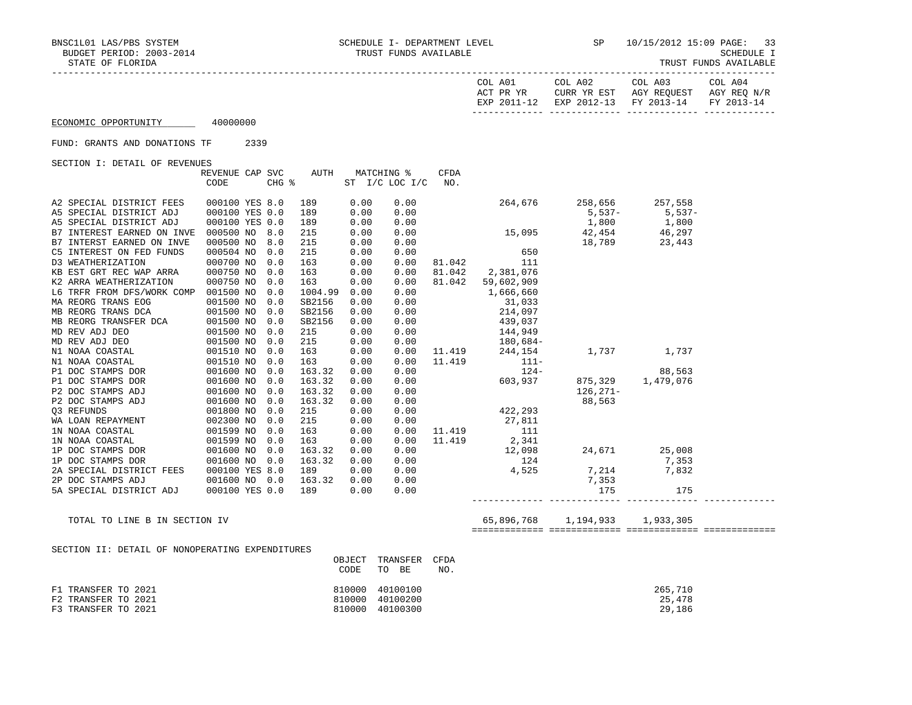BNSC1L01 LAS/PBS SYSTEM — SCHEDULE I- DEPARTMENT LEVEL — SP — 10/15/2012 15:09 PAGE: 33

BUDGET PERIOD: 2003-2014 — TRUST FUNDS AVAILABLE — SCHEDULE I

STATE OF FLORIDA — TRUST FUNDS AVAILABLE

| | COL A01 ACT PR YR EXP 2011-12 | COL A02 CURR YR EST EXP 2012-13 | COL A03 AGY REQUEST FY 2013-14 | COL A04 AGY REQ N/R FY 2013-14 |
|---|---|---|---|---|

ECONOMIC OPPORTUNITY 40000000

FUND: GRANTS AND DONATIONS TF 2339

SECTION I: DETAIL OF REVENUES

| | REVENUE CODE | CAP | SVC CHG % | AUTH | MATCHING % ST | I/C LOC I/C | CFDA NO. | COL A01 | COL A02 | COL A03 | COL A04 |
|---|---|---|---|---|---|---|---|---|---|---|---|
| A2 SPECIAL DISTRICT FEES | 000100 | YES | 8.0 | 189 | 0.00 | 0.00 | | 264,676 | 258,656 | 257,558 | |
| A5 SPECIAL DISTRICT ADJ | 000100 | YES | 0.0 | 189 | 0.00 | 0.00 | | | 5,537- | 5,537- | |
| A5 SPECIAL DISTRICT ADJT | 000100 | YES | 0.0 | 189 | 0.00 | 0.00 | | | 1,800 | 1,800 | |
| B7 INTEREST EARNED ON INVE | 000500 | NO | 8.0 | 215 | 0.00 | 0.00 | | 15,095 | 42,454 | 46,297 | |
| B7 INTERST EARNED ON INVE | 000500 | NO | 8.0 | 215 | 0.00 | 0.00 | | | 18,789 | 23,443 | |
| C5 INTEREST ON FED FUNDS | 000504 | NO | 0.0 | 215 | 0.00 | 0.00 | | 650 | | | |
| D3 WEATHERIZATION | 000700 | NO | 0.0 | 163 | 0.00 | 0.00 | 81.042 | 111 | | | |
| KB EST GRT REC WAP ARRA | 000750 | NO | 0.0 | 163 | 0.00 | 0.00 | 81.042 | 2,381,076 | | | |
| K2 ARRA WEATHERIZATION | 000750 | NO | 0.0 | 163 | 0.00 | 0.00 | 81.042 | 59,602,909 | | | |
| L6 TRFR FROM DFS/WORK COMP | 001500 | NO | 0.0 | 1004.99 | 0.00 | 0.00 | | 1,666,660 | | | |
| MA REORG TRANS EOG | 001500 | NO | 0.0 | SB2156 | 0.00 | 0.00 | | 31,033 | | | |
| MB REORG TRANS DCA | 001500 | NO | 0.0 | SB2156 | 0.00 | 0.00 | | 214,097 | | | |
| MB REORG TRANSFER DCA | 001500 | NO | 0.0 | SB2156 | 0.00 | 0.00 | | 439,037 | | | |
| MD REV ADJ DEO | 001500 | NO | 0.0 | 215 | 0.00 | 0.00 | | 144,949 | | | |
| MD REV ADJ DEO | 001500 | NO | 0.0 | 215 | 0.00 | 0.00 | | 180,684- | | | |
| N1 NOAA COASTAL | 001510 | NO | 0.0 | 163 | 0.00 | 0.00 | 11.419 | 244,154 | 1,737 | 1,737 | |
| N1 NOAA COASTAL | 001510 | NO | 0.0 | 163 | 0.00 | 0.00 | 11.419 | 111- | | | |
| P1 DOC STAMPS DOR | 001600 | NO | 0.0 | 163.32 | 0.00 | 0.00 | | 124- | | 88,563 | |
| P1 DOC STAMPS DOR | 001600 | NO | 0.0 | 163.32 | 0.00 | 0.00 | | 603,937 | 875,329 | 1,479,076 | |
| P2 DOC STAMPS ADJ | 001600 | NO | 0.0 | 163.32 | 0.00 | 0.00 | | | 126,271- | | |
| P2 DOC STAMPS ADJ | 001600 | NO | 0.0 | 163.32 | 0.00 | 0.00 | | | 88,563 | | |
| Q3 REFUNDS | 001800 | NO | 0.0 | 215 | 0.00 | 0.00 | | 422,293 | | | |
| WA LOAN REPAYMENT | 002300 | NO | 0.0 | 215 | 0.00 | 0.00 | | 27,811 | | | |
| 1N NOAA COASTAL | 001599 | NO | 0.0 | 163 | 0.00 | 0.00 | 11.419 | 111 | | | |
| 1N NOAA COASTAL | 001599 | NO | 0.0 | 163 | 0.00 | 0.00 | 11.419 | 2,341 | | | |
| 1P DOC STAMPS DOR | 001600 | NO | 0.0 | 163.32 | 0.00 | 0.00 | | 12,098 | 24,671 | 25,008 | |
| 1P DOC STAMPS DOR | 001600 | NO | 0.0 | 163.32 | 0.00 | 0.00 | | 124 | | 7,353 | |
| 2A SPECIAL DISTRICT FEES | 000100 | YES | 8.0 | 189 | 0.00 | 0.00 | | 4,525 | 7,214 | 7,832 | |
| 2P DOC STAMPS ADJ | 001600 | NO | 0.0 | 163.32 | 0.00 | 0.00 | | | 7,353 | | |
| 5A SPECIAL DISTRICT ADJ | 000100 | YES | 0.0 | 189 | 0.00 | 0.00 | | | 175 | 175 | |
| TOTAL TO LINE B IN SECTION IV | | | | | | | | 65,896,768 | 1,194,933 | 1,933,305 | |

SECTION II: DETAIL OF NONOPERATING EXPENDITURES

| | OBJECT CODE | TRANSFER TO BE | CFDA NO. | COL A01 | COL A02 | COL A03 | COL A04 |
|---|---|---|---|---|---|---|---|
| F1 TRANSFER TO 2021 | 810000 | 40100100 | | | | 265,710 | |
| F2 TRANSFER TO 2021 | 810000 | 40100200 | | | | 25,478 | |
| F3 TRANSFER TO 2021 | 810000 | 40100300 | | | | 29,186 | |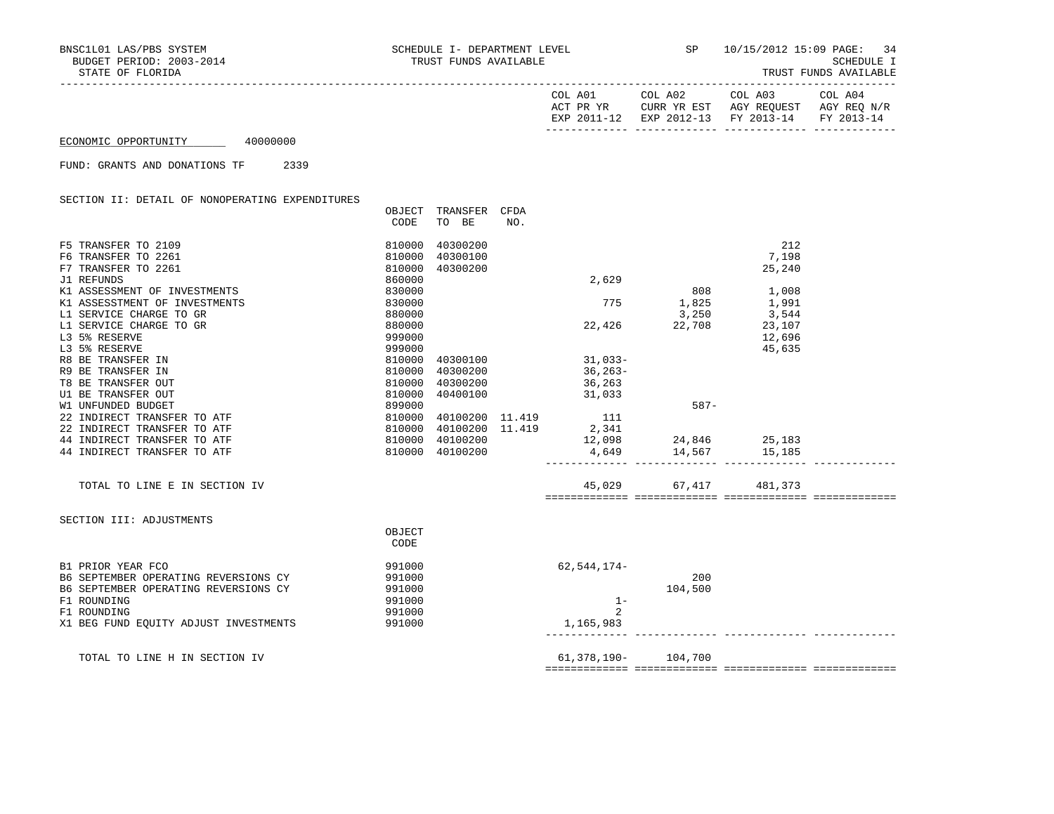BNSC1L01 LAS/PBS SYSTEM — SCHEDULE I- DEPARTMENT LEVEL — TRUST FUNDS AVAILABLE — SP 10/15/2012 15:09 PAGE: 34
BUDGET PERIOD: 2003-2014 — SCHEDULE I
STATE OF FLORIDA — TRUST FUNDS AVAILABLE

ECONOMIC OPPORTUNITY 40000000

FUND: GRANTS AND DONATIONS TF 2339

## SECTION II: DETAIL OF NONOPERATING EXPENDITURES

| | OBJECT CODE | TRANSFER TO BE | CFDA NO. | COL A01 ACT PR YR EXP 2011-12 | COL A02 CURR YR EST EXP 2012-13 | COL A03 AGY REQUEST FY 2013-14 | COL A04 AGY REQ N/R FY 2013-14 |
|---|---|---|---|---|---|---|---|
| F5 TRANSFER TO 2109 | 810000 | 40300200 | | | | 212 | |
| F6 TRANSFER TO 2261 | 810000 | 40300100 | | | | 7,198 | |
| F7 TRANSFER TO 2261 | 810000 | 40300200 | | | | 25,240 | |
| J1 REFUNDS | 860000 | | | 2,629 | | | |
| K1 ASSESSMENT OF INVESTMENTS | 830000 | | | | 808 | 1,008 | |
| K1 ASSESSTMENT OF INVESTMENTS | 830000 | | | 775 | 1,825 | 1,991 | |
| L1 SERVICE CHARGE TO GR | 880000 | | | | 3,250 | 3,544 | |
| L1 SERVICE CHARGE TO GR | 880000 | | | 22,426 | 22,708 | 23,107 | |
| L3 5% RESERVE | 999000 | | | | | 12,696 | |
| L3 5% RESERVE | 999000 | | | | | 45,635 | |
| R8 BE TRANSFER IN | 810000 | 40300100 | | 31,033- | | | |
| R9 BE TRANSFER IN | 810000 | 40300200 | | 36,263- | | | |
| T8 BE TRANSFER OUT | 810000 | 40300200 | | 36,263 | | | |
| U1 BE TRANSFER OUT | 810000 | 40400100 | | 31,033 | | | |
| W1 UNFUNDED BUDGET | 899000 | | | | 587- | | |
| 22 INDIRECT TRANSFER TO ATF | 810000 | 40100200 | 11.419 | 111 | | | |
| 22 INDIRECT TRANSFER TO ATF | 810000 | 40100200 | 11.419 | 2,341 | | | |
| 44 INDIRECT TRANSFER TO ATF | 810000 | 40100200 | | 12,098 | 24,846 | 25,183 | |
| 44 INDIRECT TRANSFER TO ATF | 810000 | 40100200 | | 4,649 | 14,567 | 15,185 | |
| TOTAL TO LINE E IN SECTION IV | | | | 45,029 | 67,417 | 481,373 | |

## SECTION III: ADJUSTMENTS

| | OBJECT CODE | COL A01 | COL A02 | COL A03 | COL A04 |
|---|---|---|---|---|---|
| B1 PRIOR YEAR FCO | 991000 | 62,544,174- | | | |
| B6 SEPTEMBER OPERATING REVERSIONS CY | 991000 | | 200 | | |
| B6 SEPTEMBER OPERATING REVERSIONS CY | 991000 | | 104,500 | | |
| F1 ROUNDING | 991000 | 1- | | | |
| F1 ROUNDING | 991000 | 2 | | | |
| X1 BEG FUND EQUITY ADJUST INVESTMENTS | 991000 | 1,165,983 | | | |
| TOTAL TO LINE H IN SECTION IV | | 61,378,190- | 104,700 | | |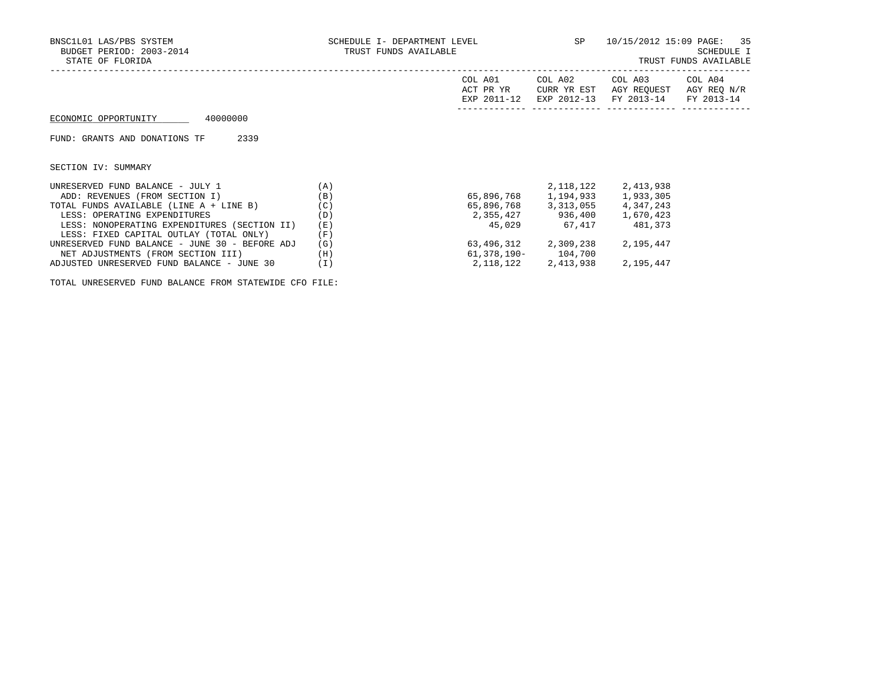BNSC1L01 LAS/PBS SYSTEM
BUDGET PERIOD: 2003-2014
STATE OF FLORIDA

SCHEDULE I- DEPARTMENT LEVEL
TRUST FUNDS AVAILABLE

SP 10/15/2012 15:09

SCHEDULE I
TRUST FUNDS AVAILABLE

ECONOMIC OPPORTUNITY 40000000

FUND: GRANTS AND DONATIONS TF 2339

SECTION IV: SUMMARY

| | | COL A01 ACT PR YR EXP 2011-12 | COL A02 CURR YR EST EXP 2012-13 | COL A03 AGY REQUEST FY 2013-14 | COL A04 AGY REQ N/R FY 2013-14 |
|---|---|---|---|---|---|
| UNRESERVED FUND BALANCE - JULY 1 | (A) | | 2,118,122 | 2,413,938 | |
| ADD: REVENUES (FROM SECTION I) | (B) | 65,896,768 | 1,194,933 | 1,933,305 | |
| TOTAL FUNDS AVAILABLE (LINE A + LINE B) | (C) | 65,896,768 | 3,313,055 | 4,347,243 | |
| LESS: OPERATING EXPENDITURES | (D) | 2,355,427 | 936,400 | 1,670,423 | |
| LESS: NONOPERATING EXPENDITURES (SECTION II) | (E) | 45,029 | 67,417 | 481,373 | |
| LESS: FIXED CAPITAL OUTLAY (TOTAL ONLY) | (F) | | | | |
| UNRESERVED FUND BALANCE - JUNE 30 - BEFORE ADJ | (G) | 63,496,312 | 2,309,238 | 2,195,447 | |
| NET ADJUSTMENTS (FROM SECTION III) | (H) | 61,378,190- | 104,700 | | |
| ADJUSTED UNRESERVED FUND BALANCE - JUNE 30 | (I) | 2,118,122 | 2,413,938 | 2,195,447 | |

TOTAL UNRESERVED FUND BALANCE FROM STATEWIDE CFO FILE: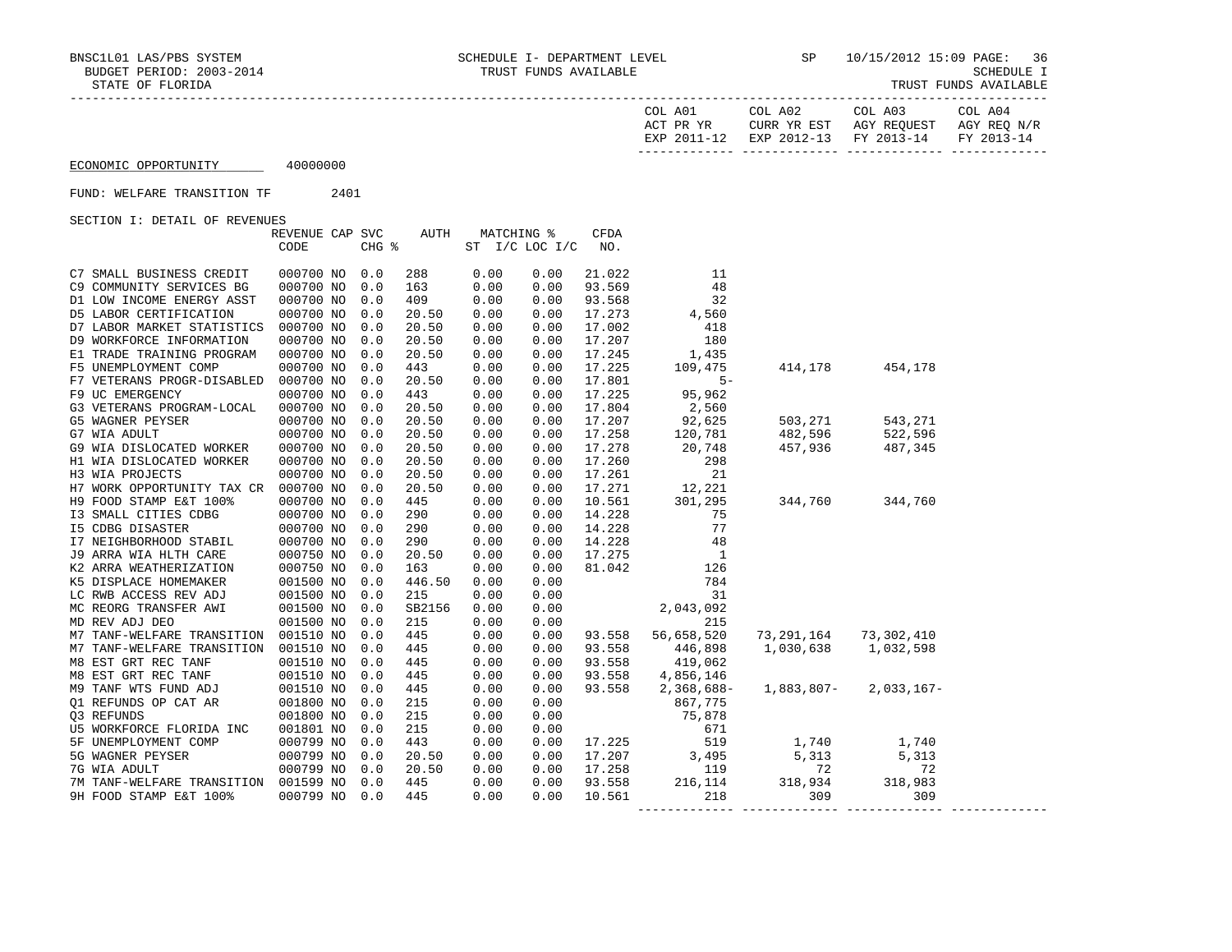SCHEDULE I- DEPARTMENT LEVEL
TRUST FUNDS AVAILABLE

STATE OF FLORIDA

ECONOMIC OPPORTUNITY 40000000

FUND: WELFARE TRANSITION TF 2401

SECTION I: DETAIL OF REVENUES

| | REVENUE CODE | CAP | SVC CHG % | AUTH | MATCHING % ST I/C | LOC I/C | CFDA NO. | COL A01 ACT PR YR EXP 2011-12 | COL A02 CURR YR EST EXP 2012-13 | COL A03 AGY REQUEST FY 2013-14 | COL A04 AGY REQ N/R FY 2013-14 |
|---|---|---|---|---|---|---|---|---|---|---|---|
| C7 SMALL BUSINESS CREDIT | 000700 | NO | 0.0 | 288 | 0.00 | 0.00 | 21.022 | 11 | | | |
| C9 COMMUNITY SERVICES BG | 000700 | NO | 0.0 | 163 | 0.00 | 0.00 | 93.569 | 48 | | | |
| D1 LOW INCOME ENERGY ASST | 000700 | NO | 0.0 | 409 | 0.00 | 0.00 | 93.568 | 32 | | | |
| D5 LABOR CERTIFICATION | 000700 | NO | 0.0 | 20.50 | 0.00 | 0.00 | 17.273 | 4,560 | | | |
| D7 LABOR MARKET STATISTICS | 000700 | NO | 0.0 | 20.50 | 0.00 | 0.00 | 17.002 | 418 | | | |
| D9 WORKFORCE INFORMATION | 000700 | NO | 0.0 | 20.50 | 0.00 | 0.00 | 17.207 | 180 | | | |
| E1 TRADE TRAINING PROGRAM | 000700 | NO | 0.0 | 20.50 | 0.00 | 0.00 | 17.245 | 1,435 | | | |
| F5 UNEMPLOYMENT COMP | 000700 | NO | 0.0 | 443 | 0.00 | 0.00 | 17.225 | 109,475 | 414,178 | 454,178 | |
| F7 VETERANS PROGR-DISABLED | 000700 | NO | 0.0 | 20.50 | 0.00 | 0.00 | 17.801 | 5- | | | |
| F9 UC EMERGENCY | 000700 | NO | 0.0 | 443 | 0.00 | 0.00 | 17.225 | 95,962 | | | |
| G3 VETERANS PROGRAM-LOCAL | 000700 | NO | 0.0 | 20.50 | 0.00 | 0.00 | 17.804 | 2,560 | | | |
| G5 WAGNER PEYSER | 000700 | NO | 0.0 | 20.50 | 0.00 | 0.00 | 17.207 | 92,625 | 503,271 | 543,271 | |
| G7 WIA ADULT | 000700 | NO | 0.0 | 20.50 | 0.00 | 0.00 | 17.258 | 120,781 | 482,596 | 522,596 | |
| G9 WIA DISLOCATED WORKER | 000700 | NO | 0.0 | 20.50 | 0.00 | 0.00 | 17.278 | 20,748 | 457,936 | 487,345 | |
| H1 WIA DISLOCATED WORKER | 000700 | NO | 0.0 | 20.50 | 0.00 | 0.00 | 17.260 | 298 | | | |
| H3 WIA PROJECTS | 000700 | NO | 0.0 | 20.50 | 0.00 | 0.00 | 17.261 | 21 | | | |
| H7 WORK OPPORTUNITY TAX CR | 000700 | NO | 0.0 | 20.50 | 0.00 | 0.00 | 17.271 | 12,221 | | | |
| H9 FOOD STAMP E&T 100% | 000700 | NO | 0.0 | 445 | 0.00 | 0.00 | 10.561 | 301,295 | 344,760 | 344,760 | |
| I3 SMALL CITIES CDBG | 000700 | NO | 0.0 | 290 | 0.00 | 0.00 | 14.228 | 75 | | | |
| I5 CDBG DISASTER | 000700 | NO | 0.0 | 290 | 0.00 | 0.00 | 14.228 | 77 | | | |
| I7 NEIGHBORHOOD STABIL | 000700 | NO | 0.0 | 290 | 0.00 | 0.00 | 14.228 | 48 | | | |
| J9 ARRA WIA HLTH CARE | 000750 | NO | 0.0 | 20.50 | 0.00 | 0.00 | 17.275 | 1 | | | |
| K2 ARRA WEATHERIZATION | 000750 | NO | 0.0 | 163 | 0.00 | 0.00 | 81.042 | 126 | | | |
| K5 DISPLACE HOMEMAKER | 001500 | NO | 0.0 | 446.50 | 0.00 | 0.00 | | 784 | | | |
| LC RWB ACCESS REV ADJ | 001500 | NO | 0.0 | 215 | 0.00 | 0.00 | | 31 | | | |
| MC REORG TRANSFER AWI | 001500 | NO | 0.0 | SB2156 | 0.00 | 0.00 | | 2,043,092 | | | |
| MD REV ADJ DEO | 001500 | NO | 0.0 | 215 | 0.00 | 0.00 | | 215 | | | |
| M7 TANF-WELFARE TRANSITION | 001510 | NO | 0.0 | 445 | 0.00 | 0.00 | 93.558 | 56,658,520 | 73,291,164 | 73,302,410 | |
| M7 TANF-WELFARE TRANSITION | 001510 | NO | 0.0 | 445 | 0.00 | 0.00 | 93.558 | 446,898 | 1,030,638 | 1,032,598 | |
| M8 EST GRT REC TANF | 001510 | NO | 0.0 | 445 | 0.00 | 0.00 | 93.558 | 419,062 | | | |
| M8 EST GRT REC TANF | 001510 | NO | 0.0 | 445 | 0.00 | 0.00 | 93.558 | 4,856,146 | | | |
| M9 TANF WTS FUND ADJ | 001510 | NO | 0.0 | 445 | 0.00 | 0.00 | 93.558 | 2,368,688- | 1,883,807- | 2,033,167- | |
| Q1 REFUNDS OP CAT AR | 001800 | NO | 0.0 | 215 | 0.00 | 0.00 | | 867,775 | | | |
| Q3 REFUNDS | 001800 | NO | 0.0 | 215 | 0.00 | 0.00 | | 75,878 | | | |
| U5 WORKFORCE FLORIDA INC | 001801 | NO | 0.0 | 215 | 0.00 | 0.00 | | 671 | | | |
| 5F UNEMPLOYMENT COMP | 000799 | NO | 0.0 | 443 | 0.00 | 0.00 | 17.225 | 519 | 1,740 | 1,740 | |
| 5G WAGNER PEYSER | 000799 | NO | 0.0 | 20.50 | 0.00 | 0.00 | 17.207 | 3,495 | 5,313 | 5,313 | |
| 7G WIA ADULT | 000799 | NO | 0.0 | 20.50 | 0.00 | 0.00 | 17.258 | 119 | 72 | 72 | |
| 7M TANF-WELFARE TRANSITION | 001599 | NO | 0.0 | 445 | 0.00 | 0.00 | 93.558 | 216,114 | 318,934 | 318,983 | |
| 9H FOOD STAMP E&T 100% | 000799 | NO | 0.0 | 445 | 0.00 | 0.00 | 10.561 | 218 | 309 | 309 | |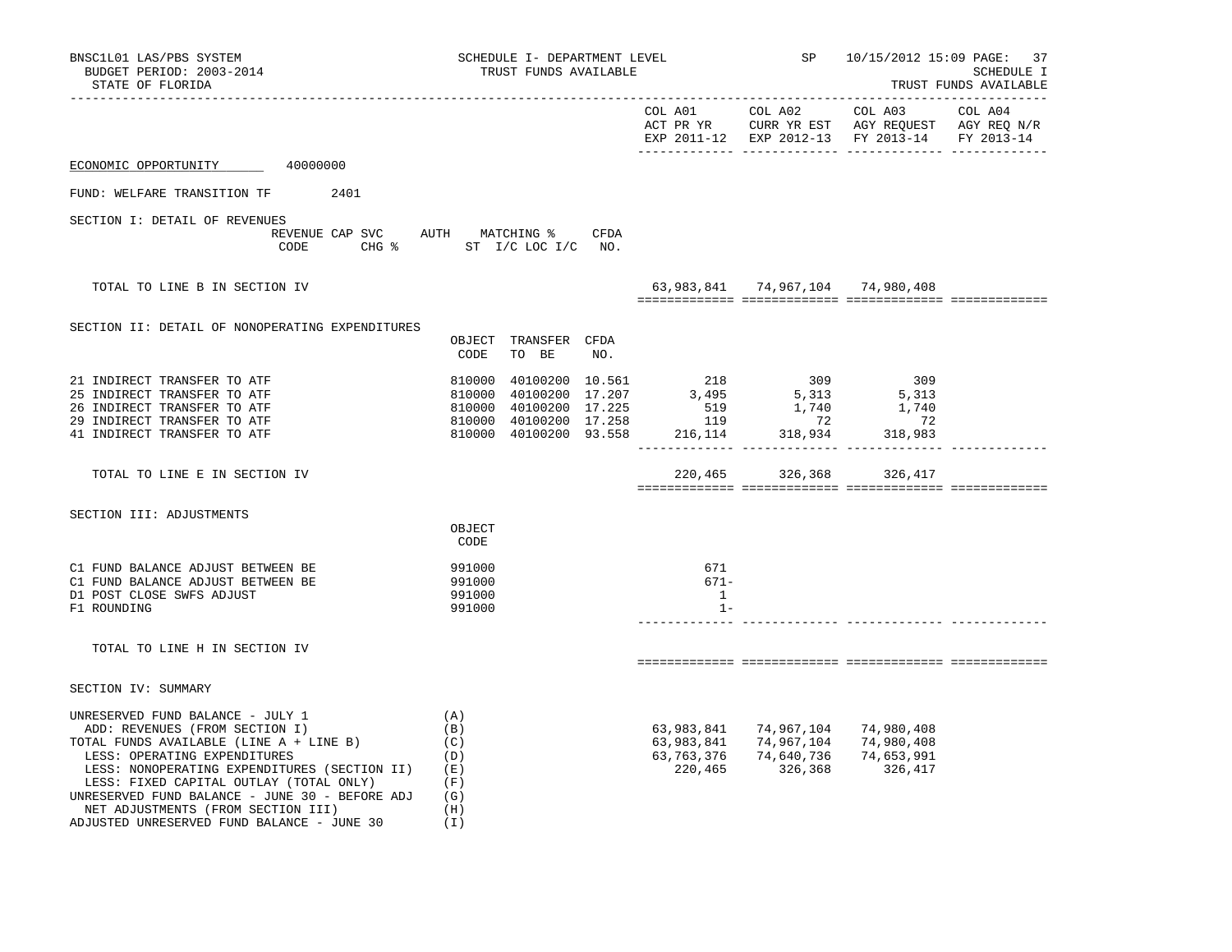SCHEDULE I- DEPARTMENT LEVEL
TRUST FUNDS AVAILABLE

BUDGET PERIOD: 2003-2014
STATE OF FLORIDA

SCHEDULE I
TRUST FUNDS AVAILABLE

| | | | | COL A01 ACT PR YR EXP 2011-12 | COL A02 CURR YR EST EXP 2012-13 | COL A03 AGY REQUEST FY 2013-14 | COL A04 AGY REQ N/R FY 2013-14 |
|---|---|---|---|---|---|---|---|

ECONOMIC OPPORTUNITY 40000000

FUND: WELFARE TRANSITION TF 2401

## SECTION I: DETAIL OF REVENUES

| REVENUE CODE | CAP SVC CHG % | AUTH ST | MATCHING % I/C LOC I/C | CFDA NO. | COL A01 | COL A02 | COL A03 | COL A04 |
|---|---|---|---|---|---|---|---|---|
| TOTAL TO LINE B IN SECTION IV | | | | | 63,983,841 | 74,967,104 | 74,980,408 | |

## SECTION II: DETAIL OF NONOPERATING EXPENDITURES

| | OBJECT CODE | TRANSFER TO BE | CFDA NO. | COL A01 | COL A02 | COL A03 | COL A04 |
|---|---|---|---|---|---|---|---|
| 21 INDIRECT TRANSFER TO ATF | 810000 | 40100200 | 10.561 | 218 | 309 | 309 | |
| 25 INDIRECT TRANSFER TO ATF | 810000 | 40100200 | 17.207 | 3,495 | 5,313 | 5,313 | |
| 26 INDIRECT TRANSFER TO ATF | 810000 | 40100200 | 17.225 | 519 | 1,740 | 1,740 | |
| 29 INDIRECT TRANSFER TO ATF | 810000 | 40100200 | 17.258 | 119 | 72 | 72 | |
| 41 INDIRECT TRANSFER TO ATF | 810000 | 40100200 | 93.558 | 216,114 | 318,934 | 318,983 | |
| TOTAL TO LINE E IN SECTION IV | | | | 220,465 | 326,368 | 326,417 | |

## SECTION III: ADJUSTMENTS

| | OBJECT CODE | COL A01 | COL A02 | COL A03 | COL A04 |
|---|---|---|---|---|---|
| C1 FUND BALANCE ADJUST BETWEEN BE | 991000 | 671 | | | |
| C1 FUND BALANCE ADJUST BETWEEN BE | 991000 | 671- | | | |
| D1 POST CLOSE SWFS ADJUST | 991000 | 1 | | | |
| F1 ROUNDING | 991000 | 1- | | | |
| TOTAL TO LINE H IN SECTION IV | | | | | |

## SECTION IV: SUMMARY

| | | COL A01 | COL A02 | COL A03 | COL A04 |
|---|---|---|---|---|---|
| UNRESERVED FUND BALANCE - JULY 1 | (A) | | | | |
| ADD: REVENUES (FROM SECTION I) | (B) | 63,983,841 | 74,967,104 | 74,980,408 | |
| TOTAL FUNDS AVAILABLE (LINE A + LINE B) | (C) | 63,983,841 | 74,967,104 | 74,980,408 | |
| LESS: OPERATING EXPENDITURES | (D) | 63,763,376 | 74,640,736 | 74,653,991 | |
| LESS: NONOPERATING EXPENDITURES (SECTION II) | (E) | 220,465 | 326,368 | 326,417 | |
| LESS: FIXED CAPITAL OUTLAY (TOTAL ONLY) | (F) | | | | |
| UNRESERVED FUND BALANCE - JUNE 30 - BEFORE ADJ | (G) | | | | |
| NET ADJUSTMENTS (FROM SECTION III) | (H) | | | | |
| ADJUSTED UNRESERVED FUND BALANCE - JUNE 30 | (I) | | | | |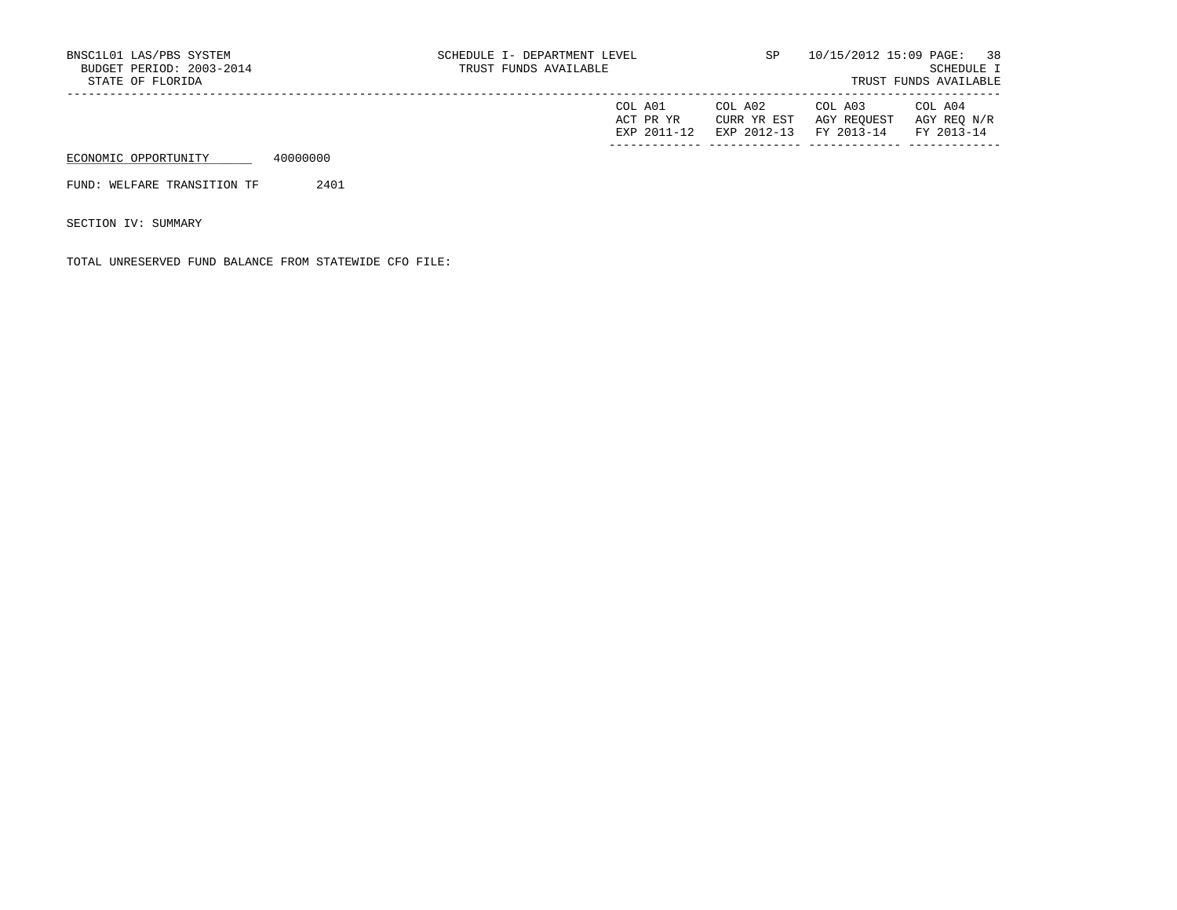| | COL A01 ACT PR YR EXP 2011-12 | COL A02 CURR YR EST EXP 2012-13 | COL A03 AGY REQUEST FY 2013-14 | COL A04 AGY REQ N/R FY 2013-14 |
|---|---|---|---|---|
| ECONOMIC OPPORTUNITY 40000000 | | | | |
| FUND: WELFARE TRANSITION TF 2401 | | | | |
| SECTION IV: SUMMARY | | | | |
| TOTAL UNRESERVED FUND BALANCE FROM STATEWIDE CFO FILE: | | | | |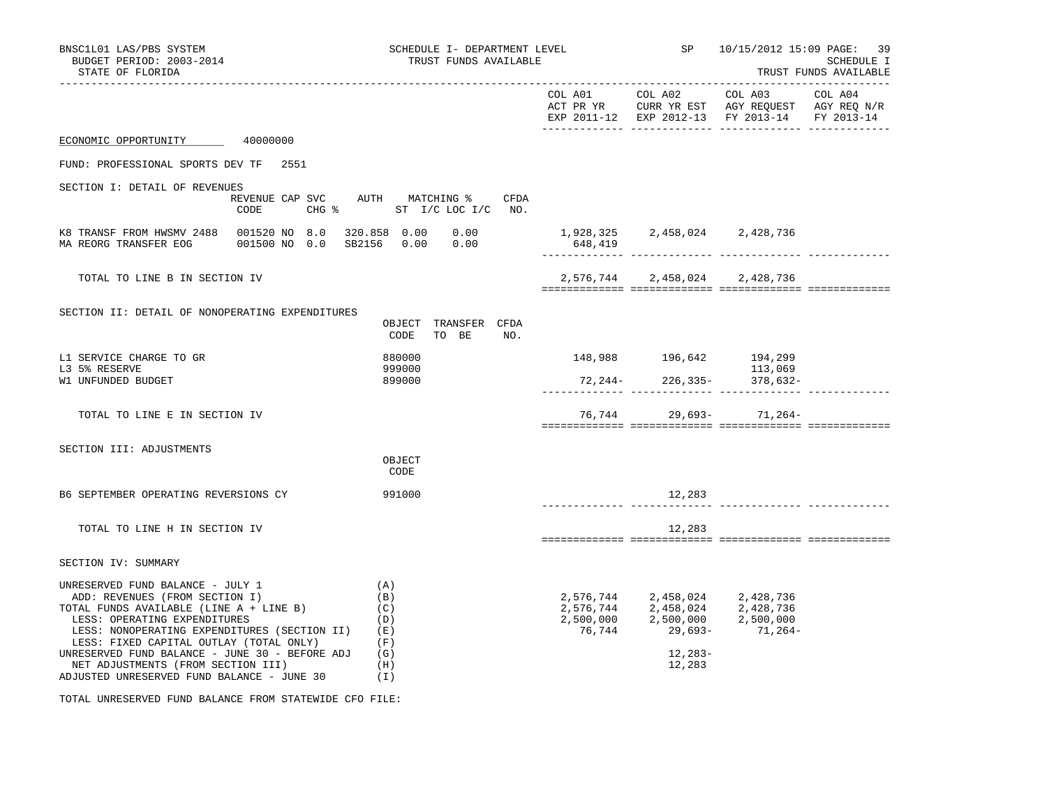BNSC1L01 LAS/PBS SYSTEM — SCHEDULE I- DEPARTMENT LEVEL — SP 10/15/2012 15:09 PAGE: 39

BUDGET PERIOD: 2003-2014 — TRUST FUNDS AVAILABLE — SCHEDULE I

STATE OF FLORIDA — TRUST FUNDS AVAILABLE

ECONOMIC OPPORTUNITY 40000000

FUND: PROFESSIONAL SPORTS DEV TF 2551

## SECTION I: DETAIL OF REVENUES

| | REVENUE CODE | CAP | SVC CHG % | AUTH ST | MATCHING % I/C | LOC I/C | CFDA NO. | COL A01 ACT PR YR EXP 2011-12 | COL A02 CURR YR EST EXP 2012-13 | COL A03 AGY REQUEST FY 2013-14 | COL A04 AGY REQ N/R FY 2013-14 |
|---|---|---|---|---|---|---|---|---|---|---|---|
| K8 TRANSF FROM HWSMV 2488 | 001520 | NO | 8.0 | 320.858 | 0.00 | 0.00 | | 1,928,325 | 2,458,024 | 2,428,736 | |
| MA REORG TRANSFER EOG | 001500 | NO | 0.0 | SB2156 | 0.00 | 0.00 | | 648,419 | | | |
| TOTAL TO LINE B IN SECTION IV | | | | | | | | 2,576,744 | 2,458,024 | 2,428,736 | |

## SECTION II: DETAIL OF NONOPERATING EXPENDITURES

| | OBJECT CODE | TRANSFER TO BE | CFDA NO. | COL A01 | COL A02 | COL A03 | COL A04 |
|---|---|---|---|---|---|---|---|
| L1 SERVICE CHARGE TO GR | 880000 | | | 148,988 | 196,642 | 194,299 | |
| L3 5% RESERVE | 999000 | | | | | 113,069 | |
| W1 UNFUNDED BUDGET | 899000 | | | 72,244- | 226,335- | 378,632- | |
| TOTAL TO LINE E IN SECTION IV | | | | 76,744 | 29,693- | 71,264- | |

## SECTION III: ADJUSTMENTS

| | OBJECT CODE | COL A01 | COL A02 | COL A03 | COL A04 |
|---|---|---|---|---|---|
| B6 SEPTEMBER OPERATING REVERSIONS CY | 991000 | | 12,283 | | |
| TOTAL TO LINE H IN SECTION IV | | | 12,283 | | |

## SECTION IV: SUMMARY

| | | COL A01 | COL A02 | COL A03 | COL A04 |
|---|---|---|---|---|---|
| UNRESERVED FUND BALANCE - JULY 1 | (A) | | | | |
| ADD: REVENUES (FROM SECTION I) | (B) | 2,576,744 | 2,458,024 | 2,428,736 | |
| TOTAL FUNDS AVAILABLE (LINE A + LINE B) | (C) | 2,576,744 | 2,458,024 | 2,428,736 | |
| LESS: OPERATING EXPENDITURES | (D) | 2,500,000 | 2,500,000 | 2,500,000 | |
| LESS: NONOPERATING EXPENDITURES (SECTION II) | (E) | 76,744 | 29,693- | 71,264- | |
| LESS: FIXED CAPITAL OUTLAY (TOTAL ONLY) | (F) | | | | |
| UNRESERVED FUND BALANCE - JUNE 30 - BEFORE ADJ | (G) | | 12,283- | | |
| NET ADJUSTMENTS (FROM SECTION III) | (H) | | 12,283 | | |
| ADJUSTED UNRESERVED FUND BALANCE - JUNE 30 | (I) | | | | |

TOTAL UNRESERVED FUND BALANCE FROM STATEWIDE CFO FILE: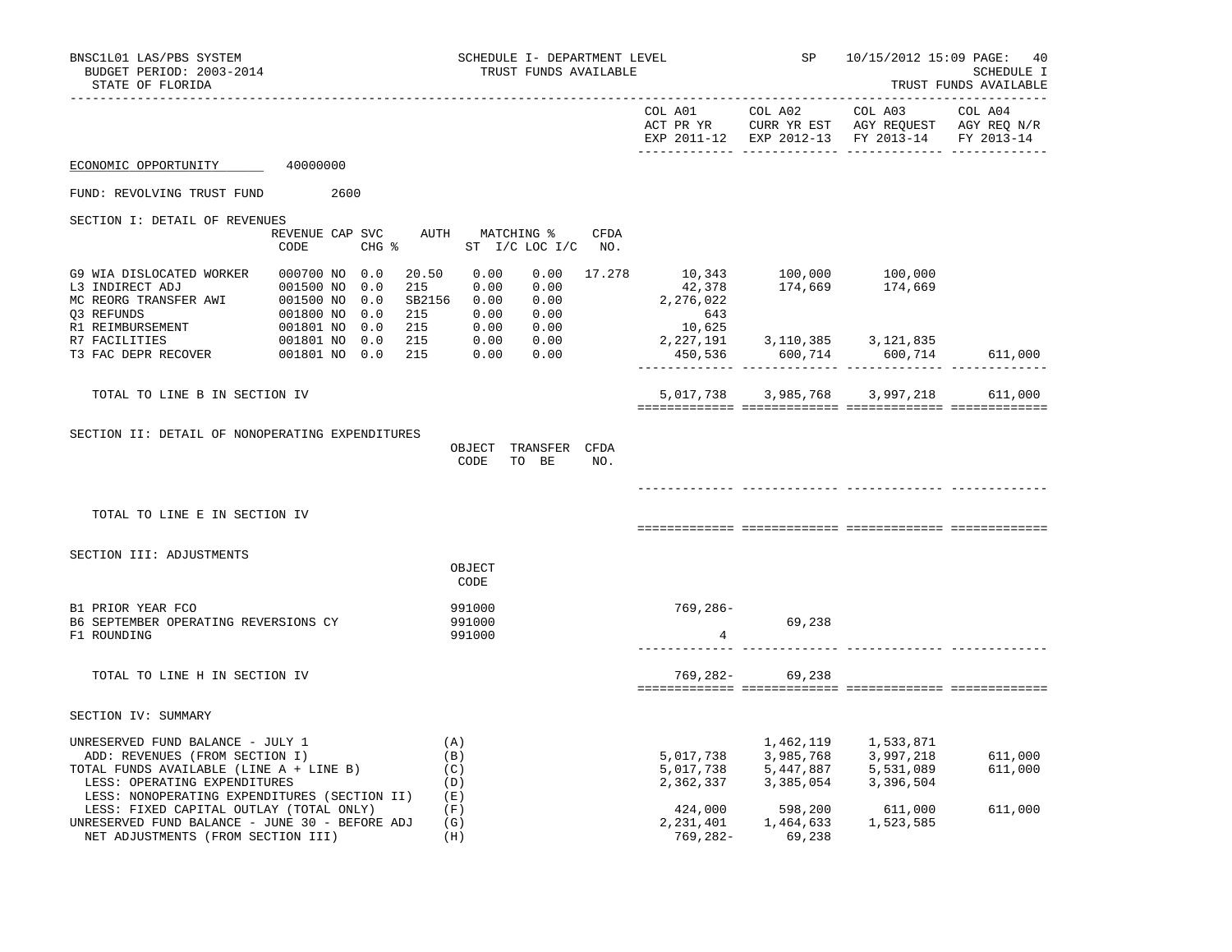BNSC1L01 LAS/PBS SYSTEM — SCHEDULE I- DEPARTMENT LEVEL — SP — 10/15/2012 15:09 PAGE: 40
BUDGET PERIOD: 2003-2014 — TRUST FUNDS AVAILABLE — SCHEDULE I
STATE OF FLORIDA — TRUST FUNDS AVAILABLE

ECONOMIC OPPORTUNITY 40000000

FUND: REVOLVING TRUST FUND 2600

## SECTION I: DETAIL OF REVENUES

| | REVENUE CODE | CAP | SVC CHG % | AUTH | MATCHING % ST | I/C LOC I/C | CFDA NO. | COL A01 ACT PR YR EXP 2011-12 | COL A02 CURR YR EST EXP 2012-13 | COL A03 AGY REQUEST FY 2013-14 | COL A04 AGY REQ N/R FY 2013-14 |
|---|---|---|---|---|---|---|---|---|---|---|---|
| G9 WIA DISLOCATED WORKER | 000700 | NO | 0.0 | 20.50 | 0.00 | 0.00 | 17.278 | 10,343 | 100,000 | 100,000 | |
| L3 INDIRECT ADJ | 001500 | NO | 0.0 | 215 | 0.00 | 0.00 | | 42,378 | 174,669 | 174,669 | |
| MC REORG TRANSFER AWI | 001500 | NO | 0.0 | SB2156 | 0.00 | 0.00 | | 2,276,022 | | | |
| Q3 REFUNDS | 001800 | NO | 0.0 | 215 | 0.00 | 0.00 | | 643 | | | |
| R1 REIMBURSEMENT | 001801 | NO | 0.0 | 215 | 0.00 | 0.00 | | 10,625 | | | |
| R7 FACILITIES | 001801 | NO | 0.0 | 215 | 0.00 | 0.00 | | 2,227,191 | 3,110,385 | 3,121,835 | |
| T3 FAC DEPR RECOVER | 001801 | NO | 0.0 | 215 | 0.00 | 0.00 | | 450,536 | 600,714 | 600,714 | 611,000 |
| TOTAL TO LINE B IN SECTION IV | | | | | | | | 5,017,738 | 3,985,768 | 3,997,218 | 611,000 |

## SECTION II: DETAIL OF NONOPERATING EXPENDITURES

| | OBJECT CODE | TRANSFER TO BE | CFDA NO. | COL A01 | COL A02 | COL A03 | COL A04 |
|---|---|---|---|---|---|---|---|
| TOTAL TO LINE E IN SECTION IV | | | | | | | |

## SECTION III: ADJUSTMENTS

| | OBJECT CODE | COL A01 | COL A02 | COL A03 | COL A04 |
|---|---|---|---|---|---|
| B1 PRIOR YEAR FCO | 991000 | 769,286- | | | |
| B6 SEPTEMBER OPERATING REVERSIONS CY | 991000 | | 69,238 | | |
| F1 ROUNDING | 991000 | 4 | | | |
| TOTAL TO LINE H IN SECTION IV | | 769,282- | 69,238 | | |

## SECTION IV: SUMMARY

| | | COL A01 | COL A02 | COL A03 | COL A04 |
|---|---|---|---|---|---|
| UNRESERVED FUND BALANCE - JULY 1 | (A) | | 1,462,119 | 1,533,871 | |
| ADD: REVENUES (FROM SECTION I) | (B) | 5,017,738 | 3,985,768 | 3,997,218 | 611,000 |
| TOTAL FUNDS AVAILABLE (LINE A + LINE B) | (C) | 5,017,738 | 5,447,887 | 5,531,089 | 611,000 |
| LESS: OPERATING EXPENDITURES | (D) | 2,362,337 | 3,385,054 | 3,396,504 | |
| LESS: NONOPERATING EXPENDITURES (SECTION II) | (E) | | | | |
| LESS: FIXED CAPITAL OUTLAY (TOTAL ONLY) | (F) | 424,000 | 598,200 | 611,000 | 611,000 |
| UNRESERVED FUND BALANCE - JUNE 30 - BEFORE ADJ | (G) | 2,231,401 | 1,464,633 | 1,523,585 | |
| NET ADJUSTMENTS (FROM SECTION III) | (H) | 769,282- | 69,238 | | |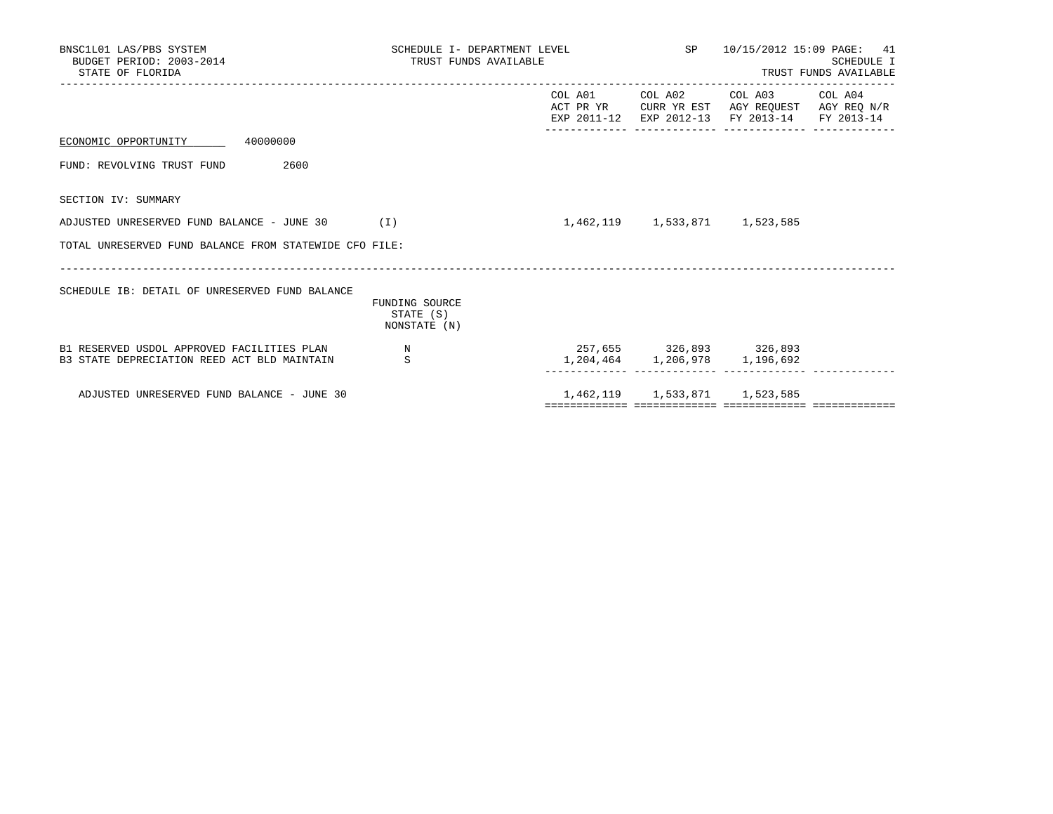ECONOMIC OPPORTUNITY 40000000

FUND: REVOLVING TRUST FUND 2600

SECTION IV: SUMMARY

| | | COL A01 ACT PR YR EXP 2011-12 | COL A02 CURR YR EST EXP 2012-13 | COL A03 AGY REQUEST FY 2013-14 | COL A04 AGY REQ N/R FY 2013-14 |
|---|---|---|---|---|---|
| ADJUSTED UNRESERVED FUND BALANCE - JUNE 30 | (I) | 1,462,119 | 1,533,871 | 1,523,585 | |
| TOTAL UNRESERVED FUND BALANCE FROM STATEWIDE CFO FILE: | | | | | |

SCHEDULE IB: DETAIL OF UNRESERVED FUND BALANCE

| | FUNDING SOURCE STATE (S) NONSTATE (N) | COL A01 ACT PR YR EXP 2011-12 | COL A02 CURR YR EST EXP 2012-13 | COL A03 AGY REQUEST FY 2013-14 | COL A04 AGY REQ N/R FY 2013-14 |
|---|---|---|---|---|---|
| B1 RESERVED USDOL APPROVED FACILITIES PLAN | N | 257,655 | 326,893 | 326,893 | |
| B3 STATE DEPRECIATION REED ACT BLD MAINTAIN | S | 1,204,464 | 1,206,978 | 1,196,692 | |
| ADJUSTED UNRESERVED FUND BALANCE - JUNE 30 | | 1,462,119 | 1,533,871 | 1,523,585 | |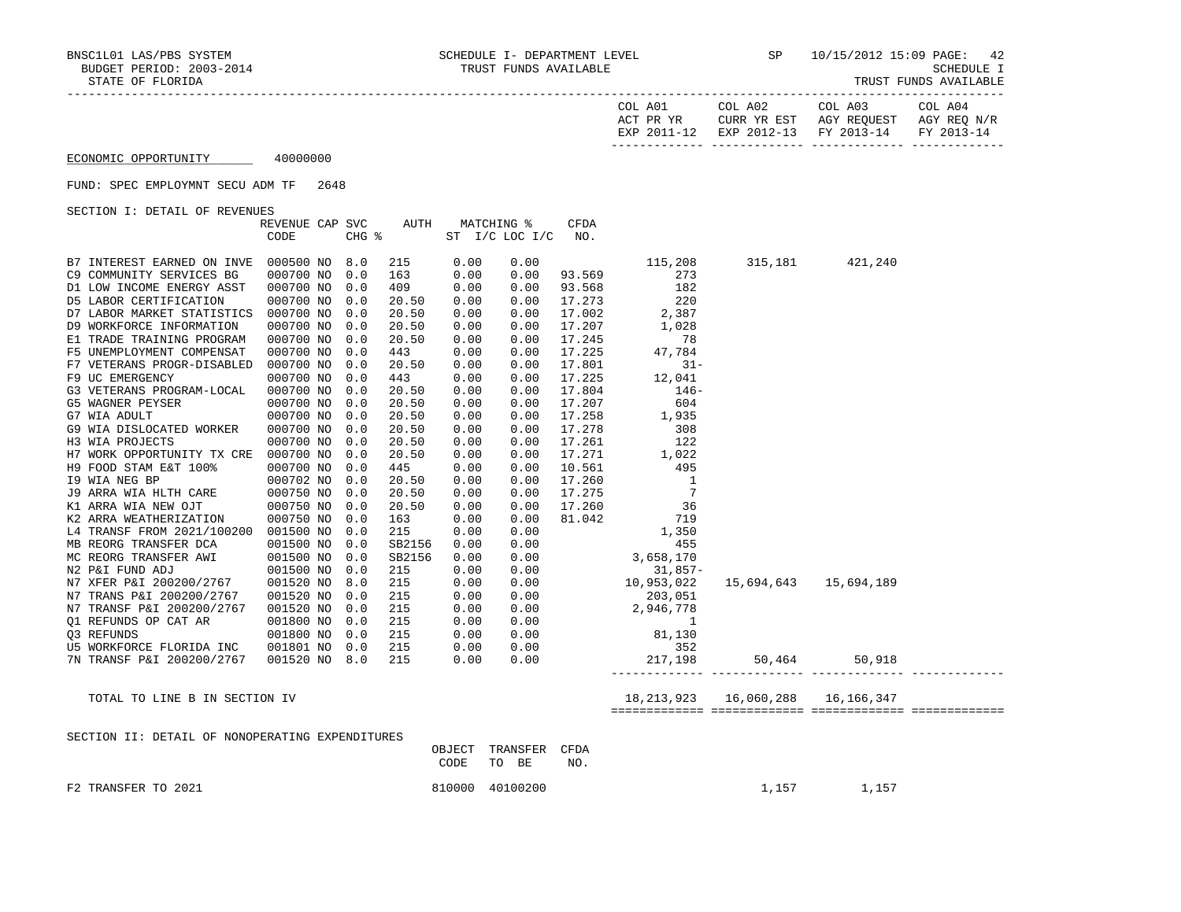BNSC1L01 LAS/PBS SYSTEM — SCHEDULE I- DEPARTMENT LEVEL — TRUST FUNDS AVAILABLE — SP 10/15/2012 15:09 PAGE: 42

BUDGET PERIOD: 2003-2014 — SCHEDULE I

STATE OF FLORIDA — TRUST FUNDS AVAILABLE

ECONOMIC OPPORTUNITY 40000000

FUND: SPEC EMPLOYMNT SECU ADM TF 2648

SECTION I: DETAIL OF REVENUES

| | REVENUE CODE | CAP | SVC CHG % | AUTH | MATCHING % ST | I/C LOC I/C | CFDA NO. | COL A01 ACT PR YR EXP 2011-12 | COL A02 CURR YR EST EXP 2012-13 | COL A03 AGY REQUEST FY 2013-14 | COL A04 AGY REQ N/R FY 2013-14 |
|---|---|---|---|---|---|---|---|---|---|---|---|
| B7 INTEREST EARNED ON INVE | 000500 | NO | 8.0 | 215 | 0.00 | 0.00 | | 115,208 | 315,181 | 421,240 | |
| C9 COMMUNITY SERVICES BG | 000700 | NO | 0.0 | 163 | 0.00 | 0.00 | 93.569 | 273 | | | |
| D1 LOW INCOME ENERGY ASST | 000700 | NO | 0.0 | 409 | 0.00 | 0.00 | 93.568 | 182 | | | |
| D5 LABOR CERTIFICATION | 000700 | NO | 0.0 | 20.50 | 0.00 | 0.00 | 17.273 | 220 | | | |
| D7 LABOR MARKET STATISTICS | 000700 | NO | 0.0 | 20.50 | 0.00 | 0.00 | 17.002 | 2,387 | | | |
| D9 WORKFORCE INFORMATION | 000700 | NO | 0.0 | 20.50 | 0.00 | 0.00 | 17.207 | 1,028 | | | |
| E1 TRADE TRAINING PROGRAM | 000700 | NO | 0.0 | 20.50 | 0.00 | 0.00 | 17.245 | 78 | | | |
| F5 UNEMPLOYMENT COMPENSAT | 000700 | NO | 0.0 | 443 | 0.00 | 0.00 | 17.225 | 47,784 | | | |
| F7 VETERANS PROGR-DISABLED | 000700 | NO | 0.0 | 20.50 | 0.00 | 0.00 | 17.801 | 31- | | | |
| F9 UC EMERGENCY | 000700 | NO | 0.0 | 443 | 0.00 | 0.00 | 17.225 | 12,041 | | | |
| G3 VETERANS PROGRAM-LOCAL | 000700 | NO | 0.0 | 20.50 | 0.00 | 0.00 | 17.804 | 146- | | | |
| G5 WAGNER PEYSER | 000700 | NO | 0.0 | 20.50 | 0.00 | 0.00 | 17.207 | 604 | | | |
| G7 WIA ADULT | 000700 | NO | 0.0 | 20.50 | 0.00 | 0.00 | 17.258 | 1,935 | | | |
| G9 WIA DISLOCATED WORKER | 000700 | NO | 0.0 | 20.50 | 0.00 | 0.00 | 17.278 | 308 | | | |
| H3 WIA PROJECTS | 000700 | NO | 0.0 | 20.50 | 0.00 | 0.00 | 17.261 | 122 | | | |
| H7 WORK OPPORTUNITY TX CRE | 000700 | NO | 0.0 | 20.50 | 0.00 | 0.00 | 17.271 | 1,022 | | | |
| H9 FOOD STAM E&T 100% | 000700 | NO | 0.0 | 445 | 0.00 | 0.00 | 10.561 | 495 | | | |
| I9 WIA NEG BP | 000702 | NO | 0.0 | 20.50 | 0.00 | 0.00 | 17.260 | 1 | | | |
| J9 ARRA WIA HLTH CARE | 000750 | NO | 0.0 | 20.50 | 0.00 | 0.00 | 17.275 | 7 | | | |
| K1 ARRA WIA NEW OJT | 000750 | NO | 0.0 | 20.50 | 0.00 | 0.00 | 17.260 | 36 | | | |
| K2 ARRA WEATHERIZATION | 000750 | NO | 0.0 | 163 | 0.00 | 0.00 | 81.042 | 719 | | | |
| L4 TRANSF FROM 2021/100200 | 001500 | NO | 0.0 | 215 | 0.00 | 0.00 | | 1,350 | | | |
| MB REORG TRANSFER DCA | 001500 | NO | 0.0 | SB2156 | 0.00 | 0.00 | | 455 | | | |
| MC REORG TRANSFER AWI | 001500 | NO | 0.0 | SB2156 | 0.00 | 0.00 | | 3,658,170 | | | |
| N2 P&I FUND ADJ | 001500 | NO | 0.0 | 215 | 0.00 | 0.00 | | 31,857- | | | |
| N7 XFER P&I 200200/2767 | 001520 | NO | 8.0 | 215 | 0.00 | 0.00 | | 10,953,022 | 15,694,643 | 15,694,189 | |
| N7 TRANS P&I 200200/2767 | 001520 | NO | 0.0 | 215 | 0.00 | 0.00 | | 203,051 | | | |
| N7 TRANSF P&I 200200/2767 | 001520 | NO | 0.0 | 215 | 0.00 | 0.00 | | 2,946,778 | | | |
| Q1 REFUNDS OP CAT AR | 001800 | NO | 0.0 | 215 | 0.00 | 0.00 | | 1 | | | |
| Q3 REFUNDS | 001800 | NO | 0.0 | 215 | 0.00 | 0.00 | | 81,130 | | | |
| U5 WORKFORCE FLORIDA INC | 001801 | NO | 0.0 | 215 | 0.00 | 0.00 | | 352 | | | |
| 7N TRANSF P&I 200200/2767 | 001520 | NO | 8.0 | 215 | 0.00 | 0.00 | | 217,198 | 50,464 | 50,918 | |
| TOTAL TO LINE B IN SECTION IV | | | | | | | | 18,213,923 | 16,060,288 | 16,166,347 | |

SECTION II: DETAIL OF NONOPERATING EXPENDITURES

| | OBJECT CODE | TRANSFER TO BE | CFDA NO. | COL A01 | COL A02 | COL A03 | COL A04 |
|---|---|---|---|---|---|---|---|
| F2 TRANSFER TO 2021 | 810000 | 40100200 | | | 1,157 | 1,157 | |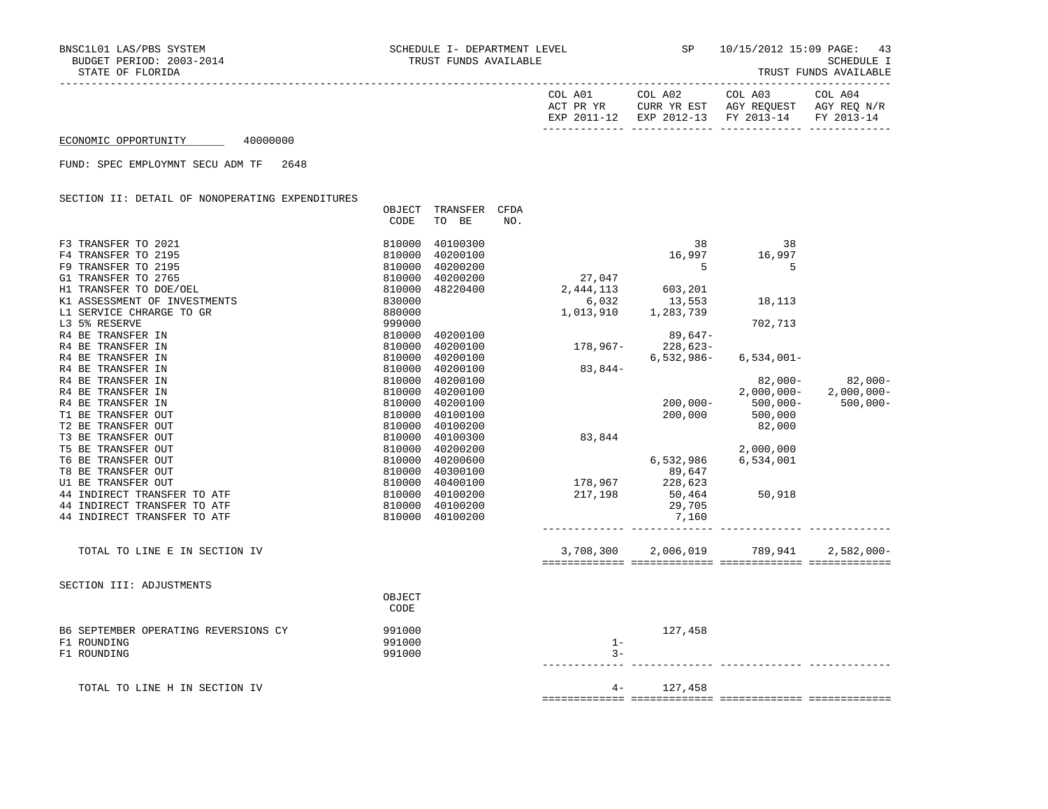BNSC1L01 LAS/PBS SYSTEM — SCHEDULE I- DEPARTMENT LEVEL — TRUST FUNDS AVAILABLE — SP 10/15/2012 15:09

BUDGET PERIOD: 2003-2014

STATE OF FLORIDA

SCHEDULE I — TRUST FUNDS AVAILABLE

ECONOMIC OPPORTUNITY 40000000

FUND: SPEC EMPLOYMNT SECU ADM TF 2648

## SECTION II: DETAIL OF NONOPERATING EXPENDITURES

| | OBJECT CODE | TRANSFER TO BE | CFDA NO. | COL A01 ACT PR YR EXP 2011-12 | COL A02 CURR YR EST EXP 2012-13 | COL A03 AGY REQUEST FY 2013-14 | COL A04 AGY REQ N/R FY 2013-14 |
|---|---|---|---|---|---|---|---|
| F3 TRANSFER TO 2021 | 810000 | 40100300 | | | 38 | 38 | |
| F4 TRANSFER TO 2195 | 810000 | 40200100 | | | 16,997 | 16,997 | |
| F9 TRANSFER TO 2195 | 810000 | 40200200 | | | 5 | 5 | |
| G1 TRANSFER TO 2765 | 810000 | 40200200 | | 27,047 | | | |
| H1 TRANSFER TO DOE/OEL | 810000 | 48220400 | | 2,444,113 | 603,201 | | |
| K1 ASSESSMENT OF INVESTMENTS | 830000 | | | 6,032 | 13,553 | 18,113 | |
| L1 SERVICE CHRARGE TO GR | 880000 | | | 1,013,910 | 1,283,739 | | |
| L3 5% RESERVE | 999000 | | | | | 702,713 | |
| R4 BE TRANSFER IN | 810000 | 40200100 | | | 89,647- | | |
| R4 BE TRANSFER IN | 810000 | 40200100 | | 178,967- | 228,623- | | |
| R4 BE TRANSFER IN | 810000 | 40200100 | | | 6,532,986- | 6,534,001- | |
| R4 BE TRANSFER IN | 810000 | 40200100 | | 83,844- | | | |
| R4 BE TRANSFER IN | 810000 | 40200100 | | | | 82,000- | 82,000- |
| R4 BE TRANSFER IN | 810000 | 40200100 | | | | 2,000,000- | 2,000,000- |
| R4 BE TRANSFER IN | 810000 | 40200100 | | | 200,000- | 500,000- | 500,000- |
| T1 BE TRANSFER OUT | 810000 | 40100100 | | | 200,000 | 500,000 | |
| T2 BE TRANSFER OUT | 810000 | 40100200 | | | | 82,000 | |
| T3 BE TRANSFER OUT | 810000 | 40100300 | | 83,844 | | | |
| T5 BE TRANSFER OUT | 810000 | 40200200 | | | | 2,000,000 | |
| T6 BE TRANSFER OUT | 810000 | 40200600 | | | 6,532,986 | 6,534,001 | |
| T8 BE TRANSFER OUT | 810000 | 40300100 | | | 89,647 | | |
| U1 BE TRANSFER OUT | 810000 | 40400100 | | 178,967 | 228,623 | | |
| 44 INDIRECT TRANSFER TO ATF | 810000 | 40100200 | | 217,198 | 50,464 | 50,918 | |
| 44 INDIRECT TRANSFER TO ATF | 810000 | 40100200 | | | 29,705 | | |
| 44 INDIRECT TRANSFER TO ATF | 810000 | 40100200 | | | 7,160 | | |
| TOTAL TO LINE E IN SECTION IV | | | | 3,708,300 | 2,006,019 | 789,941 | 2,582,000- |

## SECTION III: ADJUSTMENTS

| | OBJECT CODE | COL A01 | COL A02 | COL A03 | COL A04 |
|---|---|---|---|---|---|
| B6 SEPTEMBER OPERATING REVERSIONS CY | 991000 | | 127,458 | | |
| F1 ROUNDING | 991000 | 1- | | | |
| F1 ROUNDING | 991000 | 3- | | | |
| TOTAL TO LINE H IN SECTION IV | | 4- | 127,458 | | |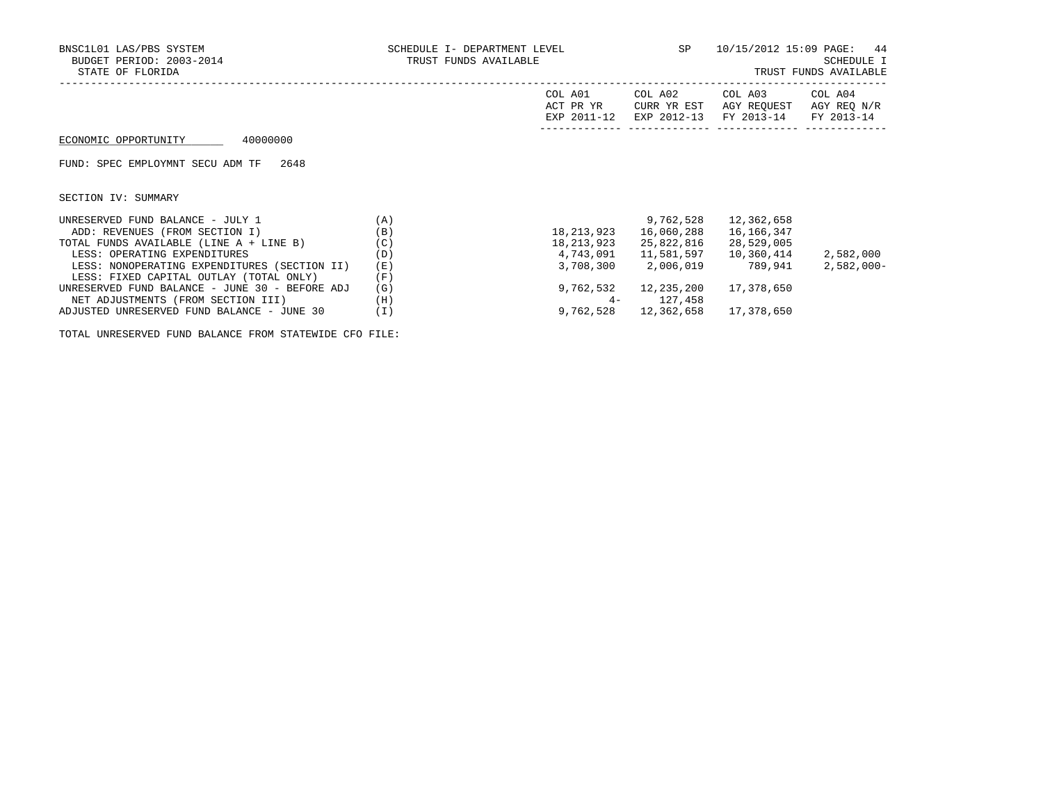BNSC1L01 LAS/PBS SYSTEM
BUDGET PERIOD: 2003-2014
STATE OF FLORIDA

SCHEDULE I- DEPARTMENT LEVEL
TRUST FUNDS AVAILABLE

SP 10/15/2012 15:09

SCHEDULE I
TRUST FUNDS AVAILABLE

ECONOMIC OPPORTUNITY 40000000

FUND: SPEC EMPLOYMNT SECU ADM TF 2648

SECTION IV: SUMMARY

| | | COL A01 ACT PR YR EXP 2011-12 | COL A02 CURR YR EST EXP 2012-13 | COL A03 AGY REQUEST FY 2013-14 | COL A04 AGY REQ N/R FY 2013-14 |
|---|---|---|---|---|---|
| UNRESERVED FUND BALANCE - JULY 1 | (A) | | 9,762,528 | 12,362,658 | |
| ADD: REVENUES (FROM SECTION I) | (B) | 18,213,923 | 16,060,288 | 16,166,347 | |
| TOTAL FUNDS AVAILABLE (LINE A + LINE B) | (C) | 18,213,923 | 25,822,816 | 28,529,005 | |
| LESS: OPERATING EXPENDITURES | (D) | 4,743,091 | 11,581,597 | 10,360,414 | 2,582,000 |
| LESS: NONOPERATING EXPENDITURES (SECTION II) | (E) | 3,708,300 | 2,006,019 | 789,941 | 2,582,000- |
| LESS: FIXED CAPITAL OUTLAY (TOTAL ONLY) | (F) | | | | |
| UNRESERVED FUND BALANCE - JUNE 30 - BEFORE ADJ | (G) | 9,762,532 | 12,235,200 | 17,378,650 | |
| NET ADJUSTMENTS (FROM SECTION III) | (H) | 4- | 127,458 | | |
| ADJUSTED UNRESERVED FUND BALANCE - JUNE 30 | (I) | 9,762,528 | 12,362,658 | 17,378,650 | |

TOTAL UNRESERVED FUND BALANCE FROM STATEWIDE CFO FILE: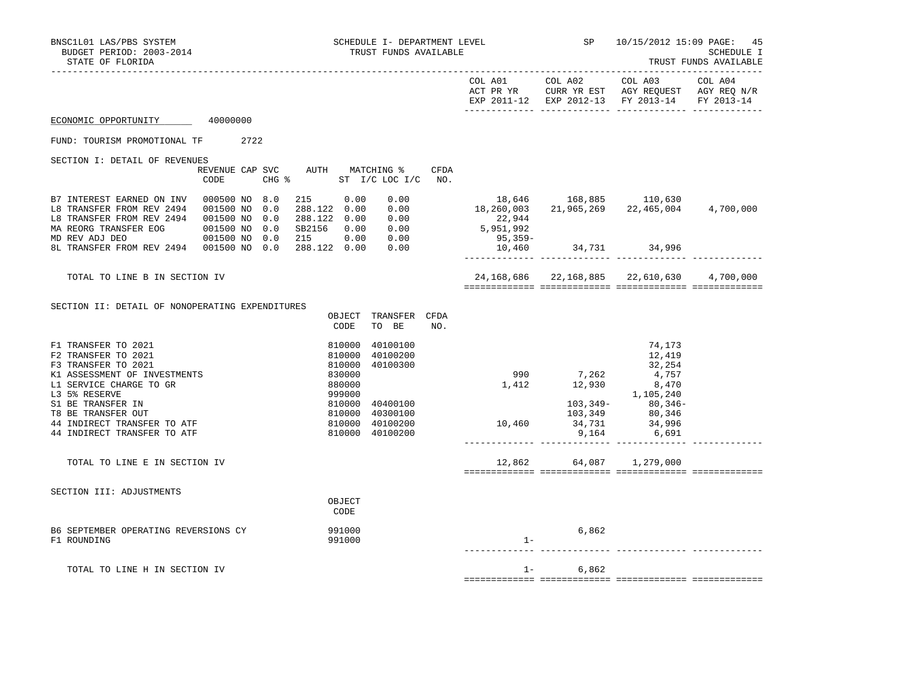BNSC1L01 LAS/PBS SYSTEM
BUDGET PERIOD: 2003-2014
STATE OF FLORIDA

SCHEDULE I- DEPARTMENT LEVEL
TRUST FUNDS AVAILABLE

SP 10/15/2012 15:09

SCHEDULE I
TRUST FUNDS AVAILABLE

ECONOMIC OPPORTUNITY 40000000

FUND: TOURISM PROMOTIONAL TF 2722

## SECTION I: DETAIL OF REVENUES

| | REVENUE CODE | CAP | SVC CHG % | AUTH | MATCHING % ST I/C | LOC I/C | CFDA NO. | COL A01 ACT PR YR EXP 2011-12 | COL A02 CURR YR EST EXP 2012-13 | COL A03 AGY REQUEST FY 2013-14 | COL A04 AGY REQ N/R FY 2013-14 |
|---|---|---|---|---|---|---|---|---|---|---|---|
| B7 INTEREST EARNED ON INV | 000500 | NO | 8.0 | 215 | 0.00 | 0.00 | | 18,646 | 168,885 | 110,630 | |
| L8 TRANSFER FROM REV 2494 | 001500 | NO | 0.0 | 288.122 | 0.00 | 0.00 | | 18,260,003 | 21,965,269 | 22,465,004 | 4,700,000 |
| L8 TRANSFER FROM REV 2494 | 001500 | NO | 0.0 | 288.122 | 0.00 | 0.00 | | 22,944 | | | |
| MA REORG TRANSFER EOG | 001500 | NO | 0.0 | SB2156 | 0.00 | 0.00 | | 5,951,992 | | | |
| MD REV ADJ DEO | 001500 | NO | 0.0 | 215 | 0.00 | 0.00 | | 95,359- | | | |
| 8L TRANSFER FROM REV 2494 | 001500 | NO | 0.0 | 288.122 | 0.00 | 0.00 | | 10,460 | 34,731 | 34,996 | |
| TOTAL TO LINE B IN SECTION IV | | | | | | | | 24,168,686 | 22,168,885 | 22,610,630 | 4,700,000 |

## SECTION II: DETAIL OF NONOPERATING EXPENDITURES

| | OBJECT CODE | TRANSFER TO BE | CFDA NO. | COL A01 | COL A02 | COL A03 | COL A04 |
|---|---|---|---|---|---|---|---|
| F1 TRANSFER TO 2021 | 810000 | 40100100 | | | | 74,173 | |
| F2 TRANSFER TO 2021 | 810000 | 40100200 | | | | 12,419 | |
| F3 TRANSFER TO 2021 | 810000 | 40100300 | | | | 32,254 | |
| K1 ASSESSMENT OF INVESTMENTS | 830000 | | | 990 | 7,262 | 4,757 | |
| L1 SERVICE CHARGE TO GR | 880000 | | | 1,412 | 12,930 | 8,470 | |
| L3 5% RESERVE | 999000 | | | | | 1,105,240 | |
| S1 BE TRANSFER IN | 810000 | 40400100 | | | 103,349- | 80,346- | |
| T8 BE TRANSFER OUT | 810000 | 40300100 | | | 103,349 | 80,346 | |
| 44 INDIRECT TRANSFER TO ATF | 810000 | 40100200 | | 10,460 | 34,731 | 34,996 | |
| 44 INDIRECT TRANSFER TO ATF | 810000 | 40100200 | | | 9,164 | 6,691 | |
| TOTAL TO LINE E IN SECTION IV | | | | 12,862 | 64,087 | 1,279,000 | |

## SECTION III: ADJUSTMENTS

| | OBJECT CODE | COL A01 | COL A02 | COL A03 | COL A04 |
|---|---|---|---|---|---|
| B6 SEPTEMBER OPERATING REVERSIONS CY | 991000 | | 6,862 | | |
| F1 ROUNDING | 991000 | 1- | | | |
| TOTAL TO LINE H IN SECTION IV | | 1- | 6,862 | | |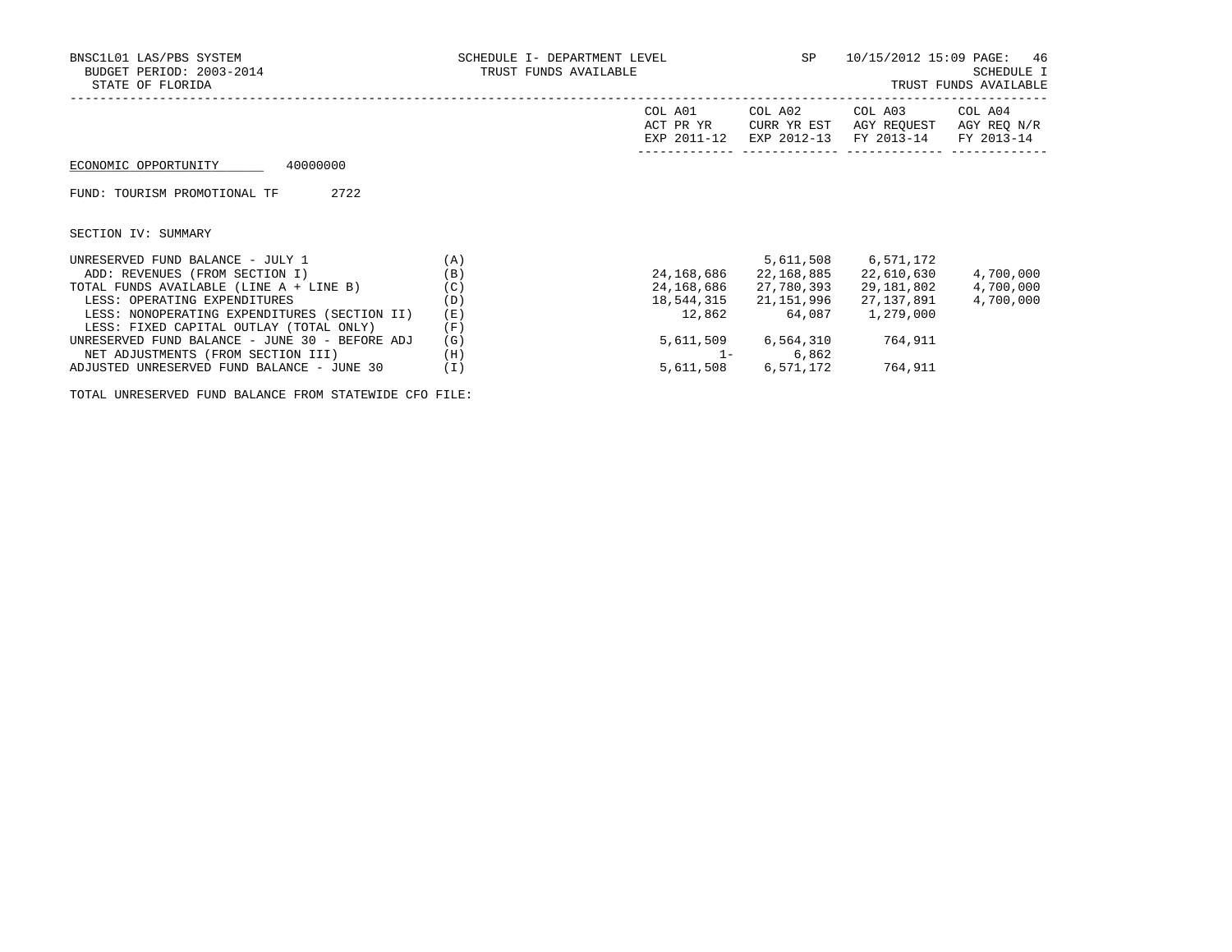BNSC1L01 LAS/PBS SYSTEM | SCHEDULE I- DEPARTMENT LEVEL | SP | 10/15/2012 15:09

BUDGET PERIOD: 2003-2014 | TRUST FUNDS AVAILABLE | SCHEDULE I

STATE OF FLORIDA | TRUST FUNDS AVAILABLE

ECONOMIC OPPORTUNITY 40000000

FUND: TOURISM PROMOTIONAL TF 2722

SECTION IV: SUMMARY

| | | COL A01 ACT PR YR EXP 2011-12 | COL A02 CURR YR EST EXP 2012-13 | COL A03 AGY REQUEST FY 2013-14 | COL A04 AGY REQ N/R FY 2013-14 |
|---|---|---|---|---|---|
| UNRESERVED FUND BALANCE - JULY 1 | (A) | | 5,611,508 | 6,571,172 | |
| ADD: REVENUES (FROM SECTION I) | (B) | 24,168,686 | 22,168,885 | 22,610,630 | 4,700,000 |
| TOTAL FUNDS AVAILABLE (LINE A + LINE B) | (C) | 24,168,686 | 27,780,393 | 29,181,802 | 4,700,000 |
| LESS: OPERATING EXPENDITURES | (D) | 18,544,315 | 21,151,996 | 27,137,891 | 4,700,000 |
| LESS: NONOPERATING EXPENDITURES (SECTION II) | (E) | 12,862 | 64,087 | 1,279,000 | |
| LESS: FIXED CAPITAL OUTLAY (TOTAL ONLY) | (F) | | | | |
| UNRESERVED FUND BALANCE - JUNE 30 - BEFORE ADJ | (G) | 5,611,509 | 6,564,310 | 764,911 | |
| NET ADJUSTMENTS (FROM SECTION III) | (H) | 1- | 6,862 | | |
| ADJUSTED UNRESERVED FUND BALANCE - JUNE 30 | (I) | 5,611,508 | 6,571,172 | 764,911 | |

TOTAL UNRESERVED FUND BALANCE FROM STATEWIDE CFO FILE: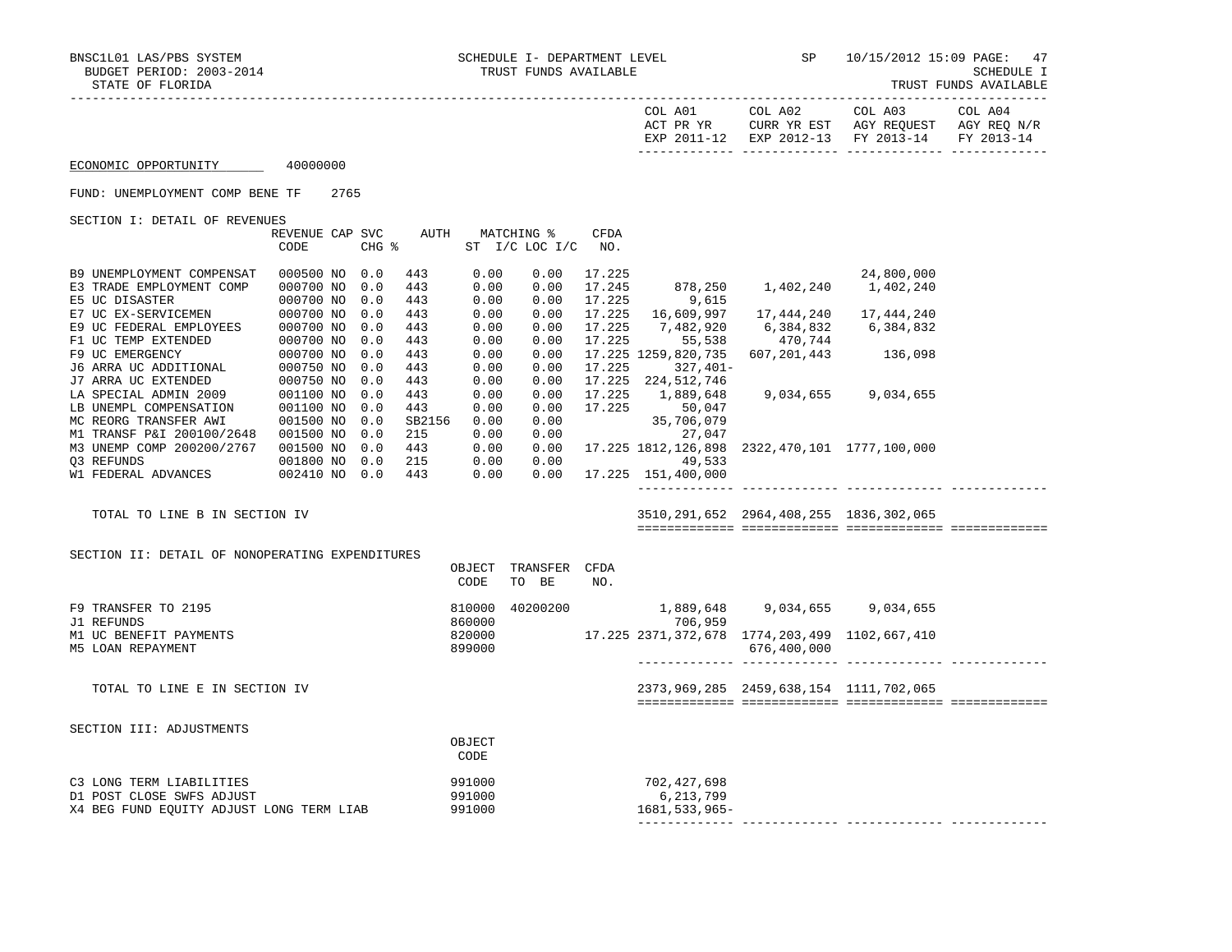BNSC1L01 LAS/PBS SYSTEM — SCHEDULE I- DEPARTMENT LEVEL — TRUST FUNDS AVAILABLE — SP 10/15/2012 15:09 PAGE: 47

BUDGET PERIOD: 2003-2014 — SCHEDULE I

STATE OF FLORIDA — TRUST FUNDS AVAILABLE

| | COL A01 ACT PR YR EXP 2011-12 | COL A02 CURR YR EST EXP 2012-13 | COL A03 AGY REQUEST FY 2013-14 | COL A04 AGY REQ N/R FY 2013-14 |
|---|---|---|---|---|

ECONOMIC OPPORTUNITY 40000000

FUND: UNEMPLOYMENT COMP BENE TF 2765

SECTION I: DETAIL OF REVENUES

| | REVENUE CODE | CAP | SVC CHG % | AUTH | MATCHING % ST I/C | LOC I/C | CFDA NO. | COL A01 | COL A02 | COL A03 | COL A04 |
|---|---|---|---|---|---|---|---|---|---|---|---|
| B9 UNEMPLOYMENT COMPENSAT | 000500 | NO | 0.0 | 443 | 0.00 | 0.00 | 17.225 | | | 24,800,000 | |
| E3 TRADE EMPLOYMENT COMP | 000700 | NO | 0.0 | 443 | 0.00 | 0.00 | 17.245 | 878,250 | 1,402,240 | 1,402,240 | |
| E5 UC DISASTER | 000700 | NO | 0.0 | 443 | 0.00 | 0.00 | 17.225 | 9,615 | | | |
| E7 UC EX-SERVICEMEN | 000700 | NO | 0.0 | 443 | 0.00 | 0.00 | 17.225 | 16,609,997 | 17,444,240 | 17,444,240 | |
| E9 UC FEDERAL EMPLOYEES | 000700 | NO | 0.0 | 443 | 0.00 | 0.00 | 17.225 | 7,482,920 | 6,384,832 | 6,384,832 | |
| F1 UC TEMP EXTENDED | 000700 | NO | 0.0 | 443 | 0.00 | 0.00 | 17.225 | 55,538 | 470,744 | | |
| F9 UC EMERGENCY | 000700 | NO | 0.0 | 443 | 0.00 | 0.00 | 17.225 | 1259,820,735 | 607,201,443 | 136,098 | |
| J6 ARRA UC ADDITIONAL | 000750 | NO | 0.0 | 443 | 0.00 | 0.00 | 17.225 | 327,401- | | | |
| J7 ARRA UC EXTENDED | 000750 | NO | 0.0 | 443 | 0.00 | 0.00 | 17.225 | 224,512,746 | | | |
| LA SPECIAL ADMIN 2009 | 001100 | NO | 0.0 | 443 | 0.00 | 0.00 | 17.225 | 1,889,648 | 9,034,655 | 9,034,655 | |
| LB UNEMPL COMPENSATION | 001100 | NO | 0.0 | 443 | 0.00 | 0.00 | 17.225 | 50,047 | | | |
| MC REORG TRANSFER AWI | 001500 | NO | 0.0 | SB2156 | 0.00 | 0.00 | | 35,706,079 | | | |
| M1 TRANSF P&I 200100/2648 | 001500 | NO | 0.0 | 215 | 0.00 | 0.00 | | 27,047 | | | |
| M3 UNEMP COMP 200200/2767 | 001500 | NO | 0.0 | 443 | 0.00 | 0.00 | 17.225 | 1812,126,898 | 2322,470,101 | 1777,100,000 | |
| Q3 REFUNDS | 001800 | NO | 0.0 | 215 | 0.00 | 0.00 | | 49,533 | | | |
| W1 FEDERAL ADVANCES | 002410 | NO | 0.0 | 443 | 0.00 | 0.00 | 17.225 | 151,400,000 | | | |
| TOTAL TO LINE B IN SECTION IV | | | | | | | | 3510,291,652 | 2964,408,255 | 1836,302,065 | |

SECTION II: DETAIL OF NONOPERATING EXPENDITURES

| | OBJECT CODE | TRANSFER TO BE | CFDA NO. | COL A01 | COL A02 | COL A03 | COL A04 |
|---|---|---|---|---|---|---|---|
| F9 TRANSFER TO 2195 | 810000 | 40200200 | | 1,889,648 | 9,034,655 | 9,034,655 | |
| J1 REFUNDS | 860000 | | | 706,959 | | | |
| M1 UC BENEFIT PAYMENTS | 820000 | | 17.225 | 2371,372,678 | 1774,203,499 | 1102,667,410 | |
| M5 LOAN REPAYMENT | 899000 | | | | 676,400,000 | | |
| TOTAL TO LINE E IN SECTION IV | | | | 2373,969,285 | 2459,638,154 | 1111,702,065 | |

SECTION III: ADJUSTMENTS

| | OBJECT CODE | COL A01 | COL A02 | COL A03 | COL A04 |
|---|---|---|---|---|---|
| C3 LONG TERM LIABILITIES | 991000 | 702,427,698 | | | |
| D1 POST CLOSE SWFS ADJUST | 991000 | 6,213,799 | | | |
| X4 BEG FUND EQUITY ADJUST LONG TERM LIAB | 991000 | 1681,533,965- | | | |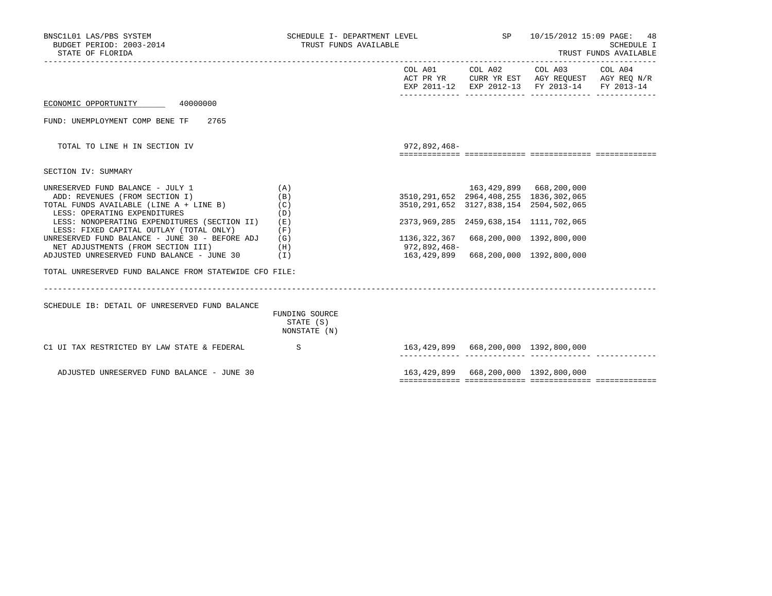BNSC1L01 LAS/PBS SYSTEM
BUDGET PERIOD: 2003-2014
STATE OF FLORIDA

SCHEDULE I- DEPARTMENT LEVEL
TRUST FUNDS AVAILABLE

SP 10/15/2012 15:09

SCHEDULE I
TRUST FUNDS AVAILABLE

| | | COL A01 ACT PR YR EXP 2011-12 | COL A02 CURR YR EST EXP 2012-13 | COL A03 AGY REQUEST FY 2013-14 | COL A04 AGY REQ N/R FY 2013-14 |
|---|---|---|---|---|---|

ECONOMIC OPPORTUNITY 40000000

FUND: UNEMPLOYMENT COMP BENE TF 2765

| | | COL A01 | COL A02 | COL A03 | COL A04 |
|---|---|---|---|---|---|
| TOTAL TO LINE H IN SECTION IV | | 972,892,468- | | | |

SECTION IV: SUMMARY

| | | COL A01 | COL A02 | COL A03 | COL A04 |
|---|---|---|---|---|---|
| UNRESERVED FUND BALANCE - JULY 1 | (A) | | 163,429,899 | 668,200,000 | |
| ADD: REVENUES (FROM SECTION I) | (B) | 3510,291,652 | 2964,408,255 | 1836,302,065 | |
| TOTAL FUNDS AVAILABLE (LINE A + LINE B) | (C) | 3510,291,652 | 3127,838,154 | 2504,502,065 | |
| LESS: OPERATING EXPENDITURES | (D) | | | | |
| LESS: NONOPERATING EXPENDITURES (SECTION II) | (E) | 2373,969,285 | 2459,638,154 | 1111,702,065 | |
| LESS: FIXED CAPITAL OUTLAY (TOTAL ONLY) | (F) | | | | |
| UNRESERVED FUND BALANCE - JUNE 30 - BEFORE ADJ | (G) | 1136,322,367 | 668,200,000 | 1392,800,000 | |
| NET ADJUSTMENTS (FROM SECTION III) | (H) | 972,892,468- | | | |
| ADJUSTED UNRESERVED FUND BALANCE - JUNE 30 | (I) | 163,429,899 | 668,200,000 | 1392,800,000 | |

TOTAL UNRESERVED FUND BALANCE FROM STATEWIDE CFO FILE:

SCHEDULE IB: DETAIL OF UNRESERVED FUND BALANCE

| | FUNDING SOURCE STATE (S) NONSTATE (N) | COL A01 | COL A02 | COL A03 | COL A04 |
|---|---|---|---|---|---|
| C1 UI TAX RESTRICTED BY LAW STATE & FEDERAL | S | 163,429,899 | 668,200,000 | 1392,800,000 | |
| ADJUSTED UNRESERVED FUND BALANCE - JUNE 30 | | 163,429,899 | 668,200,000 | 1392,800,000 | |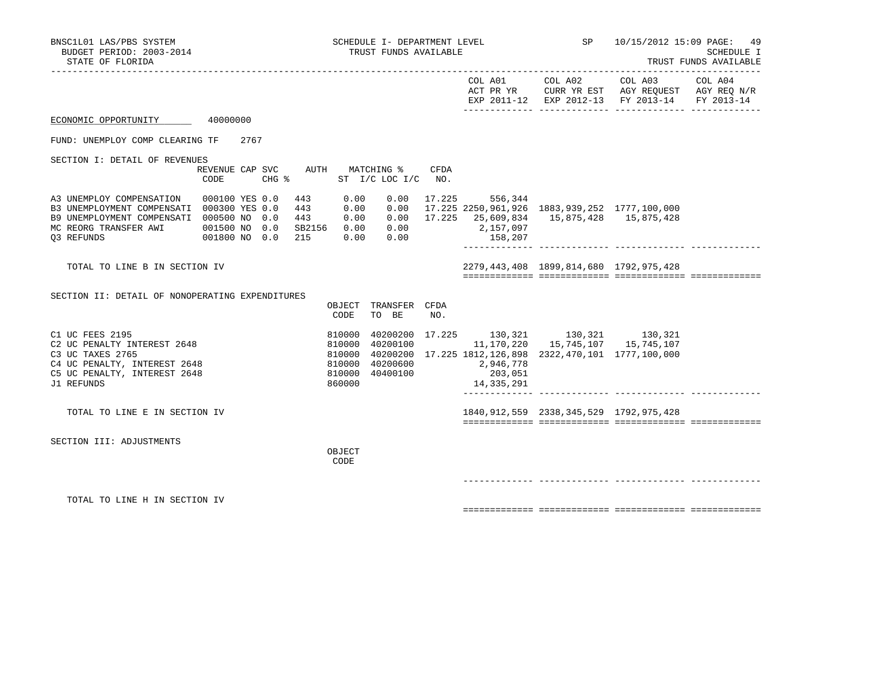BNSC1L01 LAS/PBS SYSTEM — SCHEDULE I- DEPARTMENT LEVEL — TRUST FUNDS AVAILABLE — SP 10/15/2012 15:09 PAGE: 49

BUDGET PERIOD: 2003-2014 — SCHEDULE I

STATE OF FLORIDA — TRUST FUNDS AVAILABLE

ECONOMIC OPPORTUNITY 40000000

FUND: UNEMPLOY COMP CLEARING TF 2767

## SECTION I: DETAIL OF REVENUES

| | REVENUE CODE | CAP | SVC CHG % | AUTH | MATCHING % ST I/C | LOC I/C | CFDA NO. | COL A01 ACT PR YR EXP 2011-12 | COL A02 CURR YR EST EXP 2012-13 | COL A03 AGY REQUEST FY 2013-14 | COL A04 AGY REQ N/R FY 2013-14 |
|---|---|---|---|---|---|---|---|---|---|---|---|
| A3 UNEMPLOY COMPENSATION | 000100 | YES | 0.0 | 443 | 0.00 | 0.00 | 17.225 | 556,344 | | | |
| B3 UNEMPLOYMENT COMPENSATI | 000300 | YES | 0.0 | 443 | 0.00 | 0.00 | 17.225 | 2250,961,926 | 1883,939,252 | 1777,100,000 | |
| B9 UNEMPLOYMENT COMPENSATI | 000500 | NO | 0.0 | 443 | 0.00 | 0.00 | 17.225 | 25,609,834 | 15,875,428 | 15,875,428 | |
| MC REORG TRANSFER AWI | 001500 | NO | 0.0 | SB2156 | 0.00 | 0.00 | | 2,157,097 | | | |
| Q3 REFUNDS | 001800 | NO | 0.0 | 215 | 0.00 | 0.00 | | 158,207 | | | |
| TOTAL TO LINE B IN SECTION IV | | | | | | | | 2279,443,408 | 1899,814,680 | 1792,975,428 | |

## SECTION II: DETAIL OF NONOPERATING EXPENDITURES

| | OBJECT CODE | TRANSFER TO BE | CFDA NO. | COL A01 | COL A02 | COL A03 | COL A04 |
|---|---|---|---|---|---|---|---|
| C1 UC FEES 2195 | 810000 | 40200200 | 17.225 | 130,321 | 130,321 | 130,321 | |
| C2 UC PENALTY INTEREST 2648 | 810000 | 40200100 | | 11,170,220 | 15,745,107 | 15,745,107 | |
| C3 UC TAXES 2765 | 810000 | 40200200 | 17.225 | 1812,126,898 | 2322,470,101 | 1777,100,000 | |
| C4 UC PENALTY, INTEREST 2648 | 810000 | 40200600 | | 2,946,778 | | | |
| C5 UC PENALTY, INTEREST 2648 | 810000 | 40400100 | | 203,051 | | | |
| J1 REFUNDS | 860000 | | | 14,335,291 | | | |
| TOTAL TO LINE E IN SECTION IV | | | | 1840,912,559 | 2338,345,529 | 1792,975,428 | |

## SECTION III: ADJUSTMENTS

| | OBJECT CODE | COL A01 | COL A02 | COL A03 | COL A04 |
|---|---|---|---|---|---|
| TOTAL TO LINE H IN SECTION IV | | | | | |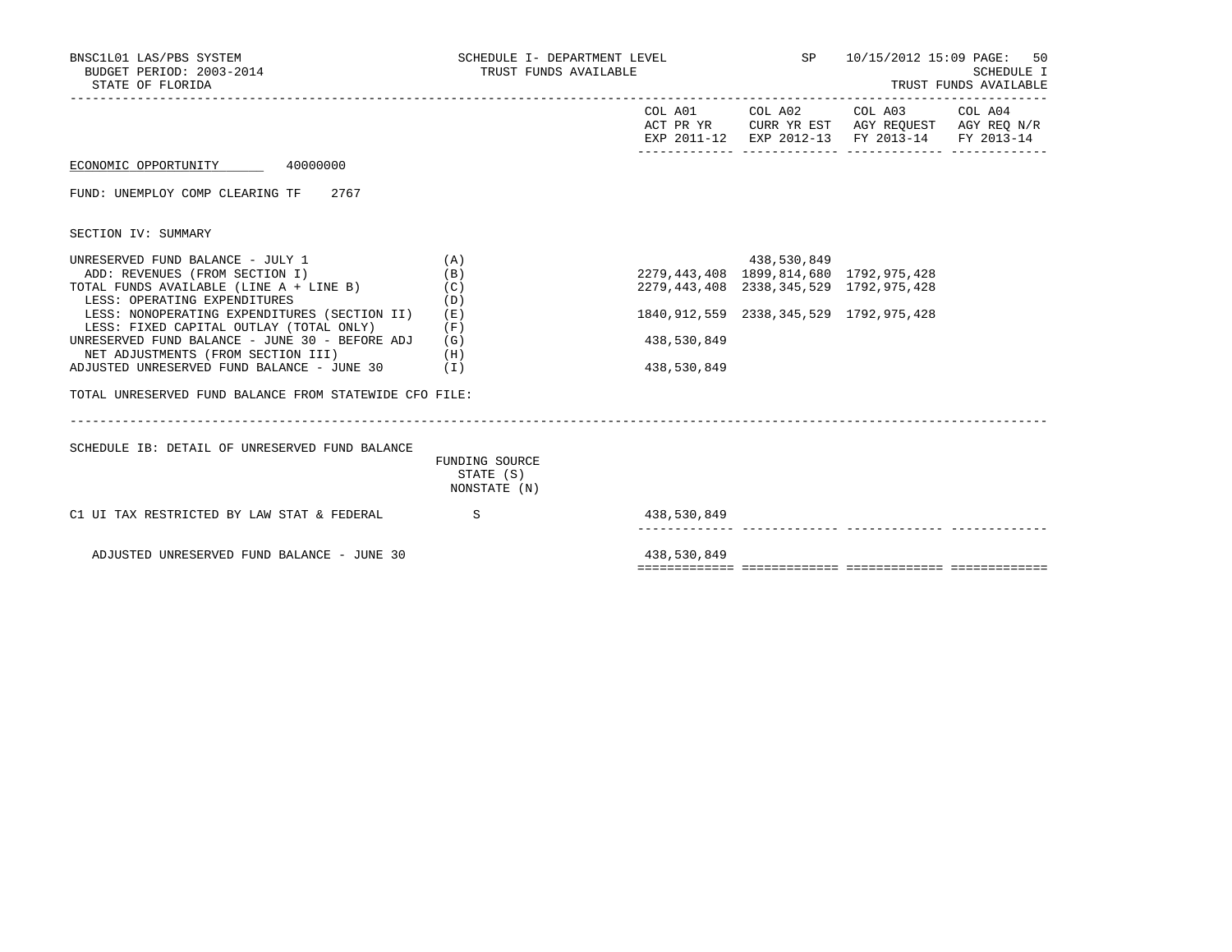ECONOMIC OPPORTUNITY 40000000

FUND: UNEMPLOY COMP CLEARING TF 2767

SECTION IV: SUMMARY

| | | COL A01 ACT PR YR EXP 2011-12 | COL A02 CURR YR EST EXP 2012-13 | COL A03 AGY REQUEST FY 2013-14 | COL A04 AGY REQ N/R FY 2013-14 |
|---|---|---|---|---|---|
| UNRESERVED FUND BALANCE - JULY 1 | (A) | | 438,530,849 | | |
| ADD: REVENUES (FROM SECTION I) | (B) | 2279,443,408 | 1899,814,680 | 1792,975,428 | |
| TOTAL FUNDS AVAILABLE (LINE A + LINE B) | (C) | 2279,443,408 | 2338,345,529 | 1792,975,428 | |
| LESS: OPERATING EXPENDITURES | (D) | | | | |
| LESS: NONOPERATING EXPENDITURES (SECTION II) | (E) | 1840,912,559 | 2338,345,529 | 1792,975,428 | |
| LESS: FIXED CAPITAL OUTLAY (TOTAL ONLY) | (F) | | | | |
| UNRESERVED FUND BALANCE - JUNE 30 - BEFORE ADJ | (G) | 438,530,849 | | | |
| NET ADJUSTMENTS (FROM SECTION III) | (H) | | | | |
| ADJUSTED UNRESERVED FUND BALANCE - JUNE 30 | (I) | 438,530,849 | | | |

TOTAL UNRESERVED FUND BALANCE FROM STATEWIDE CFO FILE:

SCHEDULE IB: DETAIL OF UNRESERVED FUND BALANCE

| | FUNDING SOURCE STATE (S) NONSTATE (N) | COL A01 | COL A02 | COL A03 | COL A04 |
|---|---|---|---|---|---|
| C1 UI TAX RESTRICTED BY LAW STAT & FEDERAL | S | 438,530,849 | | | |
| ADJUSTED UNRESERVED FUND BALANCE - JUNE 30 | | 438,530,849 | | | |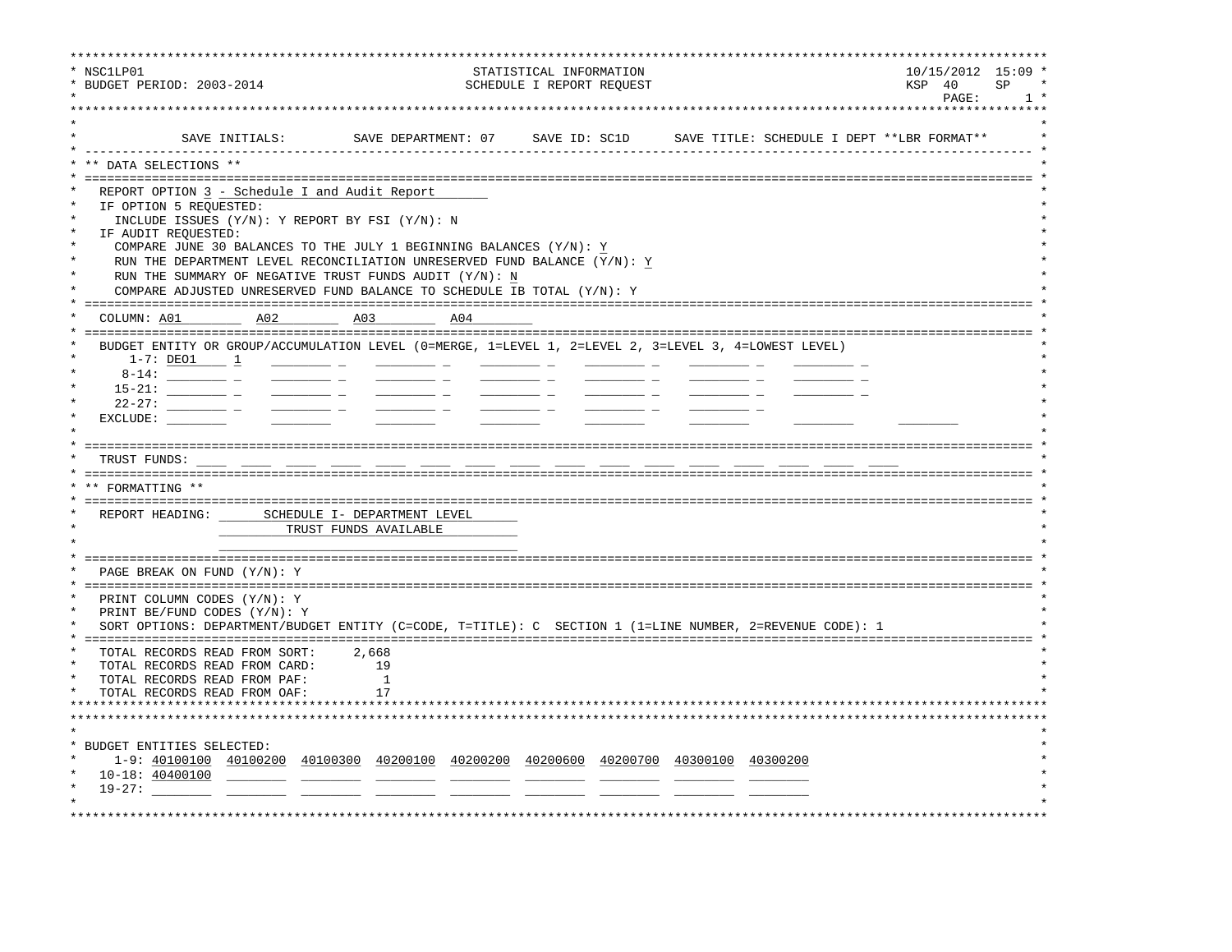```
*************************************************************************************************************************************
* NSC1LP01                                      STATISTICAL INFORMATION                                          10/15/2012  15:09 *
* BUDGET PERIOD: 2003-2014                      SCHEDULE I REPORT REQUEST                                        KSP  40     SP    *
*                                                                                                                       PAGE:      1 *
*************************************************************************************************************************************
*                                                                                                                                   *
*              SAVE INITIALS:         SAVE DEPARTMENT: 07     SAVE ID: SC1D      SAVE TITLE: SCHEDULE I DEPT **LBR FORMAT**         *
* --------------------------------------------------------------------------------------------------------------------------------- *
* ** DATA SELECTIONS **                                                                                                             *
* ================================================================================================================================= *
*   REPORT OPTION 3 - Schedule I and Audit Report                                                                                   *
*   IF OPTION 5 REQUESTED:                                                                                                          *
*     INCLUDE ISSUES (Y/N): Y REPORT BY FSI (Y/N): N                                                                                *
*   IF AUDIT REQUESTED:                                                                                                             *
*     COMPARE JUNE 30 BALANCES TO THE JULY 1 BEGINNING BALANCES (Y/N): Y                                                            *
*     RUN THE DEPARTMENT LEVEL RECONCILIATION UNRESERVED FUND BALANCE (Y/N): Y                                                      *
*     RUN THE SUMMARY OF NEGATIVE TRUST FUNDS AUDIT (Y/N): N                                                                        *
*     COMPARE ADJUSTED UNRESERVED FUND BALANCE TO SCHEDULE IB TOTAL (Y/N): Y                                                        *
* ================================================================================================================================= *
*   COLUMN: A01        A02        A03        A04                                                                                    *
* ================================================================================================================================= *
*   BUDGET ENTITY OR GROUP/ACCUMULATION LEVEL (0=MERGE, 1=LEVEL 1, 2=LEVEL 2, 3=LEVEL 3, 4=LOWEST LEVEL)                             *
*       1-7: DEO1     1    ________ _    ________ _    ________ _    ________ _    ________ _    ________ _                         *
*      8-14: ________ _    ________ _    ________ _    ________ _    ________ _    ________ _    ________ _                         *
*     15-21: ________ _    ________ _    ________ _    ________ _    ________ _    ________ _    ________ _                         *
*     22-27: ________ _    ________ _    ________ _    ________ _    ________ _    ________ _                                       *
*   EXCLUDE: ________      ________      ________      ________      ________      ________      ________      ________             *
*                                                                                                                                   *
* ================================================================================================================================= *
*   TRUST FUNDS: ____  ____  ____  ____  ____  ____  ____  ____  ____  ____  ____  ____  ____  ____  ____  ____                     *
* ================================================================================================================================= *
* ** FORMATTING **                                                                                                                  *
* ================================================================================================================================= *
*   REPORT HEADING:      SCHEDULE I- DEPARTMENT LEVEL                                                                               *
*                           TRUST FUNDS AVAILABLE                                                                                   *
*                                                                                                                                   *
* ================================================================================================================================= *
*   PAGE BREAK ON FUND (Y/N): Y                                                                                                     *
* ================================================================================================================================= *
*   PRINT COLUMN CODES (Y/N): Y                                                                                                     *
*   PRINT BE/FUND CODES (Y/N): Y                                                                                                    *
*   SORT OPTIONS: DEPARTMENT/BUDGET ENTITY (C=CODE, T=TITLE): C  SECTION 1 (1=LINE NUMBER, 2=REVENUE CODE): 1                       *
* ================================================================================================================================= *
*   TOTAL RECORDS READ FROM SORT:     2,668                                                                                         *
*   TOTAL RECORDS READ FROM CARD:        19                                                                                         *
*   TOTAL RECORDS READ FROM PAF:          1                                                                                         *
*   TOTAL RECORDS READ FROM OAF:         17                                                                                         *
*************************************************************************************************************************************
*************************************************************************************************************************************
*                                                                                                                                   *
* BUDGET ENTITIES SELECTED:                                                                                                         *
*     1-9: 40100100  40100200  40100300  40200100  40200200  40200600  40200700  40300100  40300200                                 *
*   10-18: 40400100  ________  ________  ________  ________  ________  ________  ________  ________                                 *
*   19-27: ________  ________  ________  ________  ________  ________  ________  ________  ________                                 *
*                                                                                                                                   *
*************************************************************************************************************************************
```